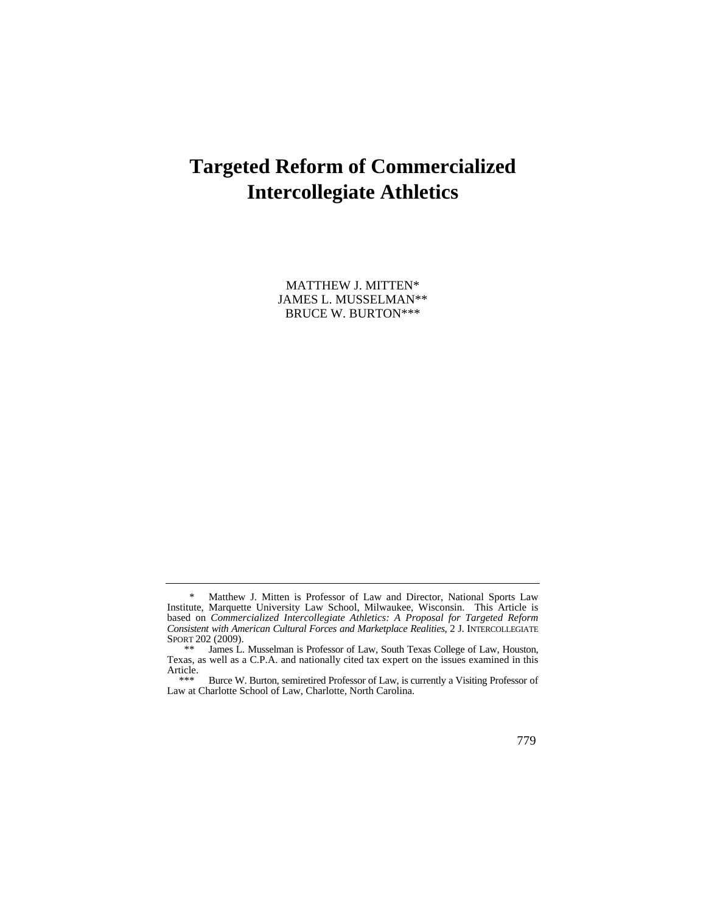# Targeted Reform of Commercialized Intercollegiate Athletics

MATTHEW J. MITTEN*
JAMES L. MUSSELMAN**
BRUCE W. BURTON***

---

\* Matthew J. Mitten is Professor of Law and Director, National Sports Law Institute, Marquette University Law School, Milwaukee, Wisconsin. This Article is based on *Commercialized Intercollegiate Athletics: A Proposal for Targeted Reform Consistent with American Cultural Forces and Marketplace Realities*, 2 J. INTERCOLLEGIATE SPORT 202 (2009).

\*\* James L. Musselman is Professor of Law, South Texas College of Law, Houston, Texas, as well as a C.P.A. and nationally cited tax expert on the issues examined in this Article.

\*\*\* Burce W. Burton, semiretired Professor of Law, is currently a Visiting Professor of Law at Charlotte School of Law, Charlotte, North Carolina.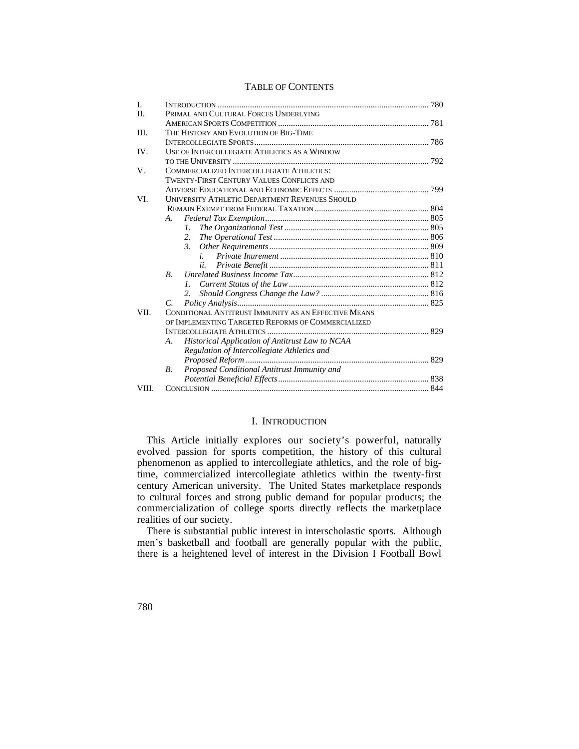# TABLE OF CONTENTS

I. INTRODUCTION ........................................................................................ 780
II. PRIMAL AND CULTURAL FORCES UNDERLYING AMERICAN SPORTS COMPETITION ........................................................ 781
III. THE HISTORY AND EVOLUTION OF BIG-TIME INTERCOLLEGIATE SPORTS ........................................................ 786
IV. USE OF INTERCOLLEGIATE ATHLETICS AS A WINDOW TO THE UNIVERSITY ........................................................ 792
V. COMMERCIALIZED INTERCOLLEGIATE ATHLETICS: TWENTY-FIRST CENTURY VALUES CONFLICTS AND ADVERSE EDUCATIONAL AND ECONOMIC EFFECTS ........................................ 799
VI. UNIVERSITY ATHLETIC DEPARTMENT REVENUES SHOULD REMAIN EXEMPT FROM FEDERAL TAXATION ........................................ 804
- A. *Federal Tax Exemption* ........................................................ 805
  - 1. *The Organizational Test* ........................................................ 805
  - 2. *The Operational Test* ........................................................ 806
  - 3. *Other Requirements* ........................................................ 809
    - i. *Private Inurement* ........................................................ 810
    - ii. *Private Benefit* ........................................................ 811
- B. *Unrelated Business Income Tax* ........................................................ 812
  - 1. *Current Status of the Law* ........................................................ 812
  - 2. *Should Congress Change the Law?* ........................................................ 816
- C. *Policy Analysis* ........................................................ 825

VII. CONDITIONAL ANTITRUST IMMUNITY AS AN EFFECTIVE MEANS OF IMPLEMENTING TARGETED REFORMS OF COMMERCIALIZED INTERCOLLEGIATE ATHLETICS ........................................................ 829
- A. *Historical Application of Antitrust Law to NCAA Regulation of Intercollegiate Athletics and Proposed Reform* ........................................................ 829
- B. *Proposed Conditional Antitrust Immunity and Potential Beneficial Effects* ........................................................ 838

VIII. CONCLUSION ........................................................ 844

## I. INTRODUCTION

This Article initially explores our society's powerful, naturally evolved passion for sports competition, the history of this cultural phenomenon as applied to intercollegiate athletics, and the role of big-time, commercialized intercollegiate athletics within the twenty-first century American university. The United States marketplace responds to cultural forces and strong public demand for popular products; the commercialization of college sports directly reflects the marketplace realities of our society.

There is substantial public interest in interscholastic sports. Although men's basketball and football are generally popular with the public, there is a heightened level of interest in the Division I Football Bowl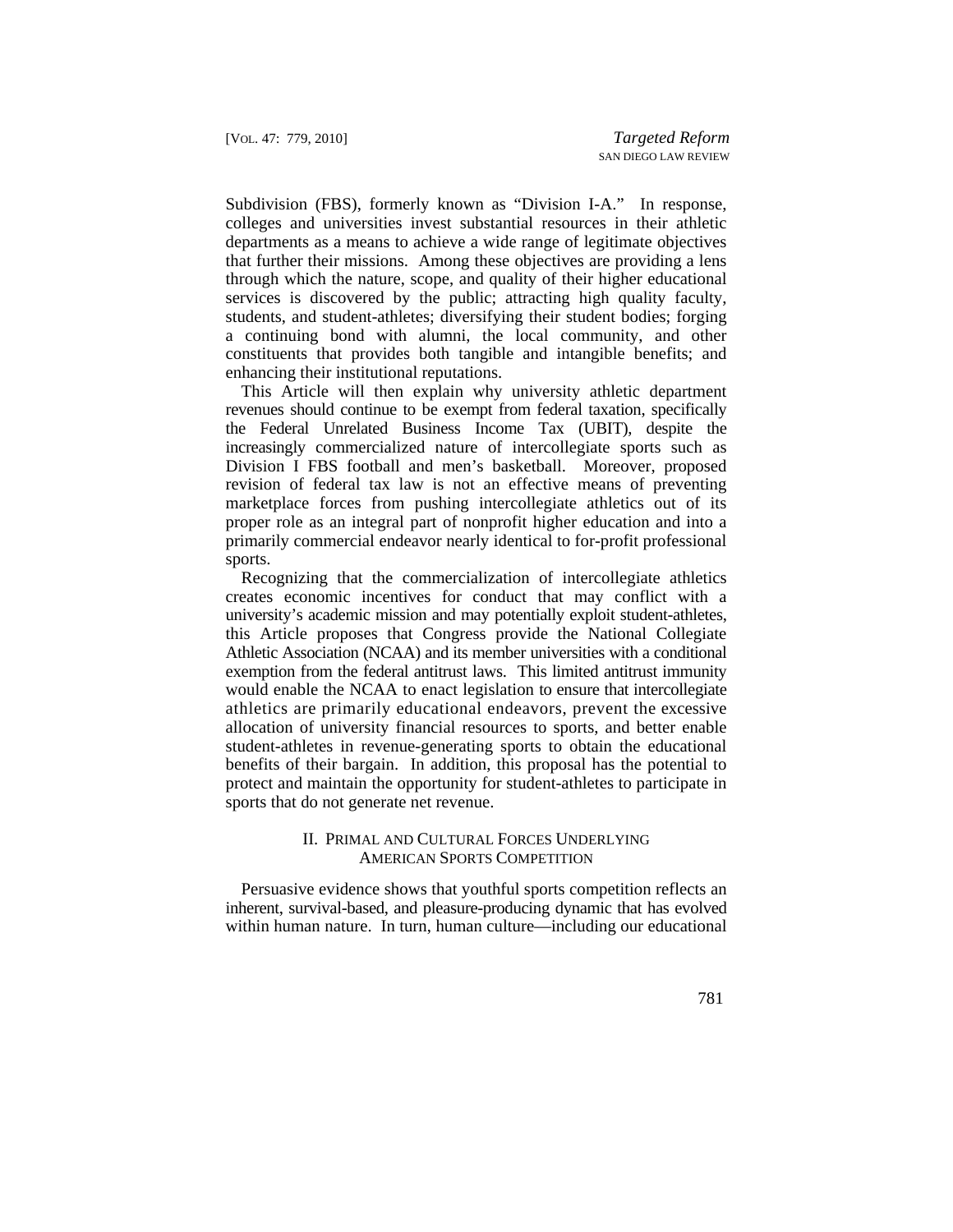Subdivision (FBS), formerly known as "Division I-A." In response, colleges and universities invest substantial resources in their athletic departments as a means to achieve a wide range of legitimate objectives that further their missions. Among these objectives are providing a lens through which the nature, scope, and quality of their higher educational services is discovered by the public; attracting high quality faculty, students, and student-athletes; diversifying their student bodies; forging a continuing bond with alumni, the local community, and other constituents that provides both tangible and intangible benefits; and enhancing their institutional reputations.

This Article will then explain why university athletic department revenues should continue to be exempt from federal taxation, specifically the Federal Unrelated Business Income Tax (UBIT), despite the increasingly commercialized nature of intercollegiate sports such as Division I FBS football and men's basketball. Moreover, proposed revision of federal tax law is not an effective means of preventing marketplace forces from pushing intercollegiate athletics out of its proper role as an integral part of nonprofit higher education and into a primarily commercial endeavor nearly identical to for-profit professional sports.

Recognizing that the commercialization of intercollegiate athletics creates economic incentives for conduct that may conflict with a university's academic mission and may potentially exploit student-athletes, this Article proposes that Congress provide the National Collegiate Athletic Association (NCAA) and its member universities with a conditional exemption from the federal antitrust laws. This limited antitrust immunity would enable the NCAA to enact legislation to ensure that intercollegiate athletics are primarily educational endeavors, prevent the excessive allocation of university financial resources to sports, and better enable student-athletes in revenue-generating sports to obtain the educational benefits of their bargain. In addition, this proposal has the potential to protect and maintain the opportunity for student-athletes to participate in sports that do not generate net revenue.

## II. Primal and Cultural Forces Underlying American Sports Competition

Persuasive evidence shows that youthful sports competition reflects an inherent, survival-based, and pleasure-producing dynamic that has evolved within human nature. In turn, human culture—including our educational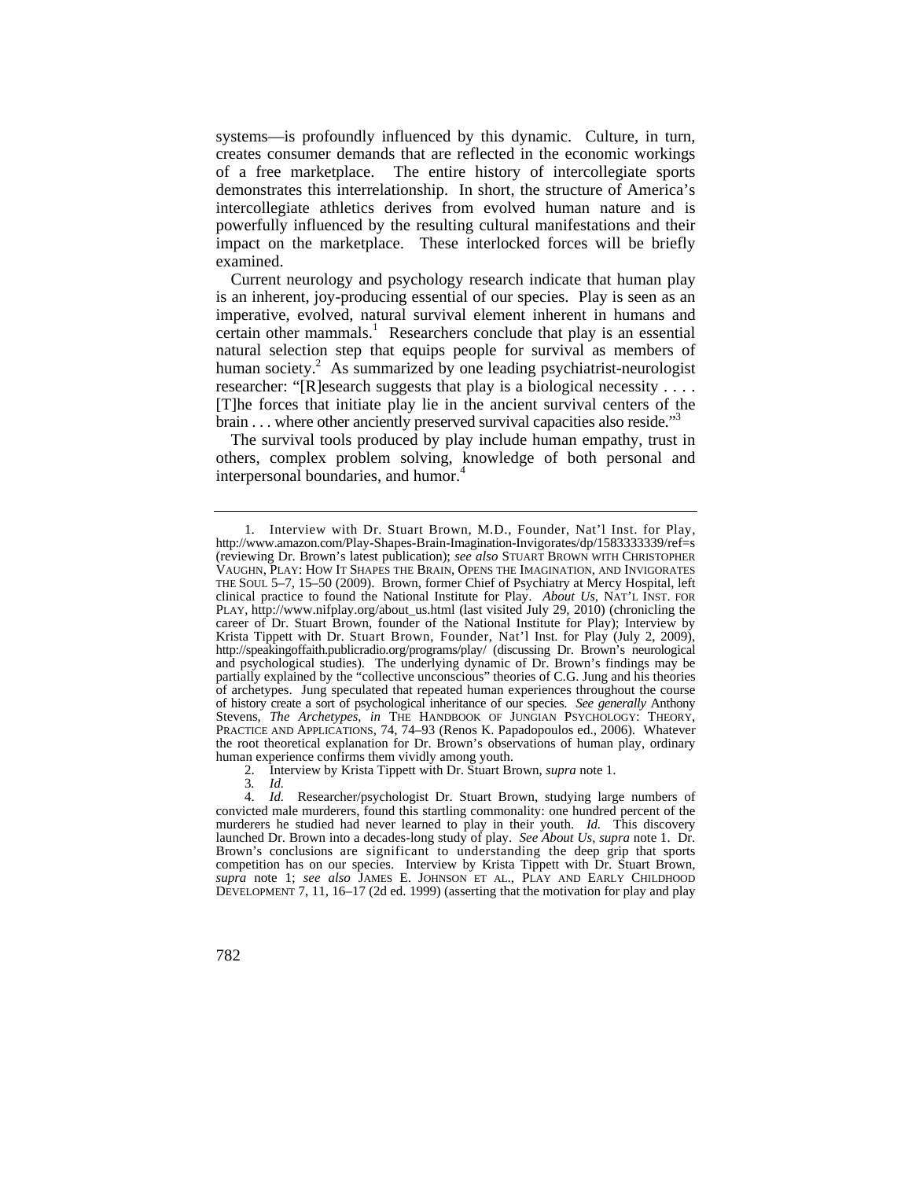systems—is profoundly influenced by this dynamic. Culture, in turn, creates consumer demands that are reflected in the economic workings of a free marketplace. The entire history of intercollegiate sports demonstrates this interrelationship. In short, the structure of America's intercollegiate athletics derives from evolved human nature and is powerfully influenced by the resulting cultural manifestations and their impact on the marketplace. These interlocked forces will be briefly examined.

Current neurology and psychology research indicate that human play is an inherent, joy-producing essential of our species. Play is seen as an imperative, evolved, natural survival element inherent in humans and certain other mammals.[1] Researchers conclude that play is an essential natural selection step that equips people for survival as members of human society.[2] As summarized by one leading psychiatrist-neurologist researcher: "[R]esearch suggests that play is a biological necessity . . . . [T]he forces that initiate play lie in the ancient survival centers of the brain . . . where other anciently preserved survival capacities also reside."[3]

The survival tools produced by play include human empathy, trust in others, complex problem solving, knowledge of both personal and interpersonal boundaries, and humor.[4]

---

1. Interview with Dr. Stuart Brown, M.D., Founder, Nat'l Inst. for Play, http://www.amazon.com/Play-Shapes-Brain-Imagination-Invigorates/dp/1583333339/ref=s (reviewing Dr. Brown's latest publication); *see also* STUART BROWN WITH CHRISTOPHER VAUGHN, PLAY: HOW IT SHAPES THE BRAIN, OPENS THE IMAGINATION, AND INVIGORATES THE SOUL 5–7, 15–50 (2009). Brown, former Chief of Psychiatry at Mercy Hospital, left clinical practice to found the National Institute for Play. *About Us*, NAT'L INST. FOR PLAY, http://www.nifplay.org/about_us.html (last visited July 29, 2010) (chronicling the career of Dr. Stuart Brown, founder of the National Institute for Play); Interview by Krista Tippett with Dr. Stuart Brown, Founder, Nat'l Inst. for Play (July 2, 2009), http://speakingoffaith.publicradio.org/programs/play/ (discussing Dr. Brown's neurological and psychological studies). The underlying dynamic of Dr. Brown's findings may be partially explained by the "collective unconscious" theories of C.G. Jung and his theories of archetypes. Jung speculated that repeated human experiences throughout the course of history create a sort of psychological inheritance of our species. *See generally* Anthony Stevens, *The Archetypes*, *in* THE HANDBOOK OF JUNGIAN PSYCHOLOGY: THEORY, PRACTICE AND APPLICATIONS, 74, 74–93 (Renos K. Papadopoulos ed., 2006). Whatever the root theoretical explanation for Dr. Brown's observations of human play, ordinary human experience confirms them vividly among youth.

2. Interview by Krista Tippett with Dr. Stuart Brown, *supra* note 1.

3. *Id.*

4. *Id.* Researcher/psychologist Dr. Stuart Brown, studying large numbers of convicted male murderers, found this startling commonality: one hundred percent of the murderers he studied had never learned to play in their youth. *Id.* This discovery launched Dr. Brown into a decades-long study of play. *See About Us*, *supra* note 1. Dr. Brown's conclusions are significant to understanding the deep grip that sports competition has on our species. Interview by Krista Tippett with Dr. Stuart Brown, *supra* note 1; *see also* JAMES E. JOHNSON ET AL., PLAY AND EARLY CHILDHOOD DEVELOPMENT 7, 11, 16–17 (2d ed. 1999) (asserting that the motivation for play and play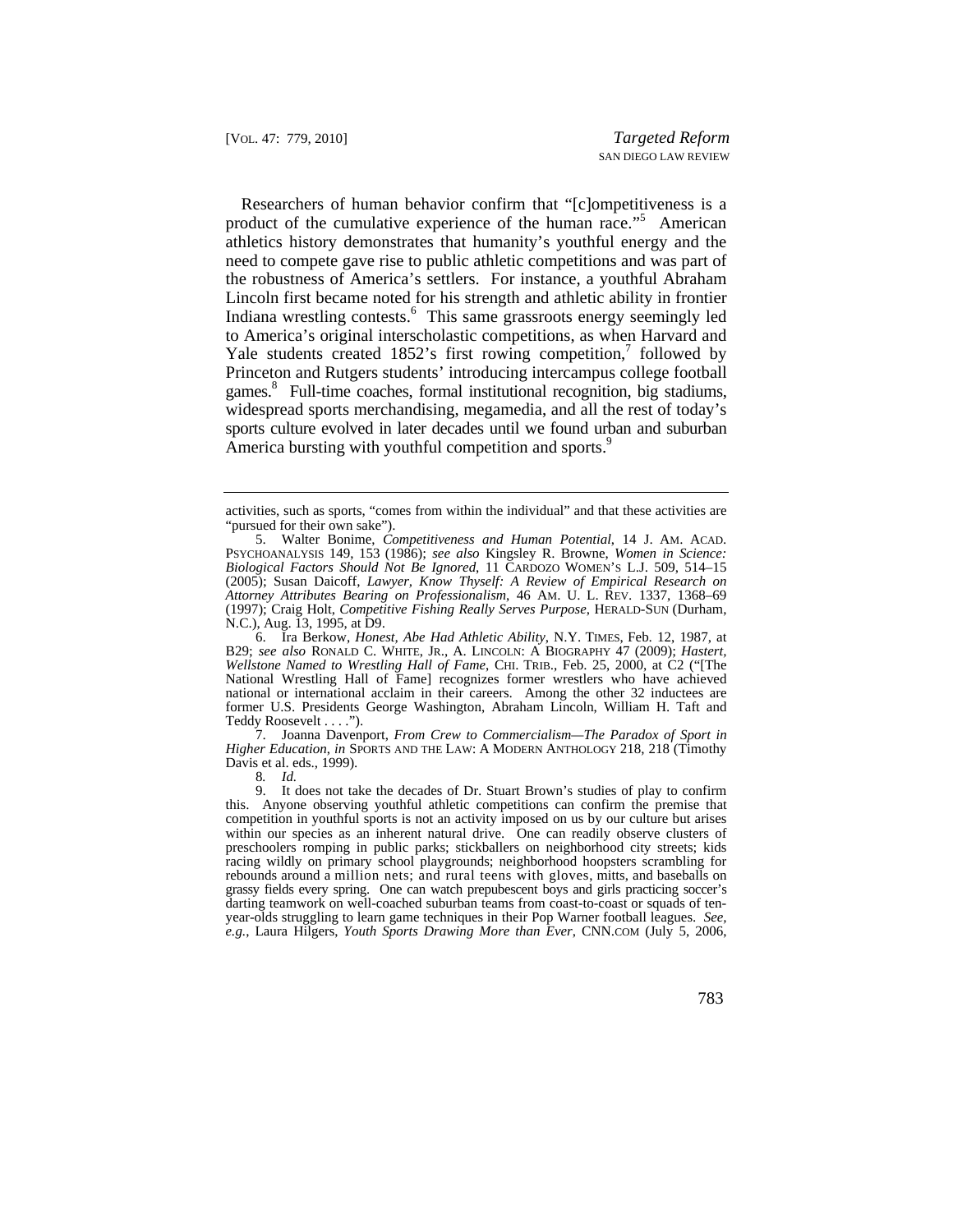Researchers of human behavior confirm that "[c]ompetitiveness is a product of the cumulative experience of the human race."[5] American athletics history demonstrates that humanity's youthful energy and the need to compete gave rise to public athletic competitions and was part of the robustness of America's settlers. For instance, a youthful Abraham Lincoln first became noted for his strength and athletic ability in frontier Indiana wrestling contests.[6] This same grassroots energy seemingly led to America's original interscholastic competitions, as when Harvard and Yale students created 1852's first rowing competition,[7] followed by Princeton and Rutgers students' introducing intercampus college football games.[8] Full-time coaches, formal institutional recognition, big stadiums, widespread sports merchandising, megamedia, and all the rest of today's sports culture evolved in later decades until we found urban and suburban America bursting with youthful competition and sports.[9]

---

activities, such as sports, "comes from within the individual" and that these activities are "pursued for their own sake").

5. Walter Bonime, *Competitiveness and Human Potential*, 14 J. AM. ACAD. PSYCHOANALYSIS 149, 153 (1986); *see also* Kingsley R. Browne, *Women in Science: Biological Factors Should Not Be Ignored*, 11 CARDOZO WOMEN'S L.J. 509, 514–15 (2005); Susan Daicoff, *Lawyer, Know Thyself: A Review of Empirical Research on Attorney Attributes Bearing on Professionalism*, 46 AM. U. L. REV. 1337, 1368–69 (1997); Craig Holt, *Competitive Fishing Really Serves Purpose*, HERALD-SUN (Durham, N.C.), Aug. 13, 1995, at D9.

6. Ira Berkow, *Honest, Abe Had Athletic Ability*, N.Y. TIMES, Feb. 12, 1987, at B29; *see also* RONALD C. WHITE, JR., A. LINCOLN: A BIOGRAPHY 47 (2009); *Hastert, Wellstone Named to Wrestling Hall of Fame*, CHI. TRIB., Feb. 25, 2000, at C2 ("[The National Wrestling Hall of Fame] recognizes former wrestlers who have achieved national or international acclaim in their careers. Among the other 32 inductees are former U.S. Presidents George Washington, Abraham Lincoln, William H. Taft and Teddy Roosevelt . . . .").

7. Joanna Davenport, *From Crew to Commercialism—The Paradox of Sport in Higher Education*, *in* SPORTS AND THE LAW: A MODERN ANTHOLOGY 218, 218 (Timothy Davis et al. eds., 1999).

8. *Id.*

9. It does not take the decades of Dr. Stuart Brown's studies of play to confirm this. Anyone observing youthful athletic competitions can confirm the premise that competition in youthful sports is not an activity imposed on us by our culture but arises within our species as an inherent natural drive. One can readily observe clusters of preschoolers romping in public parks; stickballers on neighborhood city streets; kids racing wildly on primary school playgrounds; neighborhood hoopsters scrambling for rebounds around a million nets; and rural teens with gloves, mitts, and baseballs on grassy fields every spring. One can watch prepubescent boys and girls practicing soccer's darting teamwork on well-coached suburban teams from coast-to-coast or squads of ten-year-olds struggling to learn game techniques in their Pop Warner football leagues. *See, e.g.*, Laura Hilgers, *Youth Sports Drawing More than Ever*, CNN.COM (July 5, 2006,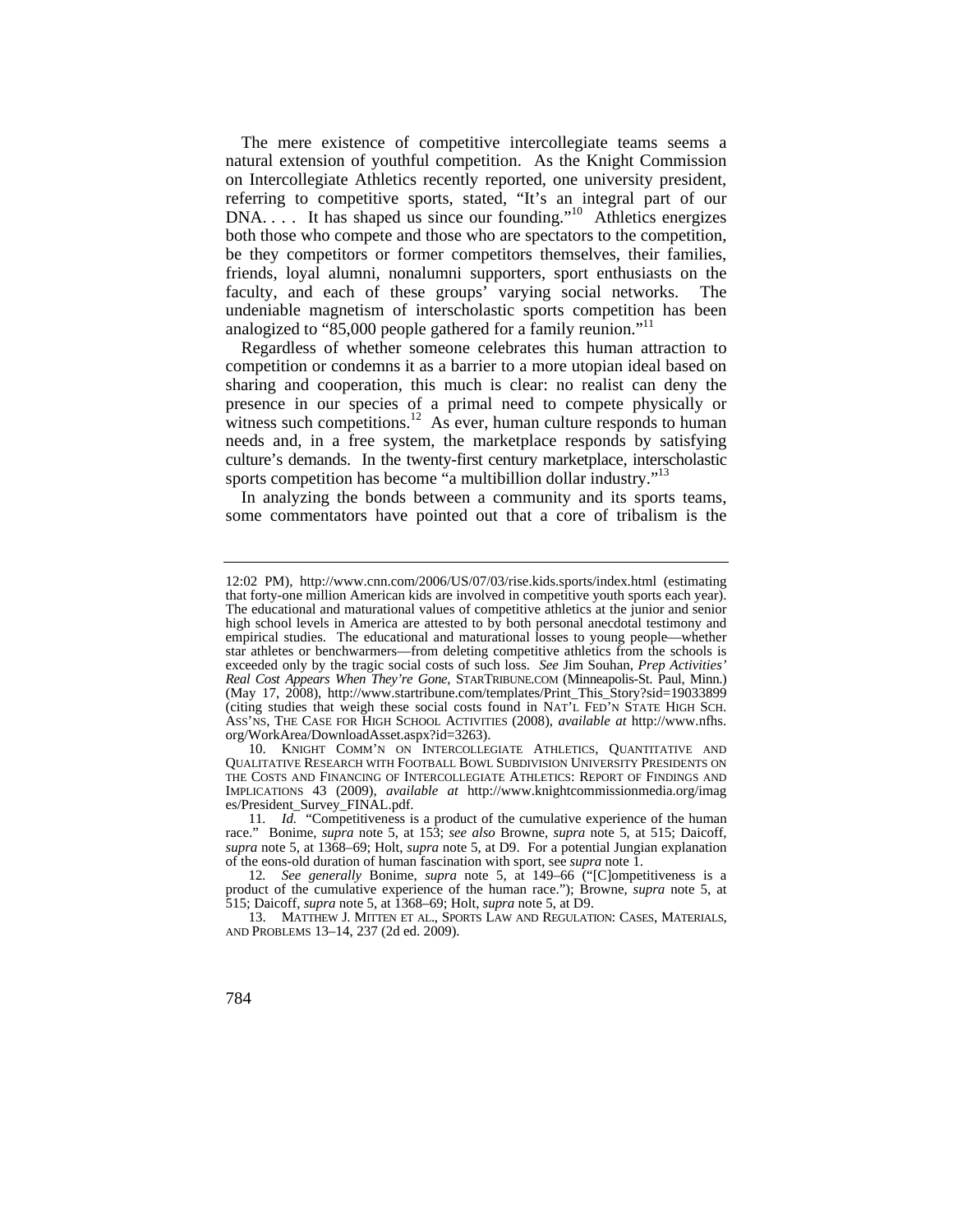The mere existence of competitive intercollegiate teams seems a natural extension of youthful competition. As the Knight Commission on Intercollegiate Athletics recently reported, one university president, referring to competitive sports, stated, "It's an integral part of our DNA. . . . It has shaped us since our founding."[10] Athletics energizes both those who compete and those who are spectators to the competition, be they competitors or former competitors themselves, their families, friends, loyal alumni, nonalumni supporters, sport enthusiasts on the faculty, and each of these groups' varying social networks. The undeniable magnetism of interscholastic sports competition has been analogized to "85,000 people gathered for a family reunion."[11]

Regardless of whether someone celebrates this human attraction to competition or condemns it as a barrier to a more utopian ideal based on sharing and cooperation, this much is clear: no realist can deny the presence in our species of a primal need to compete physically or witness such competitions.[12] As ever, human culture responds to human needs and, in a free system, the marketplace responds by satisfying culture's demands. In the twenty-first century marketplace, interscholastic sports competition has become "a multibillion dollar industry."[13]

In analyzing the bonds between a community and its sports teams, some commentators have pointed out that a core of tribalism is the

---

12:02 PM), http://www.cnn.com/2006/US/07/03/rise.kids.sports/index.html (estimating that forty-one million American kids are involved in competitive youth sports each year). The educational and maturational values of competitive athletics at the junior and senior high school levels in America are attested to by both personal anecdotal testimony and empirical studies. The educational and maturational losses to young people—whether star athletes or benchwarmers—from deleting competitive athletics from the schools is exceeded only by the tragic social costs of such loss. *See* Jim Souhan, *Prep Activities' Real Cost Appears When They're Gone*, STARTRIBUNE.COM (Minneapolis-St. Paul, Minn.) (May 17, 2008), http://www.startribune.com/templates/Print_This_Story?sid=19033899 (citing studies that weigh these social costs found in NAT'L FED'N STATE HIGH SCH. ASS'NS, THE CASE FOR HIGH SCHOOL ACTIVITIES (2008), *available at* http://www.nfhs.org/WorkArea/DownloadAsset.aspx?id=3263).

10. KNIGHT COMM'N ON INTERCOLLEGIATE ATHLETICS, QUANTITATIVE AND QUALITATIVE RESEARCH WITH FOOTBALL BOWL SUBDIVISION UNIVERSITY PRESIDENTS ON THE COSTS AND FINANCING OF INTERCOLLEGIATE ATHLETICS: REPORT OF FINDINGS AND IMPLICATIONS 43 (2009), *available at* http://www.knightcommissionmedia.org/images/President_Survey_FINAL.pdf.

11. *Id.* "Competitiveness is a product of the cumulative experience of the human race." Bonime, *supra* note 5, at 153; *see also* Browne, *supra* note 5, at 515; Daicoff, *supra* note 5, at 1368–69; Holt, *supra* note 5, at D9. For a potential Jungian explanation of the eons-old duration of human fascination with sport, see *supra* note 1.

12. *See generally* Bonime, *supra* note 5, at 149–66 ("[C]ompetitiveness is a product of the cumulative experience of the human race."); Browne, *supra* note 5, at 515; Daicoff, *supra* note 5, at 1368–69; Holt, *supra* note 5, at D9.

13. MATTHEW J. MITTEN ET AL., SPORTS LAW AND REGULATION: CASES, MATERIALS, AND PROBLEMS 13–14, 237 (2d ed. 2009).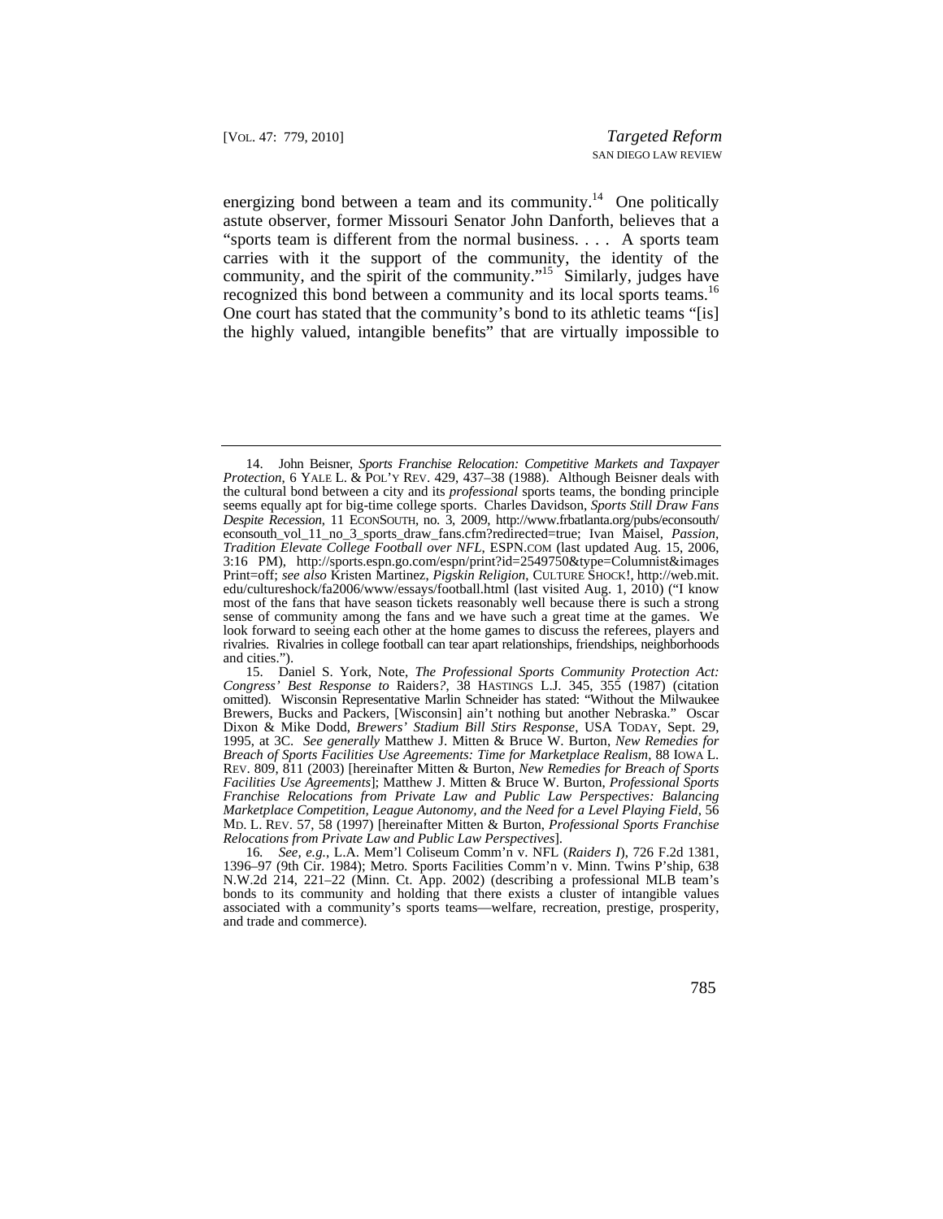energizing bond between a team and its community.[14] One politically astute observer, former Missouri Senator John Danforth, believes that a "sports team is different from the normal business. . . . A sports team carries with it the support of the community, the identity of the community, and the spirit of the community."[15] Similarly, judges have recognized this bond between a community and its local sports teams.[16] One court has stated that the community's bond to its athletic teams "[is] the highly valued, intangible benefits" that are virtually impossible to

---

14. John Beisner, *Sports Franchise Relocation: Competitive Markets and Taxpayer Protection*, 6 YALE L. & POL'Y REV. 429, 437–38 (1988). Although Beisner deals with the cultural bond between a city and its *professional* sports teams, the bonding principle seems equally apt for big-time college sports. Charles Davidson, *Sports Still Draw Fans Despite Recession*, 11 ECONSOUTH, no. 3, 2009, http://www.frbatlanta.org/pubs/econsouth/econsouth_vol_11_no_3_sports_draw_fans.cfm?redirected=true; Ivan Maisel, *Passion, Tradition Elevate College Football over NFL*, ESPN.COM (last updated Aug. 15, 2006, 3:16 PM), http://sports.espn.go.com/espn/print?id=2549750&type=Columnist&images Print=off; *see also* Kristen Martinez, *Pigskin Religion*, CULTURE SHOCK!, http://web.mit.edu/cultureshock/fa2006/www/essays/football.html (last visited Aug. 1, 2010) ("I know most of the fans that have season tickets reasonably well because there is such a strong sense of community among the fans and we have such a great time at the games. We look forward to seeing each other at the home games to discuss the referees, players and rivalries. Rivalries in college football can tear apart relationships, friendships, neighborhoods and cities.").

15. Daniel S. York, Note, *The Professional Sports Community Protection Act: Congress' Best Response to* Raiders*?*, 38 HASTINGS L.J. 345, 355 (1987) (citation omitted). Wisconsin Representative Marlin Schneider has stated: "Without the Milwaukee Brewers, Bucks and Packers, [Wisconsin] ain't nothing but another Nebraska." Oscar Dixon & Mike Dodd, *Brewers' Stadium Bill Stirs Response*, USA TODAY, Sept. 29, 1995, at 3C. *See generally* Matthew J. Mitten & Bruce W. Burton, *New Remedies for Breach of Sports Facilities Use Agreements: Time for Marketplace Realism*, 88 IOWA L. REV. 809, 811 (2003) [hereinafter Mitten & Burton, *New Remedies for Breach of Sports Facilities Use Agreements*]; Matthew J. Mitten & Bruce W. Burton, *Professional Sports Franchise Relocations from Private Law and Public Law Perspectives: Balancing Marketplace Competition, League Autonomy, and the Need for a Level Playing Field*, 56 MD. L. REV. 57, 58 (1997) [hereinafter Mitten & Burton, *Professional Sports Franchise Relocations from Private Law and Public Law Perspectives*].

16. *See, e.g.*, L.A. Mem'l Coliseum Comm'n v. NFL (*Raiders I*), 726 F.2d 1381, 1396–97 (9th Cir. 1984); Metro. Sports Facilities Comm'n v. Minn. Twins P'ship, 638 N.W.2d 214, 221–22 (Minn. Ct. App. 2002) (describing a professional MLB team's bonds to its community and holding that there exists a cluster of intangible values associated with a community's sports teams—welfare, recreation, prestige, prosperity, and trade and commerce).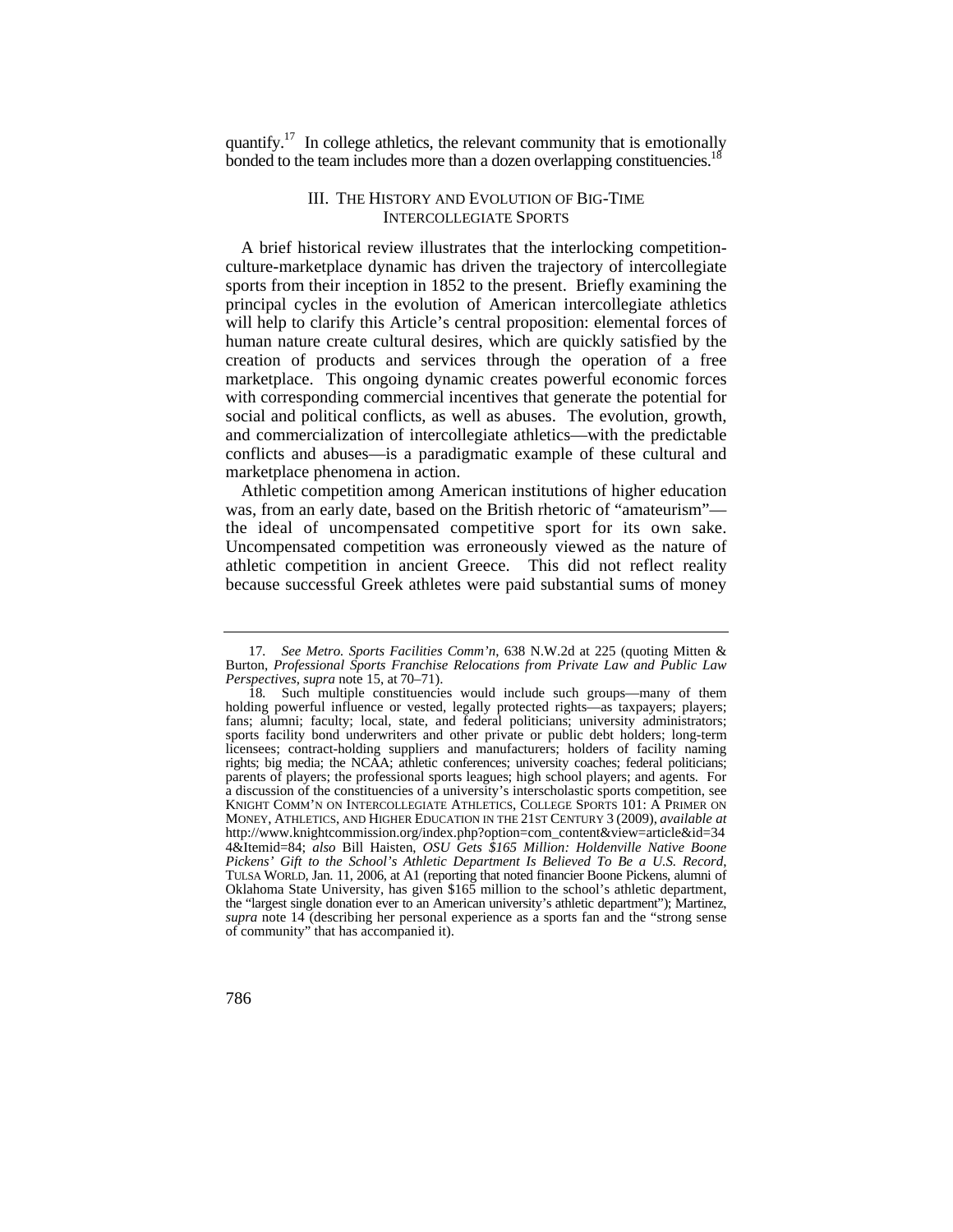quantify.[17] In college athletics, the relevant community that is emotionally bonded to the team includes more than a dozen overlapping constituencies.[18]

## III. THE HISTORY AND EVOLUTION OF BIG-TIME INTERCOLLEGIATE SPORTS

A brief historical review illustrates that the interlocking competition-culture-marketplace dynamic has driven the trajectory of intercollegiate sports from their inception in 1852 to the present. Briefly examining the principal cycles in the evolution of American intercollegiate athletics will help to clarify this Article's central proposition: elemental forces of human nature create cultural desires, which are quickly satisfied by the creation of products and services through the operation of a free marketplace. This ongoing dynamic creates powerful economic forces with corresponding commercial incentives that generate the potential for social and political conflicts, as well as abuses. The evolution, growth, and commercialization of intercollegiate athletics—with the predictable conflicts and abuses—is a paradigmatic example of these cultural and marketplace phenomena in action.

Athletic competition among American institutions of higher education was, from an early date, based on the British rhetoric of "amateurism"—the ideal of uncompensated competitive sport for its own sake. Uncompensated competition was erroneously viewed as the nature of athletic competition in ancient Greece. This did not reflect reality because successful Greek athletes were paid substantial sums of money

---

17. *See Metro. Sports Facilities Comm'n*, 638 N.W.2d at 225 (quoting Mitten & Burton, *Professional Sports Franchise Relocations from Private Law and Public Law Perspectives*, *supra* note 15, at 70–71).

18. Such multiple constituencies would include such groups—many of them holding powerful influence or vested, legally protected rights—as taxpayers; players; fans; alumni; faculty; local, state, and federal politicians; university administrators; sports facility bond underwriters and other private or public debt holders; long-term licensees; contract-holding suppliers and manufacturers; holders of facility naming rights; big media; the NCAA; athletic conferences; university coaches; federal politicians; parents of players; the professional sports leagues; high school players; and agents. For a discussion of the constituencies of a university's interscholastic sports competition, see KNIGHT COMM'N ON INTERCOLLEGIATE ATHLETICS, COLLEGE SPORTS 101: A PRIMER ON MONEY, ATHLETICS, AND HIGHER EDUCATION IN THE 21ST CENTURY 3 (2009), *available at* http://www.knightcommission.org/index.php?option=com_content&view=article&id=344&Itemid=84; *also* Bill Haisten, *OSU Gets $165 Million: Holdenville Native Boone Pickens' Gift to the School's Athletic Department Is Believed To Be a U.S. Record*, TULSA WORLD, Jan. 11, 2006, at A1 (reporting that noted financier Boone Pickens, alumni of Oklahoma State University, has given $165 million to the school's athletic department, the "largest single donation ever to an American university's athletic department"); Martinez, *supra* note 14 (describing her personal experience as a sports fan and the "strong sense of community" that has accompanied it).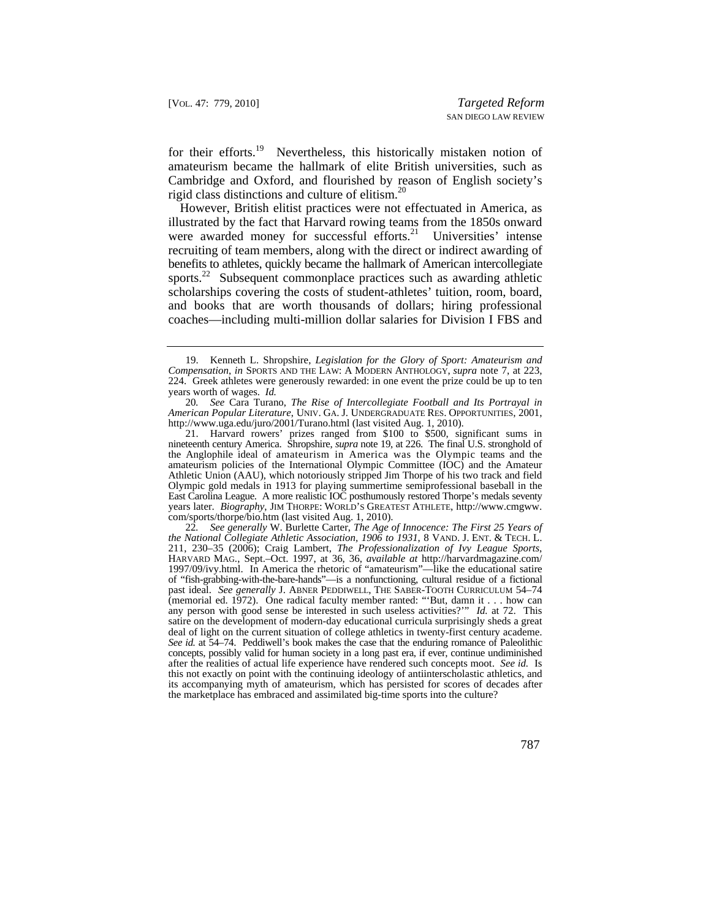for their efforts.[19] Nevertheless, this historically mistaken notion of amateurism became the hallmark of elite British universities, such as Cambridge and Oxford, and flourished by reason of English society's rigid class distinctions and culture of elitism.[20]

However, British elitist practices were not effectuated in America, as illustrated by the fact that Harvard rowing teams from the 1850s onward were awarded money for successful efforts.[21] Universities' intense recruiting of team members, along with the direct or indirect awarding of benefits to athletes, quickly became the hallmark of American intercollegiate sports.[22] Subsequent commonplace practices such as awarding athletic scholarships covering the costs of student-athletes' tuition, room, board, and books that are worth thousands of dollars; hiring professional coaches—including multi-million dollar salaries for Division I FBS and

---

19. Kenneth L. Shropshire, *Legislation for the Glory of Sport: Amateurism and Compensation*, *in* SPORTS AND THE LAW: A MODERN ANTHOLOGY, *supra* note 7, at 223, 224. Greek athletes were generously rewarded: in one event the prize could be up to ten years worth of wages. *Id.*

20. *See* Cara Turano, *The Rise of Intercollegiate Football and Its Portrayal in American Popular Literature*, UNIV. GA. J. UNDERGRADUATE RES. OPPORTUNITIES, 2001, http://www.uga.edu/juro/2001/Turano.html (last visited Aug. 1, 2010).

21. Harvard rowers' prizes ranged from $100 to $500, significant sums in nineteenth century America. Shropshire, *supra* note 19, at 226. The final U.S. stronghold of the Anglophile ideal of amateurism in America was the Olympic teams and the amateurism policies of the International Olympic Committee (IOC) and the Amateur Athletic Union (AAU), which notoriously stripped Jim Thorpe of his two track and field Olympic gold medals in 1913 for playing summertime semiprofessional baseball in the East Carolina League. A more realistic IOC posthumously restored Thorpe's medals seventy years later. *Biography*, JIM THORPE: WORLD'S GREATEST ATHLETE, http://www.cmgww.com/sports/thorpe/bio.htm (last visited Aug. 1, 2010).

22. *See generally* W. Burlette Carter, *The Age of Innocence: The First 25 Years of the National Collegiate Athletic Association, 1906 to 1931*, 8 VAND. J. ENT. & TECH. L. 211, 230–35 (2006); Craig Lambert, *The Professionalization of Ivy League Sports*, HARVARD MAG., Sept.–Oct. 1997, at 36, 36, *available at* http://harvardmagazine.com/1997/09/ivy.html. In America the rhetoric of "amateurism"—like the educational satire of "fish-grabbing-with-the-bare-hands"—is a nonfunctioning, cultural residue of a fictional past ideal. *See generally* J. ABNER PEDDIWELL, THE SABER-TOOTH CURRICULUM 54–74 (memorial ed. 1972). One radical faculty member ranted: "'But, damn it . . . how can any person with good sense be interested in such useless activities?'" *Id.* at 72. This satire on the development of modern-day educational curricula surprisingly sheds a great deal of light on the current situation of college athletics in twenty-first century academe. *See id.* at 54–74. Peddiwell's book makes the case that the enduring romance of Paleolithic concepts, possibly valid for human society in a long past era, if ever, continue undiminished after the realities of actual life experience have rendered such concepts moot. *See id.* Is this not exactly on point with the continuing ideology of antiinterscholastic athletics, and its accompanying myth of amateurism, which has persisted for scores of decades after the marketplace has embraced and assimilated big-time sports into the culture?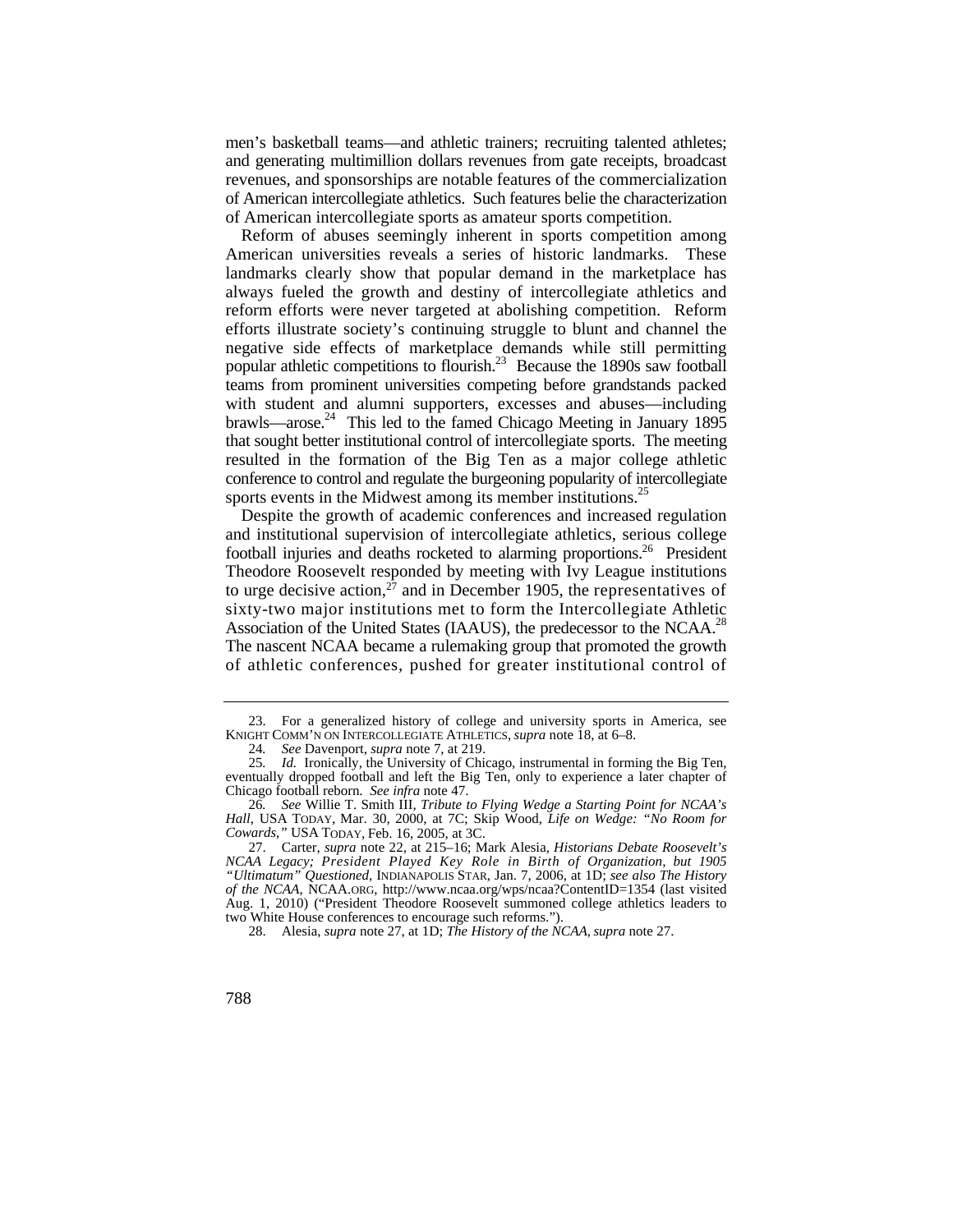men's basketball teams—and athletic trainers; recruiting talented athletes; and generating multimillion dollars revenues from gate receipts, broadcast revenues, and sponsorships are notable features of the commercialization of American intercollegiate athletics. Such features belie the characterization of American intercollegiate sports as amateur sports competition.

Reform of abuses seemingly inherent in sports competition among American universities reveals a series of historic landmarks. These landmarks clearly show that popular demand in the marketplace has always fueled the growth and destiny of intercollegiate athletics and reform efforts were never targeted at abolishing competition. Reform efforts illustrate society's continuing struggle to blunt and channel the negative side effects of marketplace demands while still permitting popular athletic competitions to flourish.[23] Because the 1890s saw football teams from prominent universities competing before grandstands packed with student and alumni supporters, excesses and abuses—including brawls—arose.[24] This led to the famed Chicago Meeting in January 1895 that sought better institutional control of intercollegiate sports. The meeting resulted in the formation of the Big Ten as a major college athletic conference to control and regulate the burgeoning popularity of intercollegiate sports events in the Midwest among its member institutions.[25]

Despite the growth of academic conferences and increased regulation and institutional supervision of intercollegiate athletics, serious college football injuries and deaths rocketed to alarming proportions.[26] President Theodore Roosevelt responded by meeting with Ivy League institutions to urge decisive action,[27] and in December 1905, the representatives of sixty-two major institutions met to form the Intercollegiate Athletic Association of the United States (IAAUS), the predecessor to the NCAA.[28] The nascent NCAA became a rulemaking group that promoted the growth of athletic conferences, pushed for greater institutional control of

23. For a generalized history of college and university sports in America, see KNIGHT COMM'N ON INTERCOLLEGIATE ATHLETICS, *supra* note 18, at 6–8.

24. *See* Davenport, *supra* note 7, at 219.

25. *Id.* Ironically, the University of Chicago, instrumental in forming the Big Ten, eventually dropped football and left the Big Ten, only to experience a later chapter of Chicago football reborn. *See infra* note 47.

26. *See* Willie T. Smith III, *Tribute to Flying Wedge a Starting Point for NCAA's Hall*, USA TODAY, Mar. 30, 2000, at 7C; Skip Wood, *Life on Wedge: "No Room for Cowards*,*"* USA TODAY, Feb. 16, 2005, at 3C.

27. Carter, *supra* note 22, at 215–16; Mark Alesia, *Historians Debate Roosevelt's NCAA Legacy; President Played Key Role in Birth of Organization, but 1905 "Ultimatum" Questioned*, INDIANAPOLIS STAR, Jan. 7, 2006, at 1D; *see also The History of the NCAA*, NCAA.ORG, http://www.ncaa.org/wps/ncaa?ContentID=1354 (last visited Aug. 1, 2010) ("President Theodore Roosevelt summoned college athletics leaders to two White House conferences to encourage such reforms.").

28. Alesia, *supra* note 27, at 1D; *The History of the NCAA*, *supra* note 27.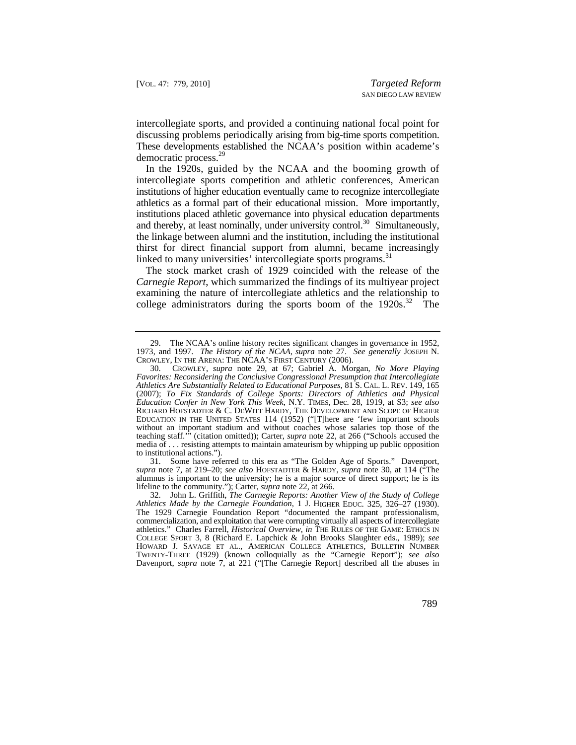intercollegiate sports, and provided a continuing national focal point for discussing problems periodically arising from big-time sports competition. These developments established the NCAA's position within academe's democratic process.[29]

In the 1920s, guided by the NCAA and the booming growth of intercollegiate sports competition and athletic conferences, American institutions of higher education eventually came to recognize intercollegiate athletics as a formal part of their educational mission. More importantly, institutions placed athletic governance into physical education departments and thereby, at least nominally, under university control.[30] Simultaneously, the linkage between alumni and the institution, including the institutional thirst for direct financial support from alumni, became increasingly linked to many universities' intercollegiate sports programs.[31]

The stock market crash of 1929 coincided with the release of the *Carnegie Report*, which summarized the findings of its multiyear project examining the nature of intercollegiate athletics and the relationship to college administrators during the sports boom of the 1920s.[32] The

---

29. The NCAA's online history recites significant changes in governance in 1952, 1973, and 1997. *The History of the NCAA*, *supra* note 27. *See generally* JOSEPH N. CROWLEY, IN THE ARENA: THE NCAA'S FIRST CENTURY (2006).

30. CROWLEY, *supra* note 29, at 67; Gabriel A. Morgan, *No More Playing Favorites: Reconsidering the Conclusive Congressional Presumption that Intercollegiate Athletics Are Substantially Related to Educational Purposes*, 81 S. CAL. L. REV. 149, 165 (2007); *To Fix Standards of College Sports: Directors of Athletics and Physical Education Confer in New York This Week*, N.Y. TIMES, Dec. 28, 1919, at S3; *see also* RICHARD HOFSTADTER & C. DEWITT HARDY, THE DEVELOPMENT AND SCOPE OF HIGHER EDUCATION IN THE UNITED STATES 114 (1952) ("[T]here are 'few important schools without an important stadium and without coaches whose salaries top those of the teaching staff.'" (citation omitted)); Carter, *supra* note 22, at 266 ("Schools accused the media of . . . resisting attempts to maintain amateurism by whipping up public opposition to institutional actions.").

31. Some have referred to this era as "The Golden Age of Sports." Davenport, *supra* note 7, at 219–20; *see also* HOFSTADTER & HARDY, *supra* note 30, at 114 ("The alumnus is important to the university; he is a major source of direct support; he is its lifeline to the community."); Carter, *supra* note 22, at 266.

32. John L. Griffith, *The Carnegie Reports: Another View of the Study of College Athletics Made by the Carnegie Foundation*, 1 J. HIGHER EDUC. 325, 326–27 (1930). The 1929 Carnegie Foundation Report "documented the rampant professionalism, commercialization, and exploitation that were corrupting virtually all aspects of intercollegiate athletics." Charles Farrell, *Historical Overview*, *in* THE RULES OF THE GAME: ETHICS IN COLLEGE SPORT 3, 8 (Richard E. Lapchick & John Brooks Slaughter eds., 1989); *see* HOWARD J. SAVAGE ET AL., AMERICAN COLLEGE ATHLETICS, BULLETIN NUMBER TWENTY-THREE (1929) (known colloquially as the "Carnegie Report"); *see also* Davenport, *supra* note 7, at 221 ("[The Carnegie Report] described all the abuses in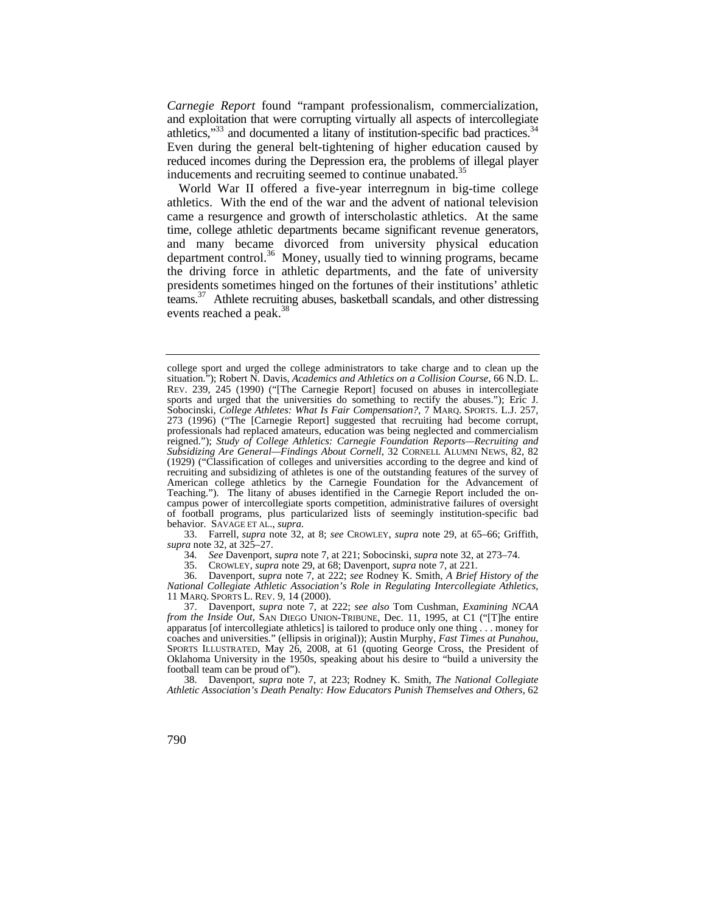*Carnegie Report* found "rampant professionalism, commercialization, and exploitation that were corrupting virtually all aspects of intercollegiate athletics,"[33] and documented a litany of institution-specific bad practices.[34] Even during the general belt-tightening of higher education caused by reduced incomes during the Depression era, the problems of illegal player inducements and recruiting seemed to continue unabated.[35]

World War II offered a five-year interregnum in big-time college athletics. With the end of the war and the advent of national television came a resurgence and growth of interscholastic athletics. At the same time, college athletic departments became significant revenue generators, and many became divorced from university physical education department control.[36] Money, usually tied to winning programs, became the driving force in athletic departments, and the fate of university presidents sometimes hinged on the fortunes of their institutions' athletic teams.[37] Athlete recruiting abuses, basketball scandals, and other distressing events reached a peak.[38]

---

college sport and urged the college administrators to take charge and to clean up the situation."); Robert N. Davis, *Academics and Athletics on a Collision Course*, 66 N.D. L. REV. 239, 245 (1990) ("[The Carnegie Report] focused on abuses in intercollegiate sports and urged that the universities do something to rectify the abuses."); Eric J. Sobocinski, *College Athletes: What Is Fair Compensation?*, 7 MARQ. SPORTS. L.J. 257, 273 (1996) ("The [Carnegie Report] suggested that recruiting had become corrupt, professionals had replaced amateurs, education was being neglected and commercialism reigned."); *Study of College Athletics: Carnegie Foundation Reports—Recruiting and Subsidizing Are General—Findings About Cornell*, 32 CORNELL ALUMNI NEWS, 82, 82 (1929) ("Classification of colleges and universities according to the degree and kind of recruiting and subsidizing of athletes is one of the outstanding features of the survey of American college athletics by the Carnegie Foundation for the Advancement of Teaching."). The litany of abuses identified in the Carnegie Report included the on-campus power of intercollegiate sports competition, administrative failures of oversight of football programs, plus particularized lists of seemingly institution-specific bad behavior. SAVAGE ET AL., *supra*.

33. Farrell, *supra* note 32, at 8; *see* CROWLEY, *supra* note 29, at 65–66; Griffith, *supra* note 32, at 325–27.

34. *See* Davenport, *supra* note 7, at 221; Sobocinski, *supra* note 32, at 273–74.

35. CROWLEY, *supra* note 29, at 68; Davenport, *supra* note 7, at 221.

36. Davenport, *supra* note 7, at 222; *see* Rodney K. Smith, *A Brief History of the National Collegiate Athletic Association's Role in Regulating Intercollegiate Athletics*, 11 MARQ. SPORTS L. REV. 9, 14 (2000).

37. Davenport, *supra* note 7, at 222; *see also* Tom Cushman, *Examining NCAA from the Inside Out*, SAN DIEGO UNION-TRIBUNE, Dec. 11, 1995, at C1 ("[T]he entire apparatus [of intercollegiate athletics] is tailored to produce only one thing . . . money for coaches and universities." (ellipsis in original)); Austin Murphy, *Fast Times at Punahou*, SPORTS ILLUSTRATED, May 26, 2008, at 61 (quoting George Cross, the President of Oklahoma University in the 1950s, speaking about his desire to "build a university the football team can be proud of").

38. Davenport, *supra* note 7, at 223; Rodney K. Smith, *The National Collegiate Athletic Association's Death Penalty: How Educators Punish Themselves and Others*, 62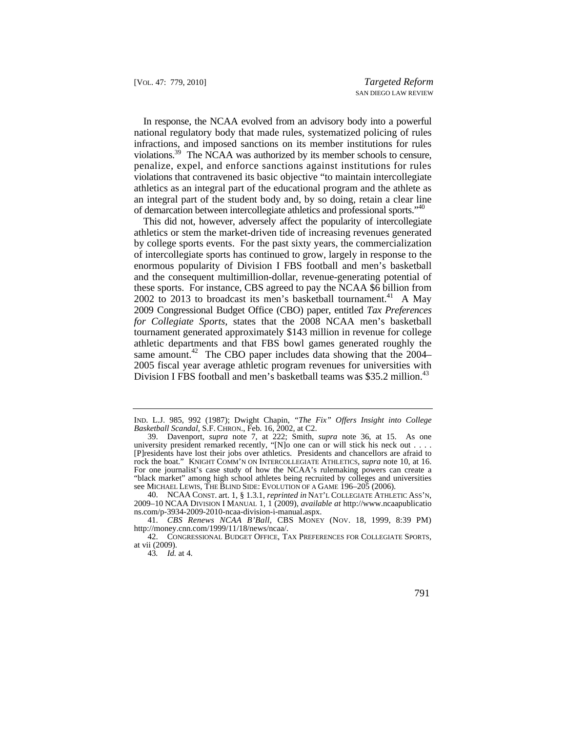In response, the NCAA evolved from an advisory body into a powerful national regulatory body that made rules, systematized policing of rules infractions, and imposed sanctions on its member institutions for rules violations.[39] The NCAA was authorized by its member schools to censure, penalize, expel, and enforce sanctions against institutions for rules violations that contravened its basic objective "to maintain intercollegiate athletics as an integral part of the educational program and the athlete as an integral part of the student body and, by so doing, retain a clear line of demarcation between intercollegiate athletics and professional sports."[40]

This did not, however, adversely affect the popularity of intercollegiate athletics or stem the market-driven tide of increasing revenues generated by college sports events. For the past sixty years, the commercialization of intercollegiate sports has continued to grow, largely in response to the enormous popularity of Division I FBS football and men's basketball and the consequent multimillion-dollar, revenue-generating potential of these sports. For instance, CBS agreed to pay the NCAA $6 billion from 2002 to 2013 to broadcast its men's basketball tournament.[41] A May 2009 Congressional Budget Office (CBO) paper, entitled *Tax Preferences for Collegiate Sports*, states that the 2008 NCAA men's basketball tournament generated approximately $143 million in revenue for college athletic departments and that FBS bowl games generated roughly the same amount.[42] The CBO paper includes data showing that the 2004–2005 fiscal year average athletic program revenues for universities with Division I FBS football and men's basketball teams was $35.2 million.[43]

---

IND. L.J. 985, 992 (1987); Dwight Chapin, *"The Fix" Offers Insight into College Basketball Scandal*, S.F. CHRON., Feb. 16, 2002, at C2.

39. Davenport, *supra* note 7, at 222; Smith, *supra* note 36, at 15. As one university president remarked recently, "[N]o one can or will stick his neck out . . . . [P]residents have lost their jobs over athletics. Presidents and chancellors are afraid to rock the boat." KNIGHT COMM'N ON INTERCOLLEGIATE ATHLETICS, *supra* note 10, at 16. For one journalist's case study of how the NCAA's rulemaking powers can create a "black market" among high school athletes being recruited by colleges and universities see MICHAEL LEWIS, THE BLIND SIDE: EVOLUTION OF A GAME 196–205 (2006).

40. NCAA CONST. art. 1, § 1.3.1, *reprinted in* NAT'L COLLEGIATE ATHLETIC ASS'N, 2009–10 NCAA DIVISION I MANUAL 1, 1 (2009), *available at* http://www.ncaapublications.com/p-3934-2009-2010-ncaa-division-i-manual.aspx.

41. *CBS Renews NCAA B'Ball*, CBS MONEY (NOV. 18, 1999, 8:39 PM) http://money.cnn.com/1999/11/18/news/ncaa/.

42. CONGRESSIONAL BUDGET OFFICE, TAX PREFERENCES FOR COLLEGIATE SPORTS, at vii (2009).

43. *Id.* at 4.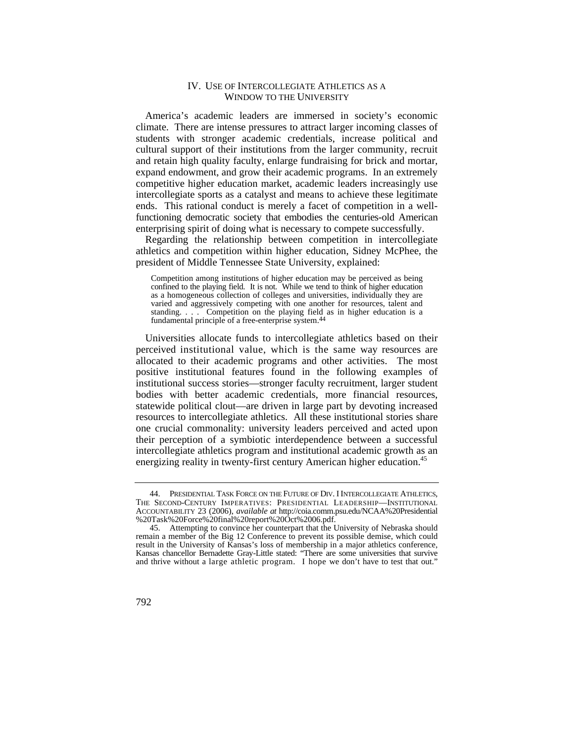## IV. USE OF INTERCOLLEGIATE ATHLETICS AS A WINDOW TO THE UNIVERSITY

America's academic leaders are immersed in society's economic climate. There are intense pressures to attract larger incoming classes of students with stronger academic credentials, increase political and cultural support of their institutions from the larger community, recruit and retain high quality faculty, enlarge fundraising for brick and mortar, expand endowment, and grow their academic programs. In an extremely competitive higher education market, academic leaders increasingly use intercollegiate sports as a catalyst and means to achieve these legitimate ends. This rational conduct is merely a facet of competition in a well-functioning democratic society that embodies the centuries-old American enterprising spirit of doing what is necessary to compete successfully.

Regarding the relationship between competition in intercollegiate athletics and competition within higher education, Sidney McPhee, the president of Middle Tennessee State University, explained:

> Competition among institutions of higher education may be perceived as being confined to the playing field. It is not. While we tend to think of higher education as a homogeneous collection of colleges and universities, individually they are varied and aggressively competing with one another for resources, talent and standing. . . . Competition on the playing field as in higher education is a fundamental principle of a free-enterprise system.[44]

Universities allocate funds to intercollegiate athletics based on their perceived institutional value, which is the same way resources are allocated to their academic programs and other activities. The most positive institutional features found in the following examples of institutional success stories—stronger faculty recruitment, larger student bodies with better academic credentials, more financial resources, statewide political clout—are driven in large part by devoting increased resources to intercollegiate athletics. All these institutional stories share one crucial commonality: university leaders perceived and acted upon their perception of a symbiotic interdependence between a successful intercollegiate athletics program and institutional academic growth as an energizing reality in twenty-first century American higher education.[45]

---

44. PRESIDENTIAL TASK FORCE ON THE FUTURE OF DIV. I INTERCOLLEGIATE ATHLETICS, THE SECOND-CENTURY IMPERATIVES: PRESIDENTIAL LEADERSHIP—INSTITUTIONAL ACCOUNTABILITY 23 (2006), *available at* http://coia.comm.psu.edu/NCAA%20Presidential%20Task%20Force%20final%20report%20Oct%2006.pdf.

45. Attempting to convince her counterpart that the University of Nebraska should remain a member of the Big 12 Conference to prevent its possible demise, which could result in the University of Kansas's loss of membership in a major athletics conference, Kansas chancellor Bernadette Gray-Little stated: "There are some universities that survive and thrive without a large athletic program. I hope we don't have to test that out."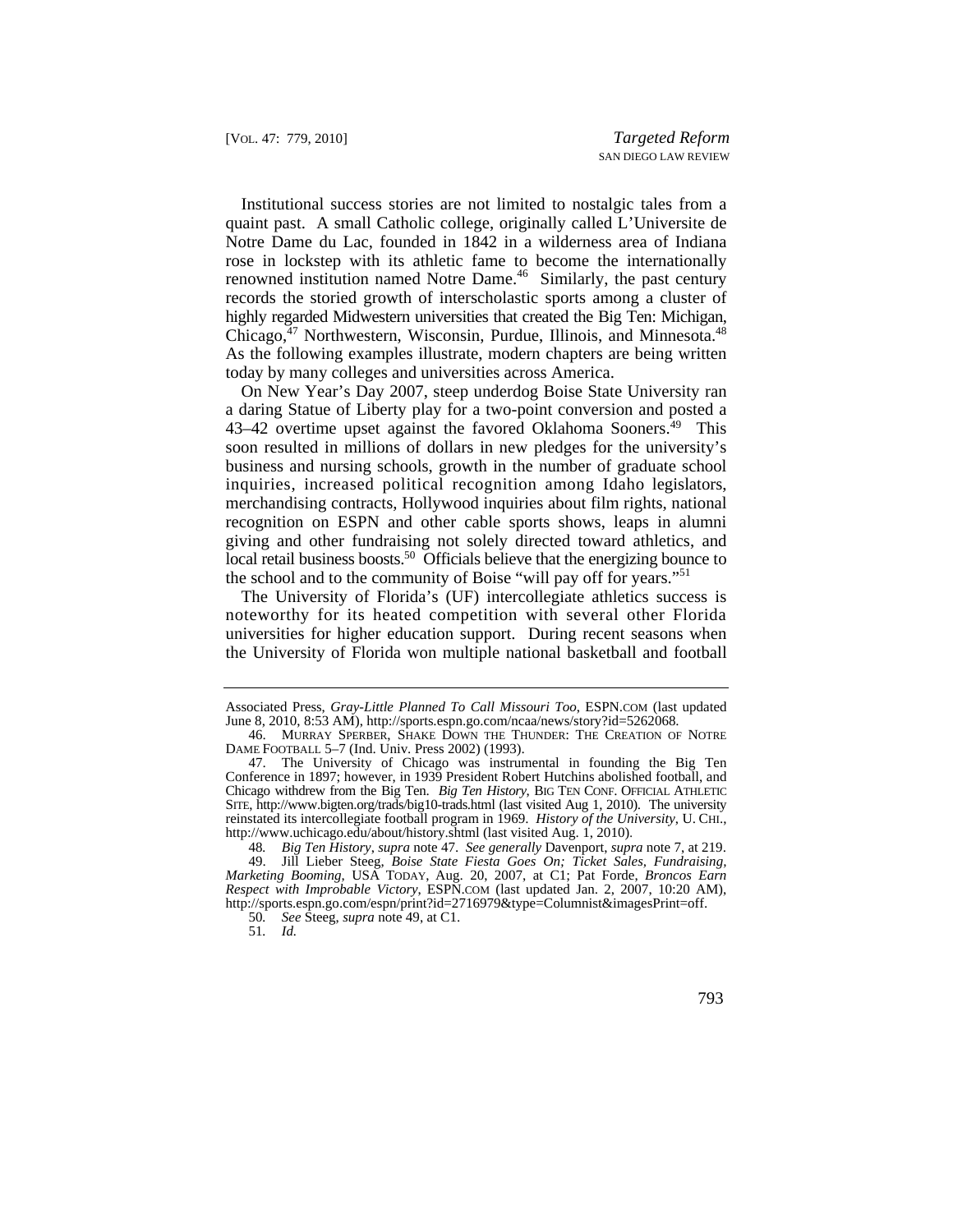Institutional success stories are not limited to nostalgic tales from a quaint past. A small Catholic college, originally called L'Universite de Notre Dame du Lac, founded in 1842 in a wilderness area of Indiana rose in lockstep with its athletic fame to become the internationally renowned institution named Notre Dame.[46] Similarly, the past century records the storied growth of interscholastic sports among a cluster of highly regarded Midwestern universities that created the Big Ten: Michigan, Chicago,[47] Northwestern, Wisconsin, Purdue, Illinois, and Minnesota.[48] As the following examples illustrate, modern chapters are being written today by many colleges and universities across America.

On New Year's Day 2007, steep underdog Boise State University ran a daring Statue of Liberty play for a two-point conversion and posted a 43–42 overtime upset against the favored Oklahoma Sooners.[49] This soon resulted in millions of dollars in new pledges for the university's business and nursing schools, growth in the number of graduate school inquiries, increased political recognition among Idaho legislators, merchandising contracts, Hollywood inquiries about film rights, national recognition on ESPN and other cable sports shows, leaps in alumni giving and other fundraising not solely directed toward athletics, and local retail business boosts.[50] Officials believe that the energizing bounce to the school and to the community of Boise "will pay off for years."[51]

The University of Florida's (UF) intercollegiate athletics success is noteworthy for its heated competition with several other Florida universities for higher education support. During recent seasons when the University of Florida won multiple national basketball and football

---

Associated Press, *Gray-Little Planned To Call Missouri Too*, ESPN.COM (last updated June 8, 2010, 8:53 AM), http://sports.espn.go.com/ncaa/news/story?id=5262068.

46. MURRAY SPERBER, SHAKE DOWN THE THUNDER: THE CREATION OF NOTRE DAME FOOTBALL 5–7 (Ind. Univ. Press 2002) (1993).

47. The University of Chicago was instrumental in founding the Big Ten Conference in 1897; however, in 1939 President Robert Hutchins abolished football, and Chicago withdrew from the Big Ten. *Big Ten History*, BIG TEN CONF. OFFICIAL ATHLETIC SITE, http://www.bigten.org/trads/big10-trads.html (last visited Aug 1, 2010). The university reinstated its intercollegiate football program in 1969. *History of the University*, U. CHI., http://www.uchicago.edu/about/history.shtml (last visited Aug. 1, 2010).

48. *Big Ten History*, *supra* note 47. *See generally* Davenport, *supra* note 7, at 219.

49. Jill Lieber Steeg, *Boise State Fiesta Goes On; Ticket Sales, Fundraising, Marketing Booming*, USA TODAY, Aug. 20, 2007, at C1; Pat Forde, *Broncos Earn Respect with Improbable Victory*, ESPN.COM (last updated Jan. 2, 2007, 10:20 AM), http://sports.espn.go.com/espn/print?id=2716979&type=Columnist&imagesPrint=off.

50. *See* Steeg, *supra* note 49, at C1.

51. *Id.*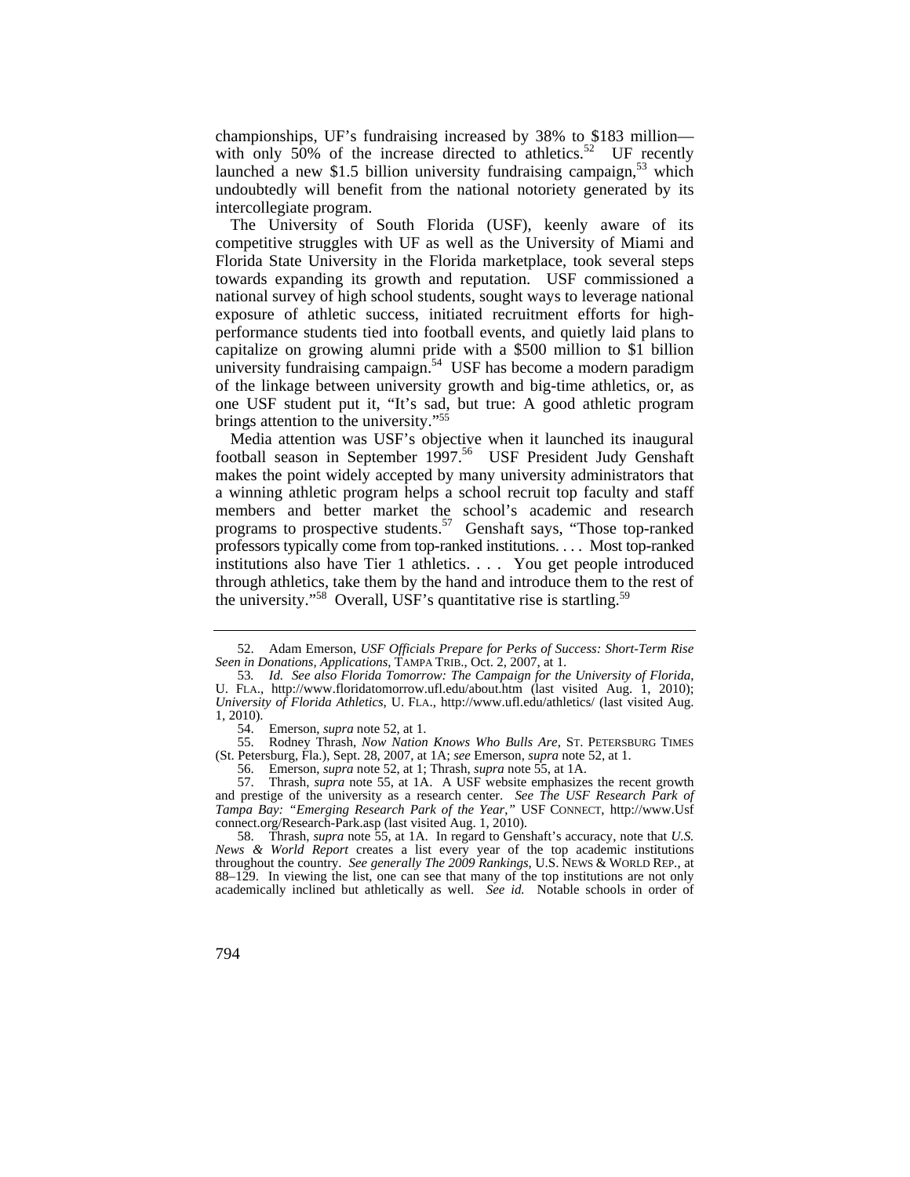championships, UF's fundraising increased by 38% to $183 million—with only 50% of the increase directed to athletics.[52] UF recently launched a new $1.5 billion university fundraising campaign,[53] which undoubtedly will benefit from the national notoriety generated by its intercollegiate program.

The University of South Florida (USF), keenly aware of its competitive struggles with UF as well as the University of Miami and Florida State University in the Florida marketplace, took several steps towards expanding its growth and reputation. USF commissioned a national survey of high school students, sought ways to leverage national exposure of athletic success, initiated recruitment efforts for high-performance students tied into football events, and quietly laid plans to capitalize on growing alumni pride with a $500 million to $1 billion university fundraising campaign.[54] USF has become a modern paradigm of the linkage between university growth and big-time athletics, or, as one USF student put it, "It's sad, but true: A good athletic program brings attention to the university."[55]

Media attention was USF's objective when it launched its inaugural football season in September 1997.[56] USF President Judy Genshaft makes the point widely accepted by many university administrators that a winning athletic program helps a school recruit top faculty and staff members and better market the school's academic and research programs to prospective students.[57] Genshaft says, "Those top-ranked professors typically come from top-ranked institutions. . . . Most top-ranked institutions also have Tier 1 athletics. . . . You get people introduced through athletics, take them by the hand and introduce them to the rest of the university."[58] Overall, USF's quantitative rise is startling.[59]

---

52. Adam Emerson, *USF Officials Prepare for Perks of Success: Short-Term Rise Seen in Donations, Applications*, TAMPA TRIB., Oct. 2, 2007, at 1.

53. *Id. See also Florida Tomorrow: The Campaign for the University of Florida*, U. FLA., http://www.floridatomorrow.ufl.edu/about.htm (last visited Aug. 1, 2010); *University of Florida Athletics*, U. FLA., http://www.ufl.edu/athletics/ (last visited Aug. 1, 2010).

54. Emerson, *supra* note 52, at 1.

55. Rodney Thrash, *Now Nation Knows Who Bulls Are*, ST. PETERSBURG TIMES (St. Petersburg, Fla.), Sept. 28, 2007, at 1A; *see* Emerson, *supra* note 52, at 1.

56. Emerson, *supra* note 52, at 1; Thrash, *supra* note 55, at 1A.

57. Thrash, *supra* note 55, at 1A. A USF website emphasizes the recent growth and prestige of the university as a research center. *See The USF Research Park of Tampa Bay: "Emerging Research Park of the Year*,*"* USF CONNECT, http://www.Usfconnect.org/Research-Park.asp (last visited Aug. 1, 2010).

58. Thrash, *supra* note 55, at 1A. In regard to Genshaft's accuracy, note that *U.S. News & World Report* creates a list every year of the top academic institutions throughout the country. *See generally The 2009 Rankings*, U.S. NEWS & WORLD REP., at 88–129. In viewing the list, one can see that many of the top institutions are not only academically inclined but athletically as well. *See id.* Notable schools in order of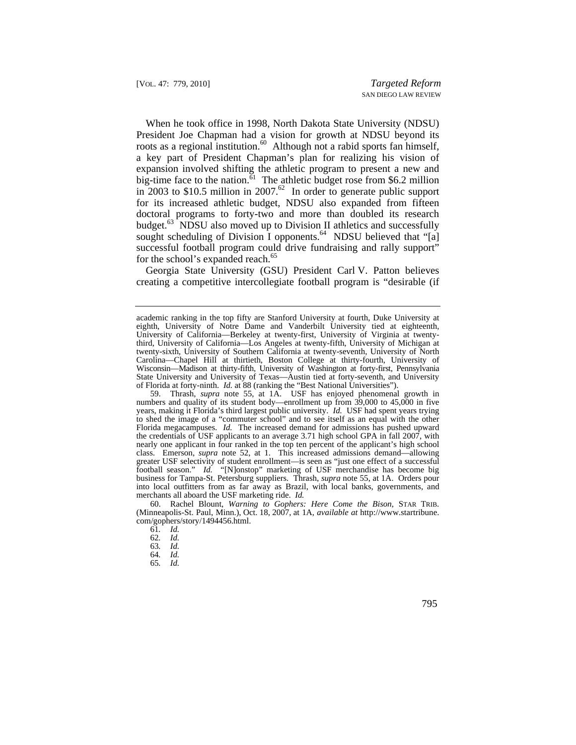When he took office in 1998, North Dakota State University (NDSU) President Joe Chapman had a vision for growth at NDSU beyond its roots as a regional institution.[60] Although not a rabid sports fan himself, a key part of President Chapman's plan for realizing his vision of expansion involved shifting the athletic program to present a new and big-time face to the nation.[61] The athletic budget rose from $6.2 million in 2003 to $10.5 million in 2007.[62] In order to generate public support for its increased athletic budget, NDSU also expanded from fifteen doctoral programs to forty-two and more than doubled its research budget.[63] NDSU also moved up to Division II athletics and successfully sought scheduling of Division I opponents.[64] NDSU believed that "[a] successful football program could drive fundraising and rally support" for the school's expanded reach.[65]

Georgia State University (GSU) President Carl V. Patton believes creating a competitive intercollegiate football program is "desirable (if

---

academic ranking in the top fifty are Stanford University at fourth, Duke University at eighth, University of Notre Dame and Vanderbilt University tied at eighteenth, University of California—Berkeley at twenty-first, University of Virginia at twenty-third, University of California—Los Angeles at twenty-fifth, University of Michigan at twenty-sixth, University of Southern California at twenty-seventh, University of North Carolina—Chapel Hill at thirtieth, Boston College at thirty-fourth, University of Wisconsin—Madison at thirty-fifth, University of Washington at forty-first, Pennsylvania State University and University of Texas—Austin tied at forty-seventh, and University of Florida at forty-ninth. *Id.* at 88 (ranking the "Best National Universities").

59. Thrash, *supra* note 55, at 1A. USF has enjoyed phenomenal growth in numbers and quality of its student body—enrollment up from 39,000 to 45,000 in five years, making it Florida's third largest public university. *Id.* USF had spent years trying to shed the image of a "commuter school" and to see itself as an equal with the other Florida megacampuses. *Id.* The increased demand for admissions has pushed upward the credentials of USF applicants to an average 3.71 high school GPA in fall 2007, with nearly one applicant in four ranked in the top ten percent of the applicant's high school class. Emerson, *supra* note 52, at 1. This increased admissions demand—allowing greater USF selectivity of student enrollment—is seen as "just one effect of a successful football season." *Id.* "[N]onstop" marketing of USF merchandise has become big business for Tampa-St. Petersburg suppliers. Thrash, *supra* note 55, at 1A. Orders pour into local outfitters from as far away as Brazil, with local banks, governments, and merchants all aboard the USF marketing ride. *Id.*

60. Rachel Blount, *Warning to Gophers: Here Come the Bison*, STAR TRIB. (Minneapolis-St. Paul, Minn.), Oct. 18, 2007, at 1A, *available at* http://www.startribune.com/gophers/story/1494456.html.

61. *Id.*

62. *Id.*

63. *Id.*

64. *Id.*

65. *Id.*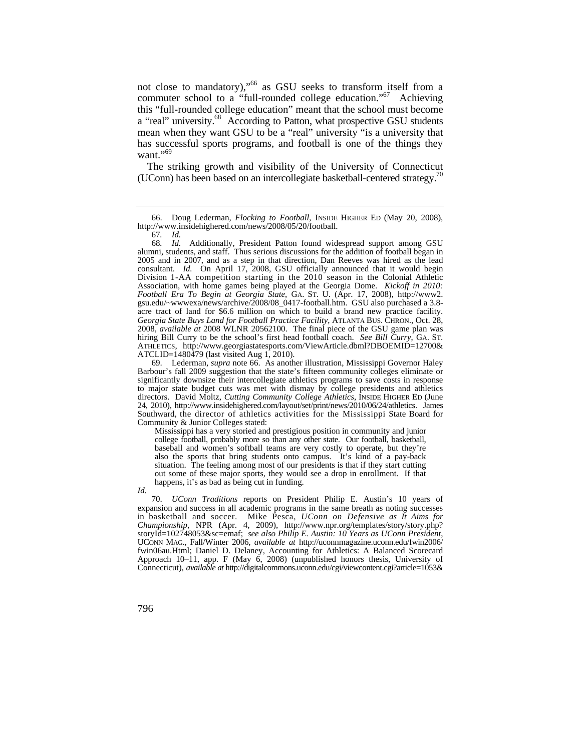not close to mandatory),"[66] as GSU seeks to transform itself from a commuter school to a "full-rounded college education."[67] Achieving this "full-rounded college education" meant that the school must become a "real" university.[68] According to Patton, what prospective GSU students mean when they want GSU to be a "real" university "is a university that has successful sports programs, and football is one of the things they want."[69]

The striking growth and visibility of the University of Connecticut (UConn) has been based on an intercollegiate basketball-centered strategy.[70]

---

66. Doug Lederman, *Flocking to Football*, INSIDE HIGHER ED (May 20, 2008), http://www.insidehighered.com/news/2008/05/20/football.

67. *Id.*

68. *Id.* Additionally, President Patton found widespread support among GSU alumni, students, and staff. Thus serious discussions for the addition of football began in 2005 and in 2007, and as a step in that direction, Dan Reeves was hired as the lead consultant. *Id.* On April 17, 2008, GSU officially announced that it would begin Division 1-AA competition starting in the 2010 season in the Colonial Athletic Association, with home games being played at the Georgia Dome. *Kickoff in 2010: Football Era To Begin at Georgia State*, GA. ST. U. (Apr. 17, 2008), http://www2.gsu.edu/~wwwexa/news/archive/2008/08_0417-football.htm. GSU also purchased a 3.8-acre tract of land for $6.6 million on which to build a brand new practice facility. *Georgia State Buys Land for Football Practice Facility*, ATLANTA BUS. CHRON., Oct. 28, 2008, *available at* 2008 WLNR 20562100. The final piece of the GSU game plan was hiring Bill Curry to be the school's first head football coach. *See Bill Curry*, GA. ST. ATHLETICS, http://www.georgiastatesports.com/ViewArticle.dbml?DBOEMID=12700&ATCLID=1480479 (last visited Aug 1, 2010).

69. Lederman, *supra* note 66. As another illustration, Mississippi Governor Haley Barbour's fall 2009 suggestion that the state's fifteen community colleges eliminate or significantly downsize their intercollegiate athletics programs to save costs in response to major state budget cuts was met with dismay by college presidents and athletics directors. David Moltz, *Cutting Community College Athletics*, INSIDE HIGHER ED (June 24, 2010), http://www.insidehighered.com/layout/set/print/news/2010/06/24/athletics. James Southward, the director of athletics activities for the Mississippi State Board for Community & Junior Colleges stated:

> Mississippi has a very storied and prestigious position in community and junior college football, probably more so than any other state. Our football, basketball, baseball and women's softball teams are very costly to operate, but they're also the sports that bring students onto campus. It's kind of a pay-back situation. The feeling among most of our presidents is that if they start cutting out some of these major sports, they would see a drop in enrollment. If that happens, it's as bad as being cut in funding.

*Id.*

70. *UConn Traditions* reports on President Philip E. Austin's 10 years of expansion and success in all academic programs in the same breath as noting successes in basketball and soccer. Mike Pesca, *UConn on Defensive as It Aims for Championship*, NPR (Apr. 4, 2009), http://www.npr.org/templates/story/story.php?storyId=102748053&sc=emaf; *see also Philip E. Austin: 10 Years as UConn President*, UCONN MAG., Fall/Winter 2006, *available at* http://uconnmagazine.uconn.edu/fwin2006/fwin06au.Html; Daniel D. Delaney, Accounting for Athletics: A Balanced Scorecard Approach 10–11, app. F (May 6, 2008) (unpublished honors thesis, University of Connecticut), *available at* http://digitalcommons.uconn.edu/cgi/viewcontent.cgi?article=1053&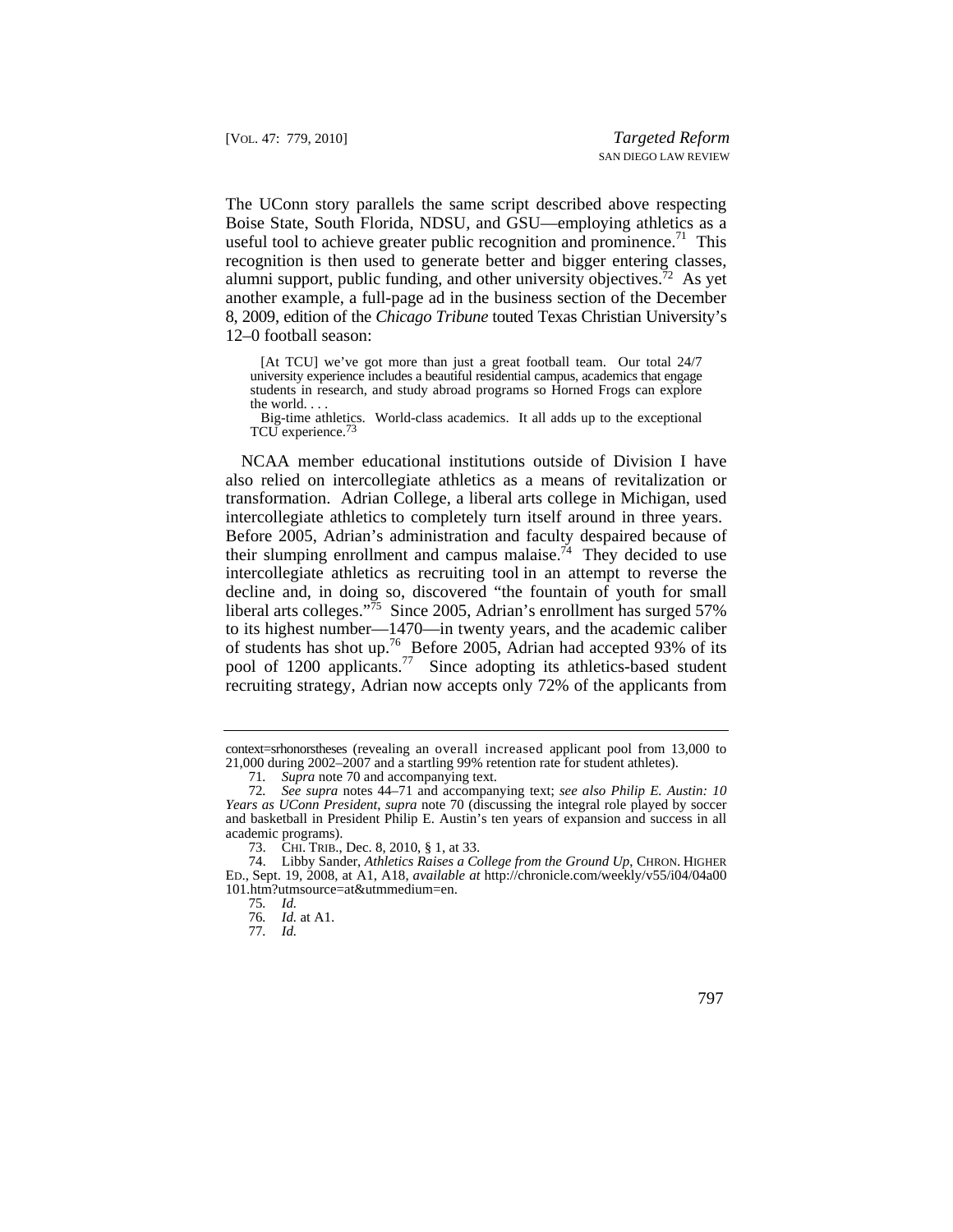The UConn story parallels the same script described above respecting Boise State, South Florida, NDSU, and GSU—employing athletics as a useful tool to achieve greater public recognition and prominence.[71] This recognition is then used to generate better and bigger entering classes, alumni support, public funding, and other university objectives.[72] As yet another example, a full-page ad in the business section of the December 8, 2009, edition of the *Chicago Tribune* touted Texas Christian University's 12–0 football season:

> [At TCU] we've got more than just a great football team. Our total 24/7 university experience includes a beautiful residential campus, academics that engage students in research, and study abroad programs so Horned Frogs can explore the world. . . .
>
> Big-time athletics. World-class academics. It all adds up to the exceptional TCU experience.[73]

NCAA member educational institutions outside of Division I have also relied on intercollegiate athletics as a means of revitalization or transformation. Adrian College, a liberal arts college in Michigan, used intercollegiate athletics to completely turn itself around in three years. Before 2005, Adrian's administration and faculty despaired because of their slumping enrollment and campus malaise.[74] They decided to use intercollegiate athletics as recruiting tool in an attempt to reverse the decline and, in doing so, discovered "the fountain of youth for small liberal arts colleges."[75] Since 2005, Adrian's enrollment has surged 57% to its highest number—1470—in twenty years, and the academic caliber of students has shot up.[76] Before 2005, Adrian had accepted 93% of its pool of 1200 applicants.[77] Since adopting its athletics-based student recruiting strategy, Adrian now accepts only 72% of the applicants from

---

context=srhonorstheses (revealing an overall increased applicant pool from 13,000 to 21,000 during 2002–2007 and a startling 99% retention rate for student athletes).

71. *Supra* note 70 and accompanying text.

72. *See supra* notes 44–71 and accompanying text; *see also Philip E. Austin: 10 Years as UConn President*, *supra* note 70 (discussing the integral role played by soccer and basketball in President Philip E. Austin's ten years of expansion and success in all academic programs).

73. CHI. TRIB., Dec. 8, 2010, § 1, at 33.

74. Libby Sander, *Athletics Raises a College from the Ground Up*, CHRON. HIGHER ED., Sept. 19, 2008, at A1, A18, *available at* http://chronicle.com/weekly/v55/i04/04a00101.htm?utmsource=at&utmmedium=en.

75. *Id.*

76. *Id.* at A1.

77. *Id.*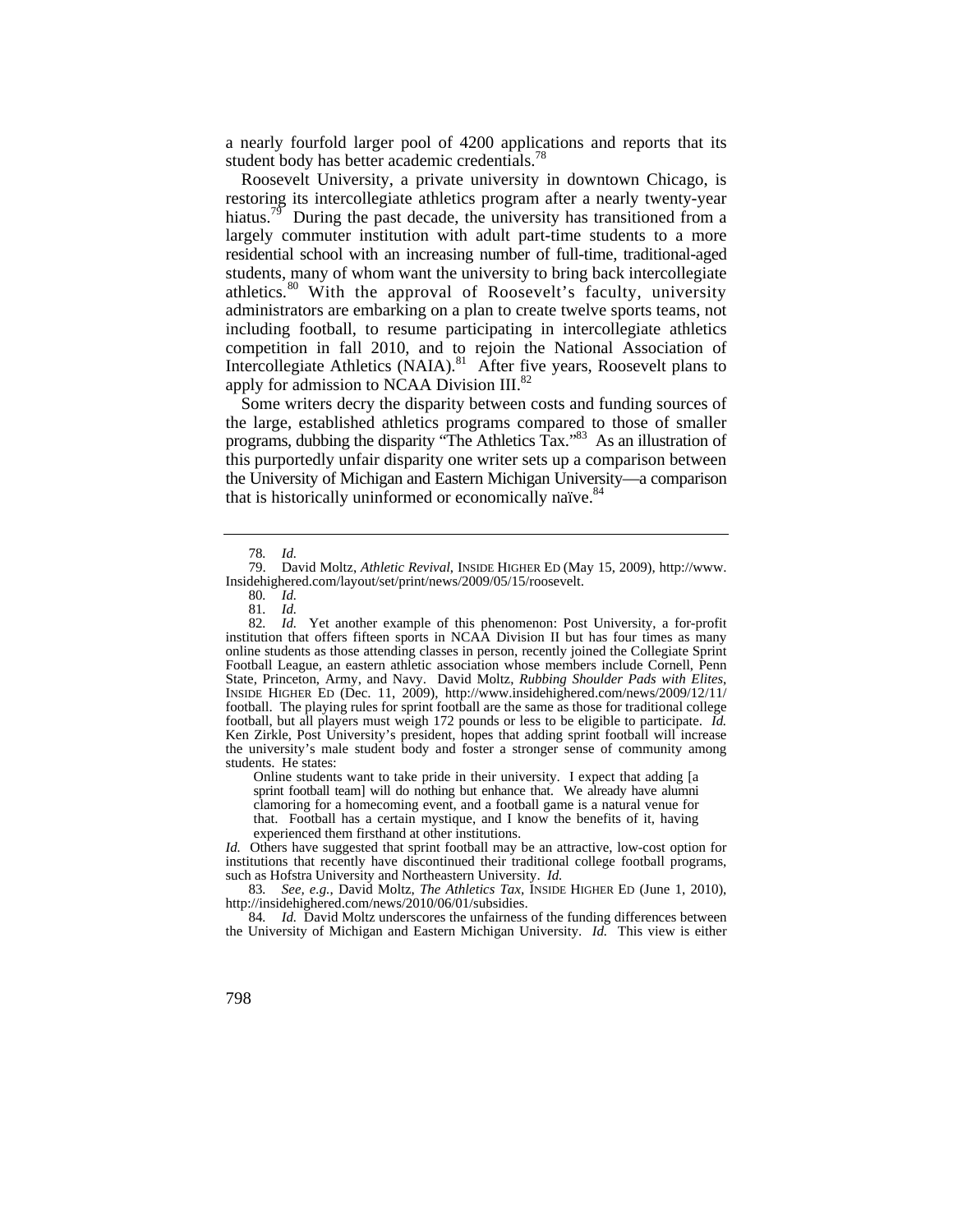a nearly fourfold larger pool of 4200 applications and reports that its student body has better academic credentials.[78]

Roosevelt University, a private university in downtown Chicago, is restoring its intercollegiate athletics program after a nearly twenty-year hiatus.[79] During the past decade, the university has transitioned from a largely commuter institution with adult part-time students to a more residential school with an increasing number of full-time, traditional-aged students, many of whom want the university to bring back intercollegiate athletics.[80] With the approval of Roosevelt's faculty, university administrators are embarking on a plan to create twelve sports teams, not including football, to resume participating in intercollegiate athletics competition in fall 2010, and to rejoin the National Association of Intercollegiate Athletics (NAIA).[81] After five years, Roosevelt plans to apply for admission to NCAA Division III.[82]

Some writers decry the disparity between costs and funding sources of the large, established athletics programs compared to those of smaller programs, dubbing the disparity "The Athletics Tax."[83] As an illustration of this purportedly unfair disparity one writer sets up a comparison between the University of Michigan and Eastern Michigan University—a comparison that is historically uninformed or economically naïve.[84]

---

78. *Id.*

79. David Moltz, *Athletic Revival*, INSIDE HIGHER ED (May 15, 2009), http://www.Insidehighered.com/layout/set/print/news/2009/05/15/roosevelt.

80. *Id.*

81. *Id.*

82. *Id.* Yet another example of this phenomenon: Post University, a for-profit institution that offers fifteen sports in NCAA Division II but has four times as many online students as those attending classes in person, recently joined the Collegiate Sprint Football League, an eastern athletic association whose members include Cornell, Penn State, Princeton, Army, and Navy. David Moltz, *Rubbing Shoulder Pads with Elites*, INSIDE HIGHER ED (Dec. 11, 2009), http://www.insidehighered.com/news/2009/12/11/football. The playing rules for sprint football are the same as those for traditional college football, but all players must weigh 172 pounds or less to be eligible to participate. *Id.* Ken Zirkle, Post University's president, hopes that adding sprint football will increase the university's male student body and foster a stronger sense of community among students. He states:

> Online students want to take pride in their university. I expect that adding [a sprint football team] will do nothing but enhance that. We already have alumni clamoring for a homecoming event, and a football game is a natural venue for that. Football has a certain mystique, and I know the benefits of it, having experienced them firsthand at other institutions.

*Id.* Others have suggested that sprint football may be an attractive, low-cost option for institutions that recently have discontinued their traditional college football programs, such as Hofstra University and Northeastern University. *Id.*

83. *See, e.g.*, David Moltz, *The Athletics Tax*, INSIDE HIGHER ED (June 1, 2010), http://insidehighered.com/news/2010/06/01/subsidies.

84. *Id.* David Moltz underscores the unfairness of the funding differences between the University of Michigan and Eastern Michigan University. *Id.* This view is either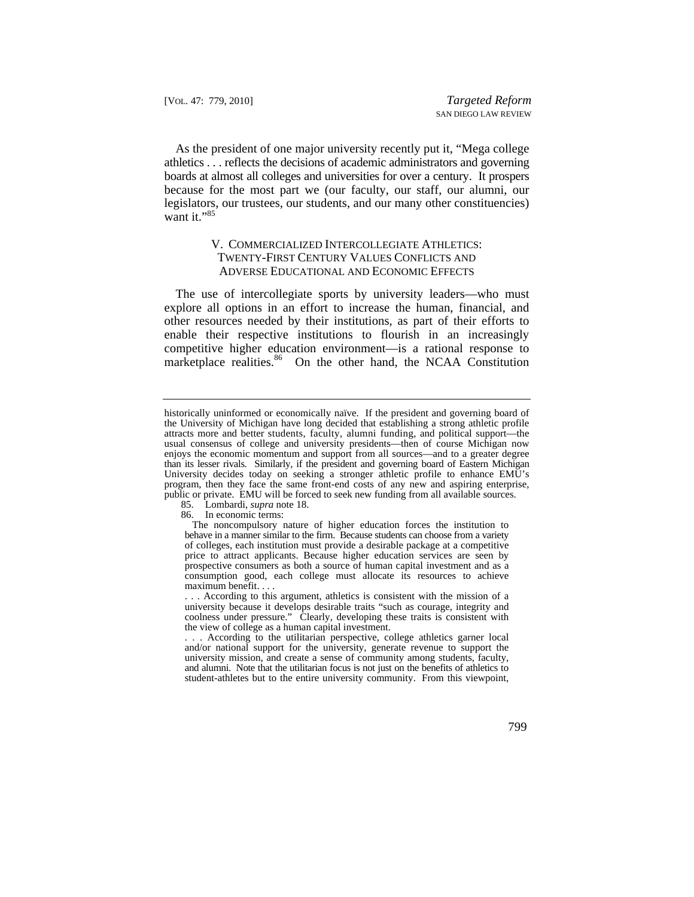As the president of one major university recently put it, "Mega college athletics . . . reflects the decisions of academic administrators and governing boards at almost all colleges and universities for over a century. It prospers because for the most part we (our faculty, our staff, our alumni, our legislators, our trustees, our students, and our many other constituencies) want it."[85]

## V. Commercialized Intercollegiate Athletics: Twenty-First Century Values Conflicts and Adverse Educational and Economic Effects

The use of intercollegiate sports by university leaders—who must explore all options in an effort to increase the human, financial, and other resources needed by their institutions, as part of their efforts to enable their respective institutions to flourish in an increasingly competitive higher education environment—is a rational response to marketplace realities.[86] On the other hand, the NCAA Constitution

---

historically uninformed or economically naïve. If the president and governing board of the University of Michigan have long decided that establishing a strong athletic profile attracts more and better students, faculty, alumni funding, and political support—the usual consensus of college and university presidents—then of course Michigan now enjoys the economic momentum and support from all sources—and to a greater degree than its lesser rivals. Similarly, if the president and governing board of Eastern Michigan University decides today on seeking a stronger athletic profile to enhance EMU's program, then they face the same front-end costs of any new and aspiring enterprise, public or private. EMU will be forced to seek new funding from all available sources.

85. Lombardi, *supra* note 18.

86. In economic terms:

> The noncompulsory nature of higher education forces the institution to behave in a manner similar to the firm. Because students can choose from a variety of colleges, each institution must provide a desirable package at a competitive price to attract applicants. Because higher education services are seen by prospective consumers as both a source of human capital investment and as a consumption good, each college must allocate its resources to achieve maximum benefit. . . .
>
> . . . According to this argument, athletics is consistent with the mission of a university because it develops desirable traits "such as courage, integrity and coolness under pressure." Clearly, developing these traits is consistent with the view of college as a human capital investment.
>
> . . . According to the utilitarian perspective, college athletics garner local and/or national support for the university, generate revenue to support the university mission, and create a sense of community among students, faculty, and alumni. Note that the utilitarian focus is not just on the benefits of athletics to student-athletes but to the entire university community. From this viewpoint,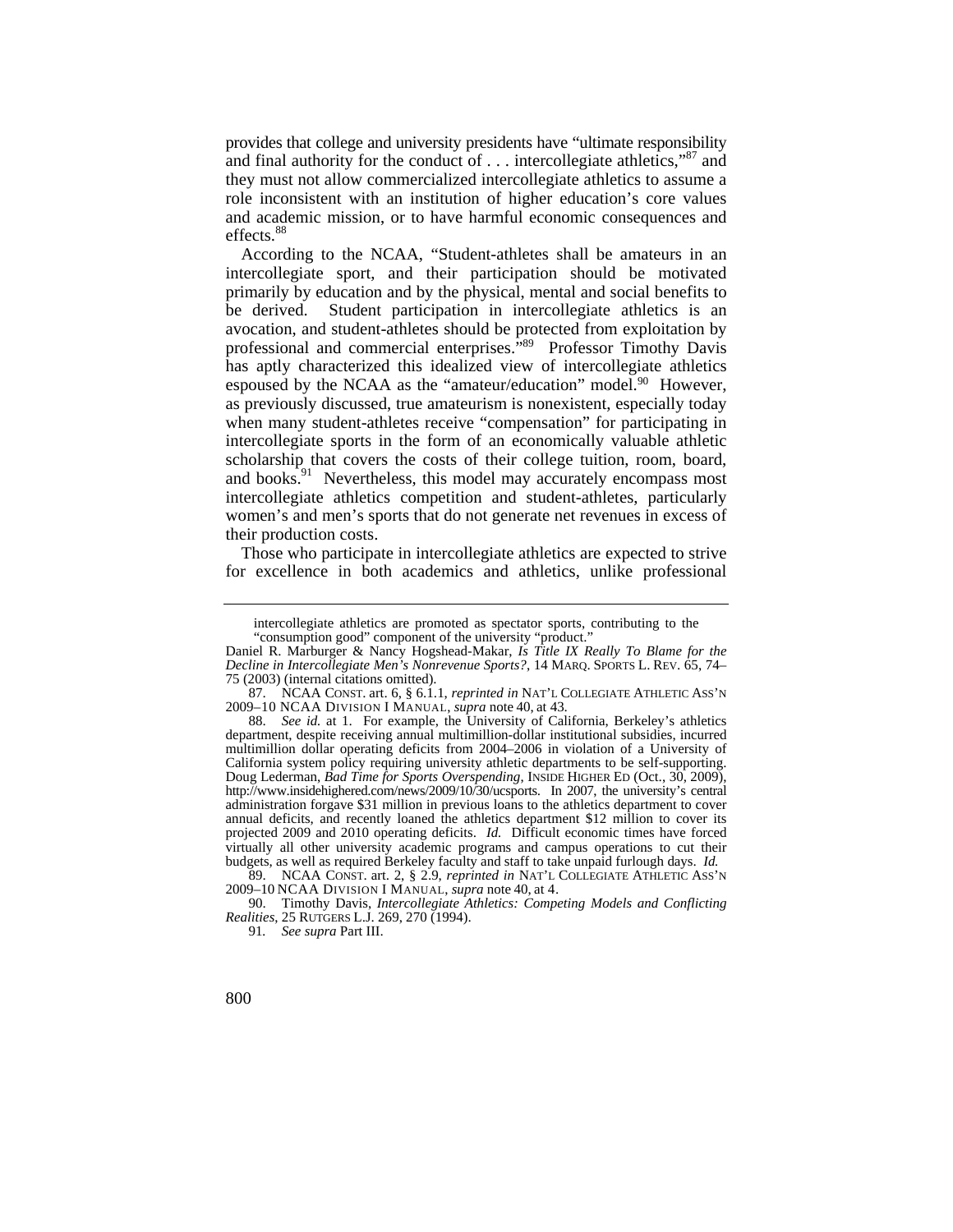provides that college and university presidents have "ultimate responsibility and final authority for the conduct of . . . intercollegiate athletics,"[87] and they must not allow commercialized intercollegiate athletics to assume a role inconsistent with an institution of higher education's core values and academic mission, or to have harmful economic consequences and effects.[88]

According to the NCAA, "Student-athletes shall be amateurs in an intercollegiate sport, and their participation should be motivated primarily by education and by the physical, mental and social benefits to be derived. Student participation in intercollegiate athletics is an avocation, and student-athletes should be protected from exploitation by professional and commercial enterprises."[89] Professor Timothy Davis has aptly characterized this idealized view of intercollegiate athletics espoused by the NCAA as the "amateur/education" model.[90] However, as previously discussed, true amateurism is nonexistent, especially today when many student-athletes receive "compensation" for participating in intercollegiate sports in the form of an economically valuable athletic scholarship that covers the costs of their college tuition, room, board, and books.[91] Nevertheless, this model may accurately encompass most intercollegiate athletics competition and student-athletes, particularly women's and men's sports that do not generate net revenues in excess of their production costs.

Those who participate in intercollegiate athletics are expected to strive for excellence in both academics and athletics, unlike professional

---

> intercollegiate athletics are promoted as spectator sports, contributing to the "consumption good" component of the university "product."

Daniel R. Marburger & Nancy Hogshead-Makar, *Is Title IX Really To Blame for the Decline in Intercollegiate Men's Nonrevenue Sports?*, 14 MARQ. SPORTS L. REV. 65, 74–75 (2003) (internal citations omitted).

87. NCAA CONST. art. 6, § 6.1.1, *reprinted in* NAT'L COLLEGIATE ATHLETIC ASS'N 2009–10 NCAA DIVISION I MANUAL, *supra* note 40, at 43.

88. *See id.* at 1. For example, the University of California, Berkeley's athletics department, despite receiving annual multimillion-dollar institutional subsidies, incurred multimillion dollar operating deficits from 2004–2006 in violation of a University of California system policy requiring university athletic departments to be self-supporting. Doug Lederman, *Bad Time for Sports Overspending*, INSIDE HIGHER ED (Oct., 30, 2009), http://www.insidehighered.com/news/2009/10/30/ucsports. In 2007, the university's central administration forgave $31 million in previous loans to the athletics department to cover annual deficits, and recently loaned the athletics department $12 million to cover its projected 2009 and 2010 operating deficits. *Id.* Difficult economic times have forced virtually all other university academic programs and campus operations to cut their budgets, as well as required Berkeley faculty and staff to take unpaid furlough days. *Id.*

89. NCAA CONST. art. 2, § 2.9, *reprinted in* NAT'L COLLEGIATE ATHLETIC ASS'N 2009–10 NCAA DIVISION I MANUAL, *supra* note 40, at 4.

90. Timothy Davis, *Intercollegiate Athletics: Competing Models and Conflicting Realities*, 25 RUTGERS L.J. 269, 270 (1994).

91. *See supra* Part III.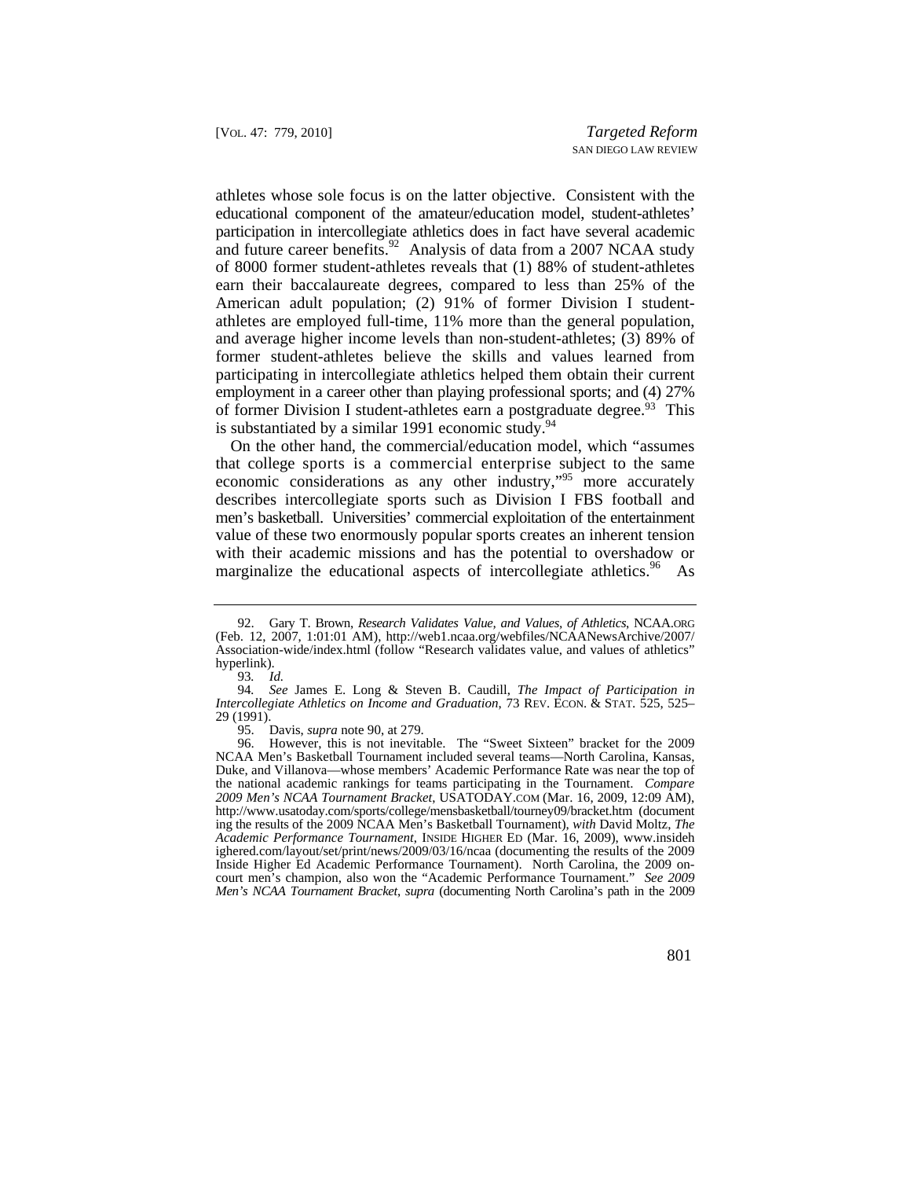athletes whose sole focus is on the latter objective. Consistent with the educational component of the amateur/education model, student-athletes' participation in intercollegiate athletics does in fact have several academic and future career benefits.[92] Analysis of data from a 2007 NCAA study of 8000 former student-athletes reveals that (1) 88% of student-athletes earn their baccalaureate degrees, compared to less than 25% of the American adult population; (2) 91% of former Division I student-athletes are employed full-time, 11% more than the general population, and average higher income levels than non-student-athletes; (3) 89% of former student-athletes believe the skills and values learned from participating in intercollegiate athletics helped them obtain their current employment in a career other than playing professional sports; and (4) 27% of former Division I student-athletes earn a postgraduate degree.[93] This is substantiated by a similar 1991 economic study.[94]

On the other hand, the commercial/education model, which "assumes that college sports is a commercial enterprise subject to the same economic considerations as any other industry,"[95] more accurately describes intercollegiate sports such as Division I FBS football and men's basketball. Universities' commercial exploitation of the entertainment value of these two enormously popular sports creates an inherent tension with their academic missions and has the potential to overshadow or marginalize the educational aspects of intercollegiate athletics.[96] As

---

92. Gary T. Brown, *Research Validates Value, and Values, of Athletics*, NCAA.ORG (Feb. 12, 2007, 1:01:01 AM), http://web1.ncaa.org/webfiles/NCAANewsArchive/2007/Association-wide/index.html (follow "Research validates value, and values of athletics" hyperlink).

93. *Id.*

94. *See* James E. Long & Steven B. Caudill, *The Impact of Participation in Intercollegiate Athletics on Income and Graduation*, 73 REV. ECON. & STAT. 525, 525–29 (1991).

95. Davis, *supra* note 90, at 279.

96. However, this is not inevitable. The "Sweet Sixteen" bracket for the 2009 NCAA Men's Basketball Tournament included several teams—North Carolina, Kansas, Duke, and Villanova—whose members' Academic Performance Rate was near the top of the national academic rankings for teams participating in the Tournament. *Compare 2009 Men's NCAA Tournament Bracket*, USATODAY.COM (Mar. 16, 2009, 12:09 AM), http://www.usatoday.com/sports/college/mensbasketball/tourney09/bracket.htm (documenting the results of the 2009 NCAA Men's Basketball Tournament), *with* David Moltz, *The Academic Performance Tournament*, INSIDE HIGHER ED (Mar. 16, 2009), www.insidehighered.com/layout/set/print/news/2009/03/16/ncaa (documenting the results of the 2009 Inside Higher Ed Academic Performance Tournament). North Carolina, the 2009 on-court men's champion, also won the "Academic Performance Tournament." *See 2009 Men's NCAA Tournament Bracket*, *supra* (documenting North Carolina's path in the 2009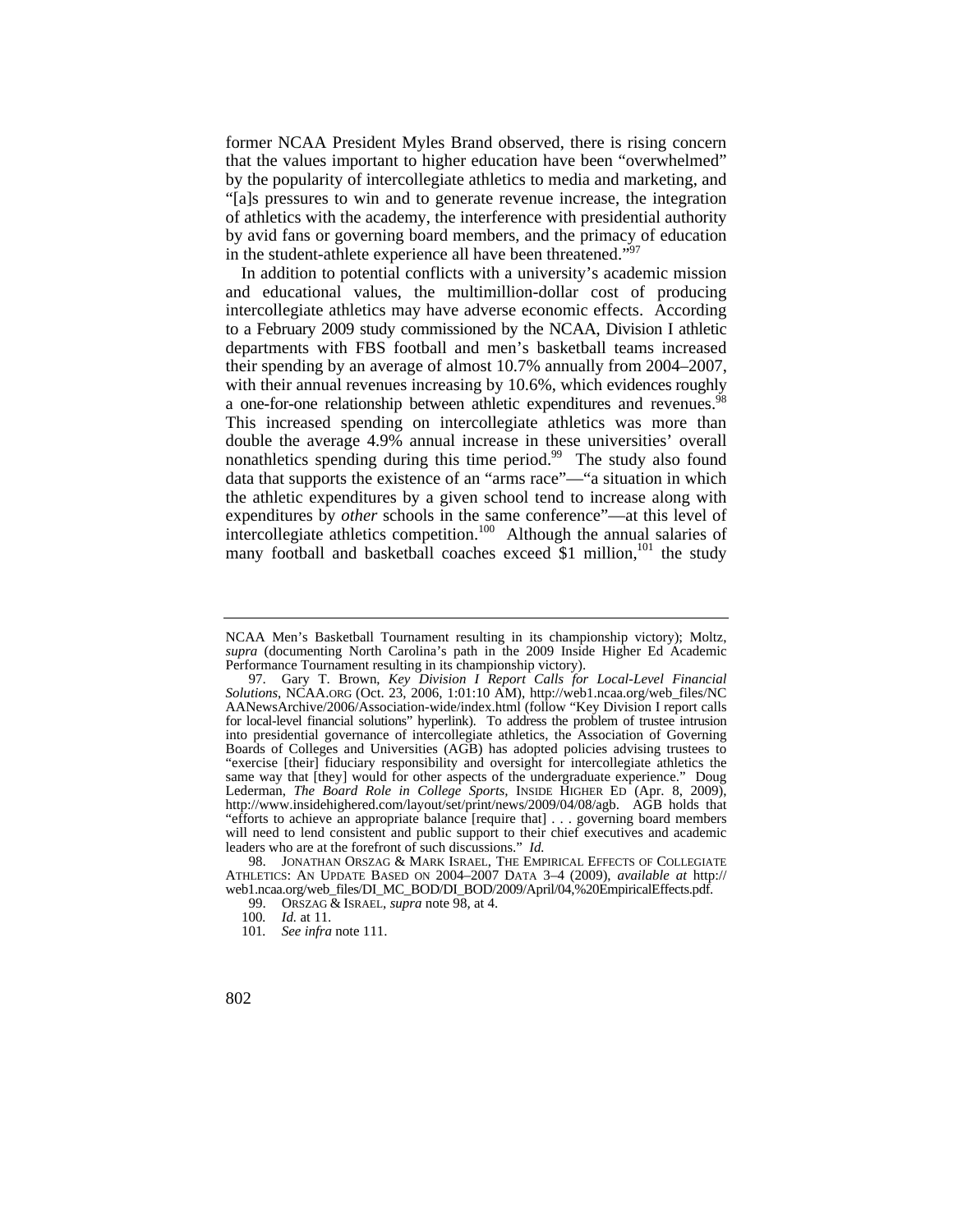former NCAA President Myles Brand observed, there is rising concern that the values important to higher education have been "overwhelmed" by the popularity of intercollegiate athletics to media and marketing, and "[a]s pressures to win and to generate revenue increase, the integration of athletics with the academy, the interference with presidential authority by avid fans or governing board members, and the primacy of education in the student-athlete experience all have been threatened."[97]

In addition to potential conflicts with a university's academic mission and educational values, the multimillion-dollar cost of producing intercollegiate athletics may have adverse economic effects. According to a February 2009 study commissioned by the NCAA, Division I athletic departments with FBS football and men's basketball teams increased their spending by an average of almost 10.7% annually from 2004–2007, with their annual revenues increasing by 10.6%, which evidences roughly a one-for-one relationship between athletic expenditures and revenues.[98] This increased spending on intercollegiate athletics was more than double the average 4.9% annual increase in these universities' overall nonathletics spending during this time period.[99] The study also found data that supports the existence of an "arms race"—"a situation in which the athletic expenditures by a given school tend to increase along with expenditures by *other* schools in the same conference"—at this level of intercollegiate athletics competition.[100] Although the annual salaries of many football and basketball coaches exceed $1 million,[101] the study

---

NCAA Men's Basketball Tournament resulting in its championship victory); Moltz, *supra* (documenting North Carolina's path in the 2009 Inside Higher Ed Academic Performance Tournament resulting in its championship victory).

97. Gary T. Brown, *Key Division I Report Calls for Local-Level Financial Solutions*, NCAA.ORG (Oct. 23, 2006, 1:01:10 AM), http://web1.ncaa.org/web_files/NCAANewsArchive/2006/Association-wide/index.html (follow "Key Division I report calls for local-level financial solutions" hyperlink). To address the problem of trustee intrusion into presidential governance of intercollegiate athletics, the Association of Governing Boards of Colleges and Universities (AGB) has adopted policies advising trustees to "exercise [their] fiduciary responsibility and oversight for intercollegiate athletics the same way that [they] would for other aspects of the undergraduate experience." Doug Lederman, *The Board Role in College Sports*, INSIDE HIGHER ED (Apr. 8, 2009), http://www.insidehighered.com/layout/set/print/news/2009/04/08/agb. AGB holds that "efforts to achieve an appropriate balance [require that] . . . governing board members will need to lend consistent and public support to their chief executives and academic leaders who are at the forefront of such discussions." *Id.*

98. JONATHAN ORSZAG & MARK ISRAEL, THE EMPIRICAL EFFECTS OF COLLEGIATE ATHLETICS: AN UPDATE BASED ON 2004–2007 DATA 3–4 (2009), *available at* http://web1.ncaa.org/web_files/DI_MC_BOD/DI_BOD/2009/April/04,%20EmpiricalEffects.pdf.

99. ORSZAG & ISRAEL, *supra* note 98, at 4.

100. *Id.* at 11.

101. *See infra* note 111.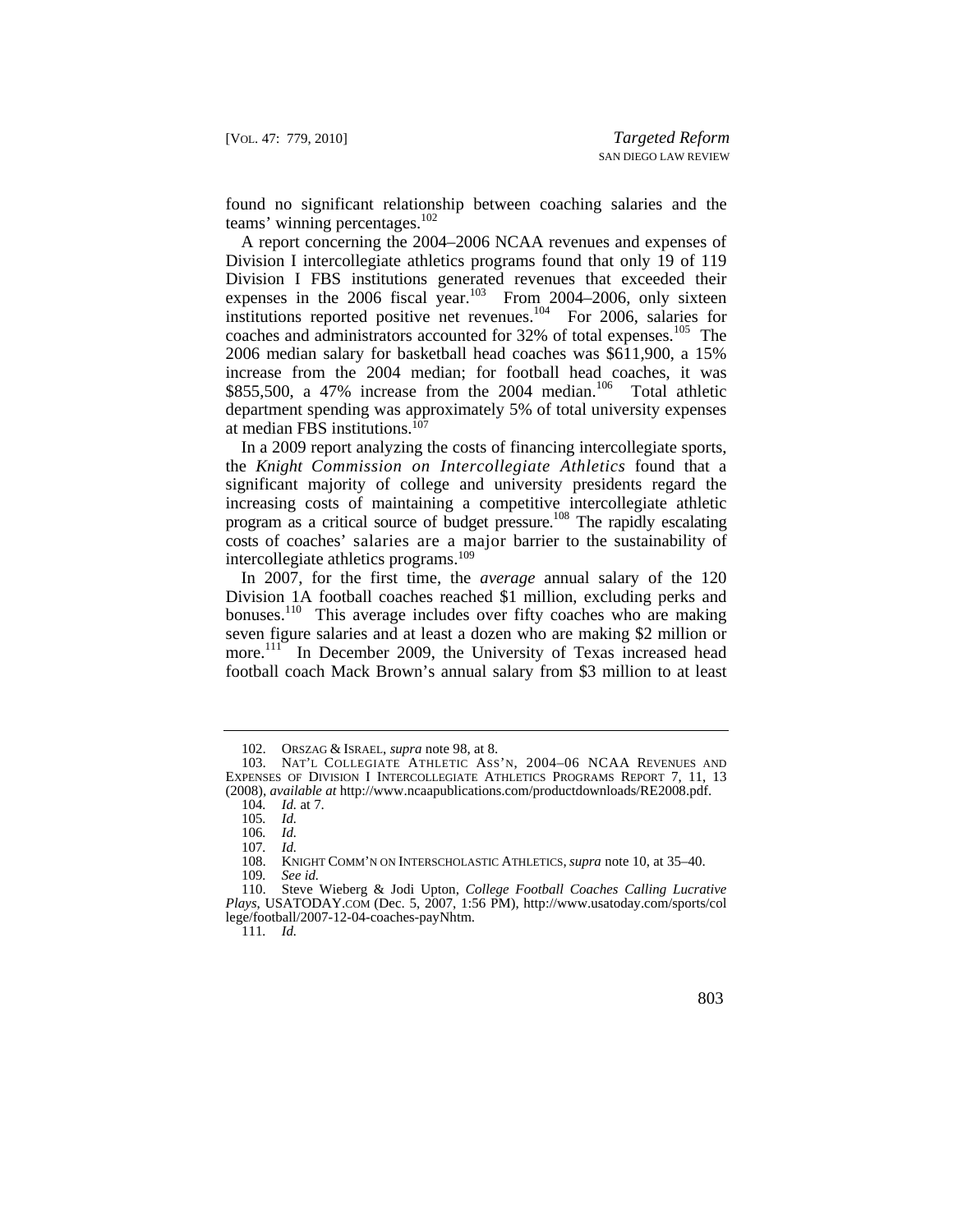found no significant relationship between coaching salaries and the teams' winning percentages.[102]

A report concerning the 2004–2006 NCAA revenues and expenses of Division I intercollegiate athletics programs found that only 19 of 119 Division I FBS institutions generated revenues that exceeded their expenses in the 2006 fiscal year.[103] From 2004–2006, only sixteen institutions reported positive net revenues.[104] For 2006, salaries for coaches and administrators accounted for 32% of total expenses.[105] The 2006 median salary for basketball head coaches was $611,900, a 15% increase from the 2004 median; for football head coaches, it was $855,500, a 47% increase from the 2004 median.[106] Total athletic department spending was approximately 5% of total university expenses at median FBS institutions.[107]

In a 2009 report analyzing the costs of financing intercollegiate sports, the *Knight Commission on Intercollegiate Athletics* found that a significant majority of college and university presidents regard the increasing costs of maintaining a competitive intercollegiate athletic program as a critical source of budget pressure.[108] The rapidly escalating costs of coaches' salaries are a major barrier to the sustainability of intercollegiate athletics programs.[109]

In 2007, for the first time, the *average* annual salary of the 120 Division 1A football coaches reached $1 million, excluding perks and bonuses.[110] This average includes over fifty coaches who are making seven figure salaries and at least a dozen who are making $2 million or more.[111] In December 2009, the University of Texas increased head football coach Mack Brown's annual salary from $3 million to at least

---

102. ORSZAG & ISRAEL, *supra* note 98, at 8.

103. NAT'L COLLEGIATE ATHLETIC ASS'N, 2004–06 NCAA REVENUES AND EXPENSES OF DIVISION I INTERCOLLEGIATE ATHLETICS PROGRAMS REPORT 7, 11, 13 (2008), *available at* http://www.ncaapublications.com/productdownloads/RE2008.pdf.

104. *Id.* at 7.

105. *Id.*

106. *Id.*

107. *Id.*

108. KNIGHT COMM'N ON INTERSCHOLASTIC ATHLETICS, *supra* note 10, at 35–40.

109. *See id.*

110. Steve Wieberg & Jodi Upton, *College Football Coaches Calling Lucrative Plays*, USATODAY.COM (Dec. 5, 2007, 1:56 PM), http://www.usatoday.com/sports/college/football/2007-12-04-coaches-payNhtm.

111. *Id.*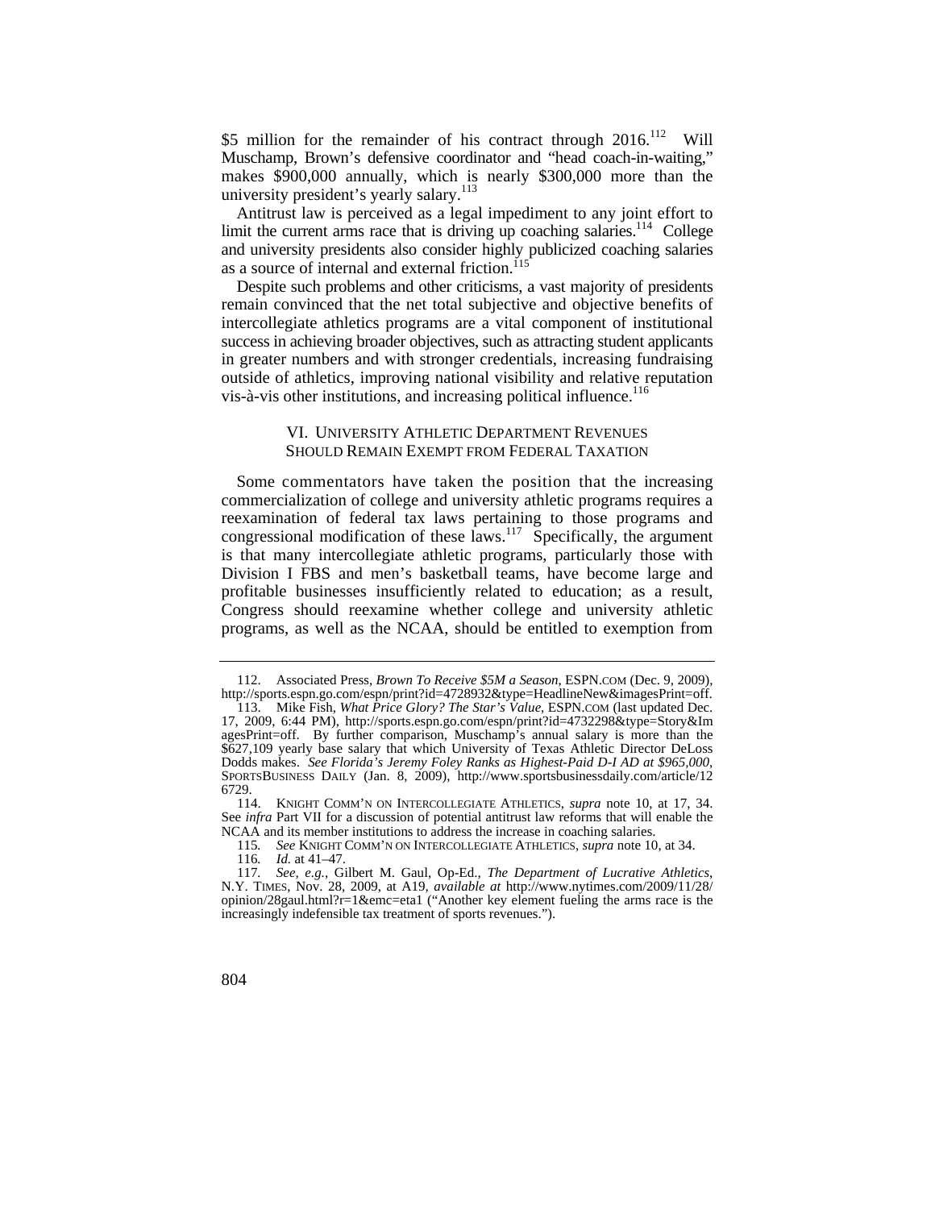$5 million for the remainder of his contract through 2016.[112] Will Muschamp, Brown's defensive coordinator and "head coach-in-waiting," makes $900,000 annually, which is nearly $300,000 more than the university president's yearly salary.[113]

Antitrust law is perceived as a legal impediment to any joint effort to limit the current arms race that is driving up coaching salaries.[114] College and university presidents also consider highly publicized coaching salaries as a source of internal and external friction.[115]

Despite such problems and other criticisms, a vast majority of presidents remain convinced that the net total subjective and objective benefits of intercollegiate athletics programs are a vital component of institutional success in achieving broader objectives, such as attracting student applicants in greater numbers and with stronger credentials, increasing fundraising outside of athletics, improving national visibility and relative reputation vis-à-vis other institutions, and increasing political influence.[116]

## VI. UNIVERSITY ATHLETIC DEPARTMENT REVENUES SHOULD REMAIN EXEMPT FROM FEDERAL TAXATION

Some commentators have taken the position that the increasing commercialization of college and university athletic programs requires a reexamination of federal tax laws pertaining to those programs and congressional modification of these laws.[117] Specifically, the argument is that many intercollegiate athletic programs, particularly those with Division I FBS and men's basketball teams, have become large and profitable businesses insufficiently related to education; as a result, Congress should reexamine whether college and university athletic programs, as well as the NCAA, should be entitled to exemption from

---

112. Associated Press, *Brown To Receive $5M a Season*, ESPN.COM (Dec. 9, 2009), http://sports.espn.go.com/espn/print?id=4728932&type=HeadlineNew&imagesPrint=off.

113. Mike Fish, *What Price Glory? The Star's Value*, ESPN.COM (last updated Dec. 17, 2009, 6:44 PM), http://sports.espn.go.com/espn/print?id=4732298&type=Story&ImagesPrint=off. By further comparison, Muschamp's annual salary is more than the $627,109 yearly base salary that which University of Texas Athletic Director DeLoss Dodds makes. *See Florida's Jeremy Foley Ranks as Highest-Paid D-I AD at $965,000*, SPORTSBUSINESS DAILY (Jan. 8, 2009), http://www.sportsbusinessdaily.com/article/126729.

114. KNIGHT COMM'N ON INTERCOLLEGIATE ATHLETICS, *supra* note 10, at 17, 34. See *infra* Part VII for a discussion of potential antitrust law reforms that will enable the NCAA and its member institutions to address the increase in coaching salaries.

115. *See* KNIGHT COMM'N ON INTERCOLLEGIATE ATHLETICS, *supra* note 10, at 34.

116. *Id.* at 41–47.

117. *See, e.g.*, Gilbert M. Gaul, Op-Ed., *The Department of Lucrative Athletics*, N.Y. TIMES, Nov. 28, 2009, at A19, *available at* http://www.nytimes.com/2009/11/28/opinion/28gaul.html?r=1&emc=eta1 ("Another key element fueling the arms race is the increasingly indefensible tax treatment of sports revenues.").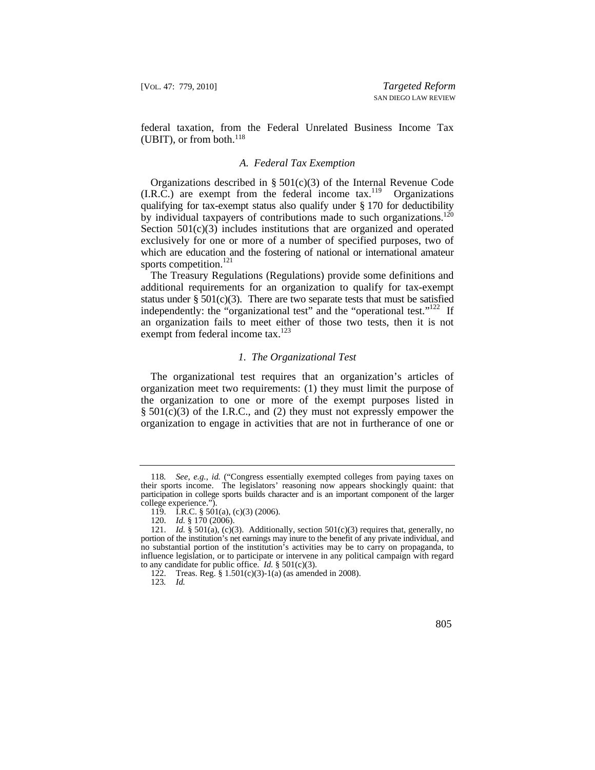federal taxation, from the Federal Unrelated Business Income Tax (UBIT), or from both.[118]

### A. Federal Tax Exemption

Organizations described in § 501(c)(3) of the Internal Revenue Code (I.R.C.) are exempt from the federal income tax.[119] Organizations qualifying for tax-exempt status also qualify under § 170 for deductibility by individual taxpayers of contributions made to such organizations.[120] Section 501(c)(3) includes institutions that are organized and operated exclusively for one or more of a number of specified purposes, two of which are education and the fostering of national or international amateur sports competition.[121]

The Treasury Regulations (Regulations) provide some definitions and additional requirements for an organization to qualify for tax-exempt status under § 501(c)(3). There are two separate tests that must be satisfied independently: the "organizational test" and the "operational test."[122] If an organization fails to meet either of those two tests, then it is not exempt from federal income tax.[123]

#### 1. The Organizational Test

The organizational test requires that an organization's articles of organization meet two requirements: (1) they must limit the purpose of the organization to one or more of the exempt purposes listed in § 501(c)(3) of the I.R.C., and (2) they must not expressly empower the organization to engage in activities that are not in furtherance of one or

---

118. *See, e.g.*, *id.* ("Congress essentially exempted colleges from paying taxes on their sports income. The legislators' reasoning now appears shockingly quaint: that participation in college sports builds character and is an important component of the larger college experience.").

119. I.R.C. § 501(a), (c)(3) (2006).

120. *Id.* § 170 (2006).

121. *Id.* § 501(a), (c)(3). Additionally, section 501(c)(3) requires that, generally, no portion of the institution's net earnings may inure to the benefit of any private individual, and no substantial portion of the institution's activities may be to carry on propaganda, to influence legislation, or to participate or intervene in any political campaign with regard to any candidate for public office. *Id.* § 501(c)(3).

122. Treas. Reg. § 1.501(c)(3)-1(a) (as amended in 2008).

123. *Id.*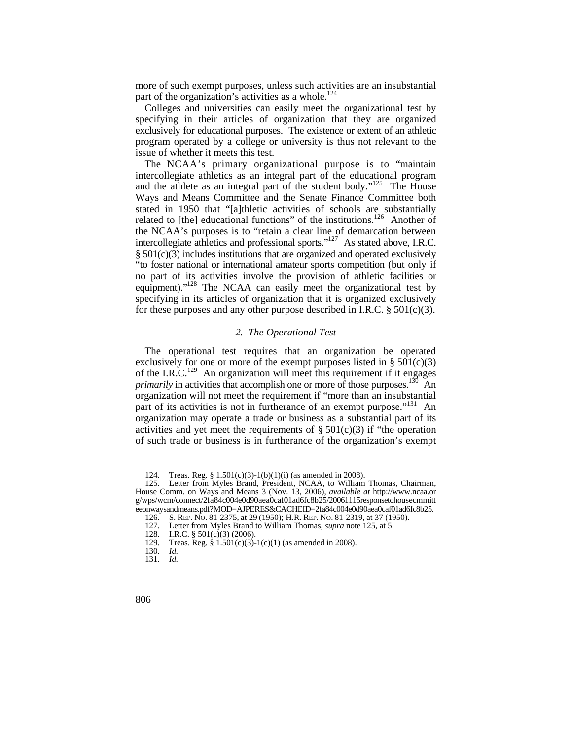more of such exempt purposes, unless such activities are an insubstantial part of the organization's activities as a whole.[124]

Colleges and universities can easily meet the organizational test by specifying in their articles of organization that they are organized exclusively for educational purposes. The existence or extent of an athletic program operated by a college or university is thus not relevant to the issue of whether it meets this test.

The NCAA's primary organizational purpose is to "maintain intercollegiate athletics as an integral part of the educational program and the athlete as an integral part of the student body."[125] The House Ways and Means Committee and the Senate Finance Committee both stated in 1950 that "[a]thletic activities of schools are substantially related to [the] educational functions" of the institutions.[126] Another of the NCAA's purposes is to "retain a clear line of demarcation between intercollegiate athletics and professional sports."[127] As stated above, I.R.C. § 501(c)(3) includes institutions that are organized and operated exclusively "to foster national or international amateur sports competition (but only if no part of its activities involve the provision of athletic facilities or equipment)."[128] The NCAA can easily meet the organizational test by specifying in its articles of organization that it is organized exclusively for these purposes and any other purpose described in I.R.C. § 501(c)(3).

### *2. The Operational Test*

The operational test requires that an organization be operated exclusively for one or more of the exempt purposes listed in § 501(c)(3) of the I.R.C.[129] An organization will meet this requirement if it engages *primarily* in activities that accomplish one or more of those purposes.[130] An organization will not meet the requirement if "more than an insubstantial part of its activities is not in furtherance of an exempt purpose."[131] An organization may operate a trade or business as a substantial part of its activities and yet meet the requirements of § 501(c)(3) if "the operation of such trade or business is in furtherance of the organization's exempt

---

124. Treas. Reg. § 1.501(c)(3)-1(b)(1)(i) (as amended in 2008).

125. Letter from Myles Brand, President, NCAA, to William Thomas, Chairman, House Comm. on Ways and Means 3 (Nov. 13, 2006), *available at* http://www.ncaa.org/wps/wcm/connect/2fa84c004e0d90aea0caf01ad6fc8b25/20061115responsetohousecmmitteeonwaysandmeans.pdf?MOD=AJPERES&CACHEID=2fa84c004e0d90aea0caf01ad6fc8b25.

126. S. REP. NO. 81-2375, at 29 (1950); H.R. REP. NO. 81-2319, at 37 (1950).

127. Letter from Myles Brand to William Thomas, *supra* note 125, at 5.

128. I.R.C. § 501(c)(3) (2006).

129. Treas. Reg. § 1.501(c)(3)-1(c)(1) (as amended in 2008).

130. *Id.*

131. *Id.*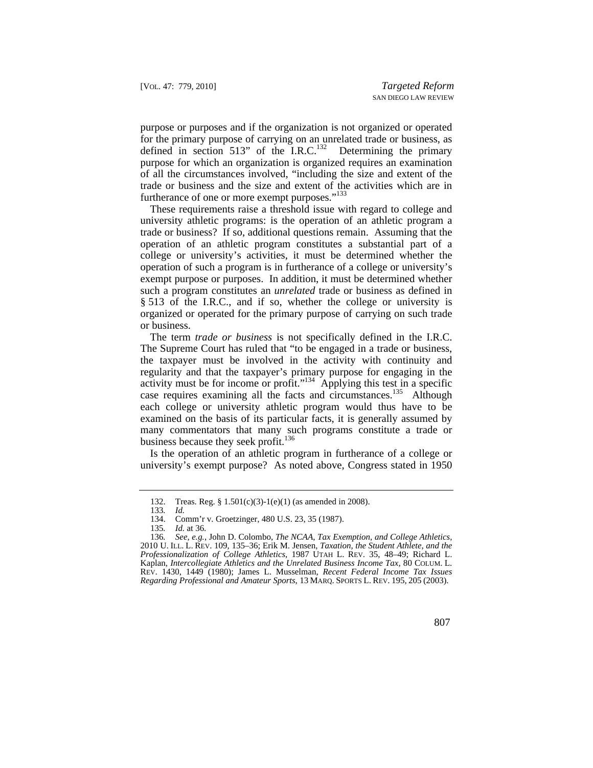purpose or purposes and if the organization is not organized or operated for the primary purpose of carrying on an unrelated trade or business, as defined in section 513" of the I.R.C.[132] Determining the primary purpose for which an organization is organized requires an examination of all the circumstances involved, "including the size and extent of the trade or business and the size and extent of the activities which are in furtherance of one or more exempt purposes."[133]

These requirements raise a threshold issue with regard to college and university athletic programs: is the operation of an athletic program a trade or business? If so, additional questions remain. Assuming that the operation of an athletic program constitutes a substantial part of a college or university's activities, it must be determined whether the operation of such a program is in furtherance of a college or university's exempt purpose or purposes. In addition, it must be determined whether such a program constitutes an *unrelated* trade or business as defined in § 513 of the I.R.C., and if so, whether the college or university is organized or operated for the primary purpose of carrying on such trade or business.

The term *trade or business* is not specifically defined in the I.R.C. The Supreme Court has ruled that "to be engaged in a trade or business, the taxpayer must be involved in the activity with continuity and regularity and that the taxpayer's primary purpose for engaging in the activity must be for income or profit."[134] Applying this test in a specific case requires examining all the facts and circumstances.[135] Although each college or university athletic program would thus have to be examined on the basis of its particular facts, it is generally assumed by many commentators that many such programs constitute a trade or business because they seek profit.[136]

Is the operation of an athletic program in furtherance of a college or university's exempt purpose? As noted above, Congress stated in 1950

---

132. Treas. Reg. § 1.501(c)(3)-1(e)(1) (as amended in 2008).

133. *Id.*

134. Comm'r v. Groetzinger, 480 U.S. 23, 35 (1987).

135. *Id.* at 36.

136. *See, e.g.*, John D. Colombo, *The NCAA, Tax Exemption, and College Athletics*, 2010 U. ILL. L. REV. 109, 135–36; Erik M. Jensen, *Taxation, the Student Athlete, and the Professionalization of College Athletics*, 1987 UTAH L. REV. 35, 48–49; Richard L. Kaplan, *Intercollegiate Athletics and the Unrelated Business Income Tax*, 80 COLUM. L. REV. 1430, 1449 (1980); James L. Musselman, *Recent Federal Income Tax Issues Regarding Professional and Amateur Sports*, 13 MARQ. SPORTS L. REV. 195, 205 (2003).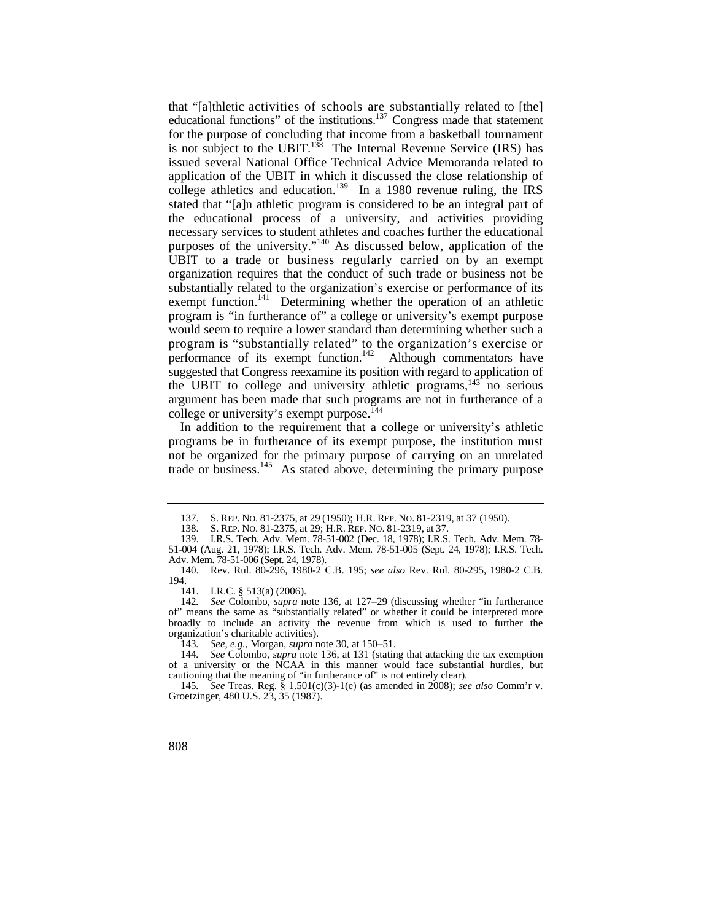that "[a]thletic activities of schools are substantially related to [the] educational functions" of the institutions.[137] Congress made that statement for the purpose of concluding that income from a basketball tournament is not subject to the UBIT.[138] The Internal Revenue Service (IRS) has issued several National Office Technical Advice Memoranda related to application of the UBIT in which it discussed the close relationship of college athletics and education.[139] In a 1980 revenue ruling, the IRS stated that "[a]n athletic program is considered to be an integral part of the educational process of a university, and activities providing necessary services to student athletes and coaches further the educational purposes of the university."[140] As discussed below, application of the UBIT to a trade or business regularly carried on by an exempt organization requires that the conduct of such trade or business not be substantially related to the organization's exercise or performance of its exempt function.[141] Determining whether the operation of an athletic program is "in furtherance of" a college or university's exempt purpose would seem to require a lower standard than determining whether such a program is "substantially related" to the organization's exercise or performance of its exempt function.[142] Although commentators have suggested that Congress reexamine its position with regard to application of the UBIT to college and university athletic programs,[143] no serious argument has been made that such programs are not in furtherance of a college or university's exempt purpose.[144]

In addition to the requirement that a college or university's athletic programs be in furtherance of its exempt purpose, the institution must not be organized for the primary purpose of carrying on an unrelated trade or business.[145] As stated above, determining the primary purpose

---

137. S. REP. NO. 81-2375, at 29 (1950); H.R. REP. NO. 81-2319, at 37 (1950).

138. S. REP. NO. 81-2375, at 29; H.R. REP. NO. 81-2319, at 37.

139. I.R.S. Tech. Adv. Mem. 78-51-002 (Dec. 18, 1978); I.R.S. Tech. Adv. Mem. 78-51-004 (Aug. 21, 1978); I.R.S. Tech. Adv. Mem. 78-51-005 (Sept. 24, 1978); I.R.S. Tech. Adv. Mem. 78-51-006 (Sept. 24, 1978).

140. Rev. Rul. 80-296, 1980-2 C.B. 195; *see also* Rev. Rul. 80-295, 1980-2 C.B. 194.

141. I.R.C. § 513(a) (2006).

142. *See* Colombo, *supra* note 136, at 127–29 (discussing whether "in furtherance of" means the same as "substantially related" or whether it could be interpreted more broadly to include an activity the revenue from which is used to further the organization's charitable activities).

143. *See, e.g.*, Morgan, *supra* note 30, at 150–51.

144. *See* Colombo, *supra* note 136, at 131 (stating that attacking the tax exemption of a university or the NCAA in this manner would face substantial hurdles, but cautioning that the meaning of "in furtherance of" is not entirely clear).

145. *See* Treas. Reg. § 1.501(c)(3)-1(e) (as amended in 2008); *see also* Comm'r v. Groetzinger, 480 U.S. 23, 35 (1987).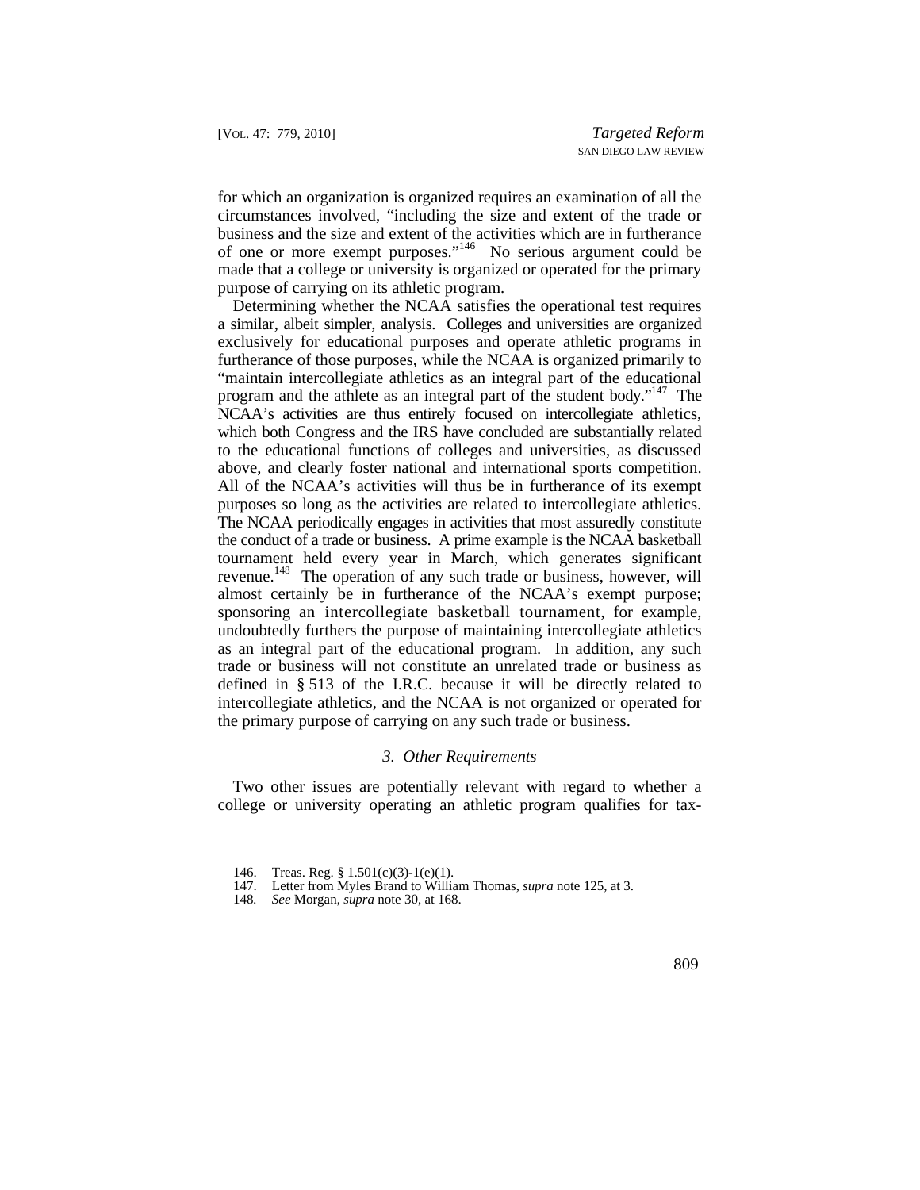for which an organization is organized requires an examination of all the circumstances involved, "including the size and extent of the trade or business and the size and extent of the activities which are in furtherance of one or more exempt purposes."[146] No serious argument could be made that a college or university is organized or operated for the primary purpose of carrying on its athletic program.

Determining whether the NCAA satisfies the operational test requires a similar, albeit simpler, analysis. Colleges and universities are organized exclusively for educational purposes and operate athletic programs in furtherance of those purposes, while the NCAA is organized primarily to "maintain intercollegiate athletics as an integral part of the educational program and the athlete as an integral part of the student body."[147] The NCAA's activities are thus entirely focused on intercollegiate athletics, which both Congress and the IRS have concluded are substantially related to the educational functions of colleges and universities, as discussed above, and clearly foster national and international sports competition. All of the NCAA's activities will thus be in furtherance of its exempt purposes so long as the activities are related to intercollegiate athletics. The NCAA periodically engages in activities that most assuredly constitute the conduct of a trade or business. A prime example is the NCAA basketball tournament held every year in March, which generates significant revenue.[148] The operation of any such trade or business, however, will almost certainly be in furtherance of the NCAA's exempt purpose; sponsoring an intercollegiate basketball tournament, for example, undoubtedly furthers the purpose of maintaining intercollegiate athletics as an integral part of the educational program. In addition, any such trade or business will not constitute an unrelated trade or business as defined in § 513 of the I.R.C. because it will be directly related to intercollegiate athletics, and the NCAA is not organized or operated for the primary purpose of carrying on any such trade or business.

### *3. Other Requirements*

Two other issues are potentially relevant with regard to whether a college or university operating an athletic program qualifies for tax-

146. Treas. Reg. § 1.501(c)(3)-1(e)(1).

147. Letter from Myles Brand to William Thomas, *supra* note 125, at 3.

148. *See* Morgan, *supra* note 30, at 168.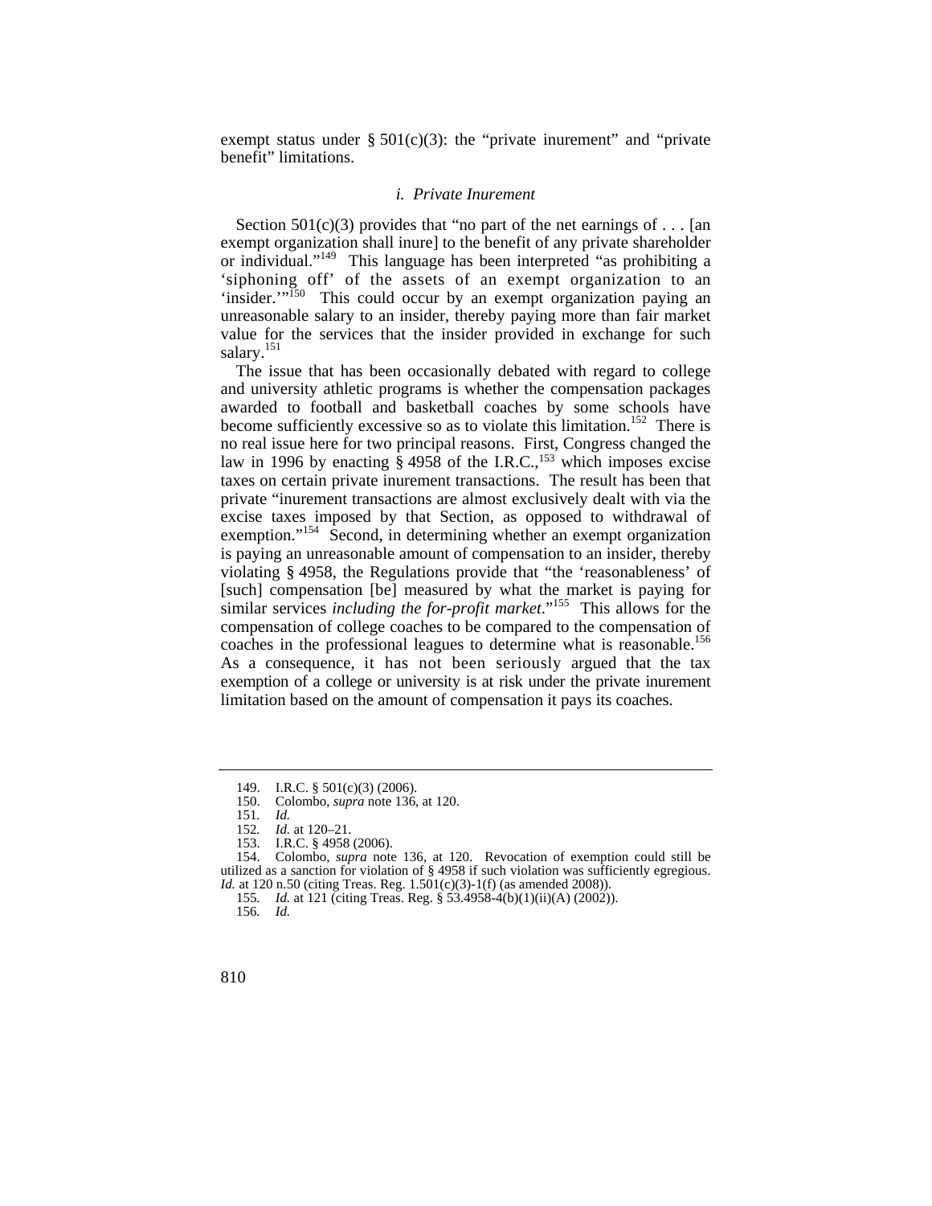exempt status under § 501(c)(3): the "private inurement" and "private benefit" limitations.

#### *i. Private Inurement*

Section 501(c)(3) provides that "no part of the net earnings of . . . [an exempt organization shall inure] to the benefit of any private shareholder or individual."[149] This language has been interpreted "as prohibiting a 'siphoning off' of the assets of an exempt organization to an 'insider.'"[150] This could occur by an exempt organization paying an unreasonable salary to an insider, thereby paying more than fair market value for the services that the insider provided in exchange for such salary.[151]

The issue that has been occasionally debated with regard to college and university athletic programs is whether the compensation packages awarded to football and basketball coaches by some schools have become sufficiently excessive so as to violate this limitation.[152] There is no real issue here for two principal reasons. First, Congress changed the law in 1996 by enacting § 4958 of the I.R.C.,[153] which imposes excise taxes on certain private inurement transactions. The result has been that private "inurement transactions are almost exclusively dealt with via the excise taxes imposed by that Section, as opposed to withdrawal of exemption."[154] Second, in determining whether an exempt organization is paying an unreasonable amount of compensation to an insider, thereby violating § 4958, the Regulations provide that "the 'reasonableness' of [such] compensation [be] measured by what the market is paying for similar services *including the for-profit market*."[155] This allows for the compensation of college coaches to be compared to the compensation of coaches in the professional leagues to determine what is reasonable.[156] As a consequence, it has not been seriously argued that the tax exemption of a college or university is at risk under the private inurement limitation based on the amount of compensation it pays its coaches.

---

149. I.R.C. § 501(c)(3) (2006).

150. Colombo, *supra* note 136, at 120.

151. *Id.*

152. *Id.* at 120–21.

153. I.R.C. § 4958 (2006).

154. Colombo, *supra* note 136, at 120. Revocation of exemption could still be utilized as a sanction for violation of § 4958 if such violation was sufficiently egregious. *Id.* at 120 n.50 (citing Treas. Reg. 1.501(c)(3)-1(f) (as amended 2008)).

155. *Id.* at 121 (citing Treas. Reg. § 53.4958-4(b)(1)(ii)(A) (2002)).

156. *Id.*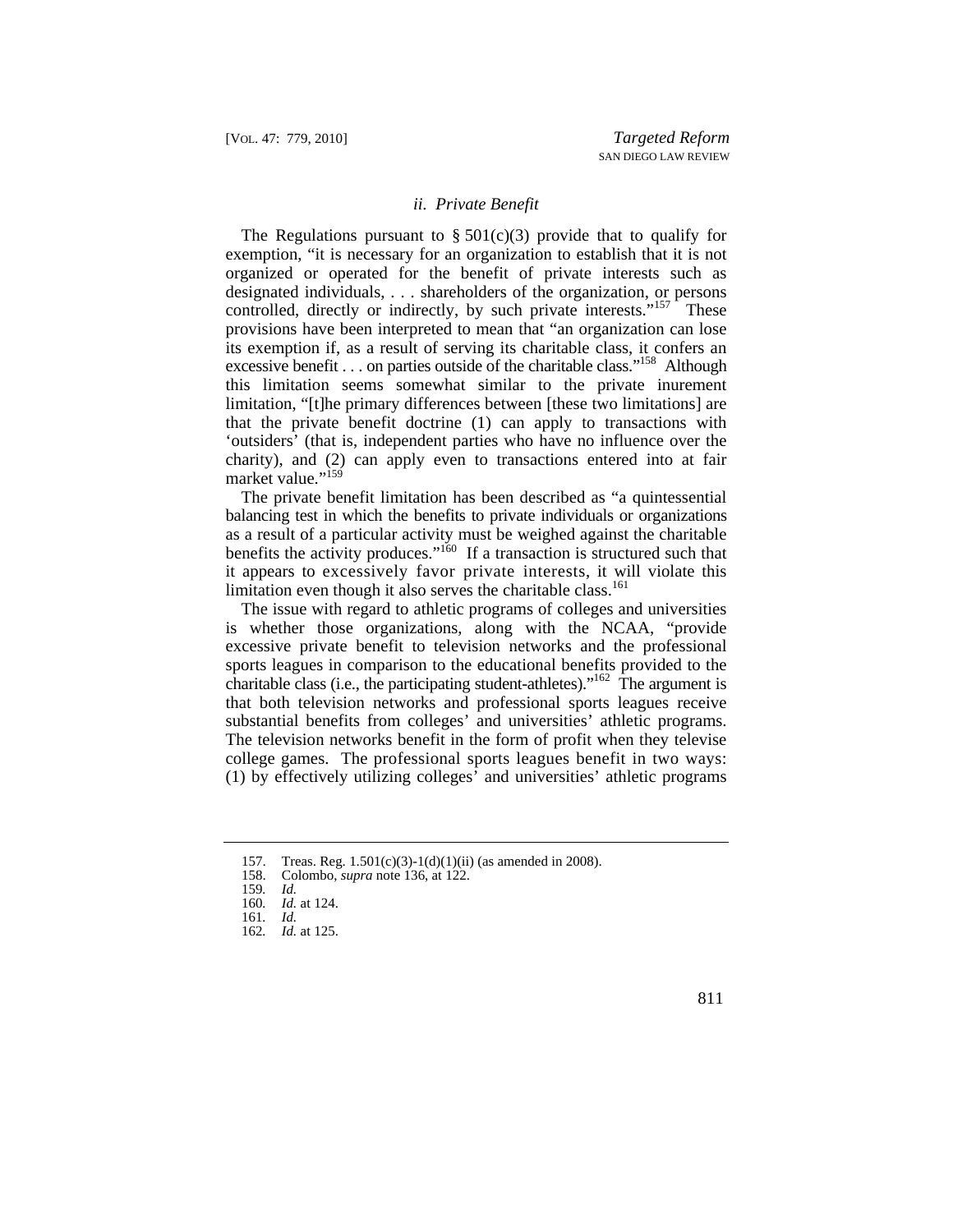### *ii. Private Benefit*

The Regulations pursuant to § 501(c)(3) provide that to qualify for exemption, "it is necessary for an organization to establish that it is not organized or operated for the benefit of private interests such as designated individuals, . . . shareholders of the organization, or persons controlled, directly or indirectly, by such private interests."[157] These provisions have been interpreted to mean that "an organization can lose its exemption if, as a result of serving its charitable class, it confers an excessive benefit . . . on parties outside of the charitable class."[158] Although this limitation seems somewhat similar to the private inurement limitation, "[t]he primary differences between [these two limitations] are that the private benefit doctrine (1) can apply to transactions with 'outsiders' (that is, independent parties who have no influence over the charity), and (2) can apply even to transactions entered into at fair market value."[159]

The private benefit limitation has been described as "a quintessential balancing test in which the benefits to private individuals or organizations as a result of a particular activity must be weighed against the charitable benefits the activity produces."[160] If a transaction is structured such that it appears to excessively favor private interests, it will violate this limitation even though it also serves the charitable class.[161]

The issue with regard to athletic programs of colleges and universities is whether those organizations, along with the NCAA, "provide excessive private benefit to television networks and the professional sports leagues in comparison to the educational benefits provided to the charitable class (i.e., the participating student-athletes)."[162] The argument is that both television networks and professional sports leagues receive substantial benefits from colleges' and universities' athletic programs. The television networks benefit in the form of profit when they televise college games. The professional sports leagues benefit in two ways: (1) by effectively utilizing colleges' and universities' athletic programs

---

157. Treas. Reg. 1.501(c)(3)-1(d)(1)(ii) (as amended in 2008).
158. Colombo, *supra* note 136, at 122.
159. *Id.*
160. *Id.* at 124.
161. *Id.*
162. *Id.* at 125.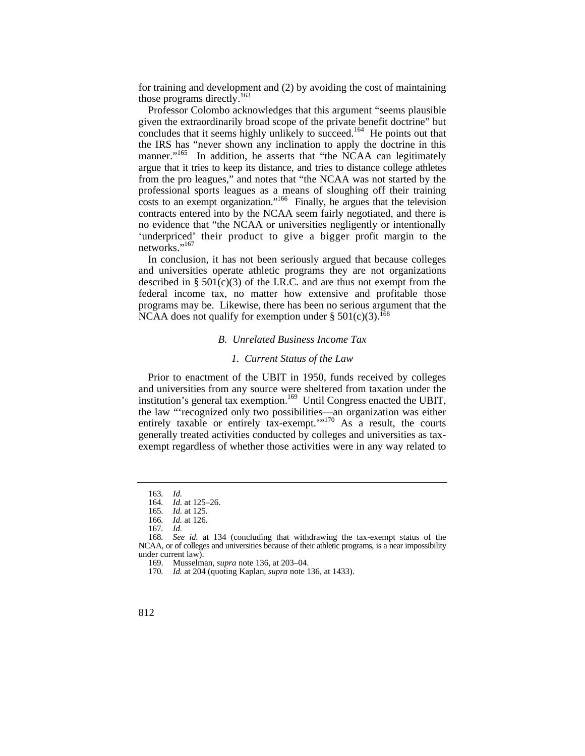for training and development and (2) by avoiding the cost of maintaining those programs directly.[163]

Professor Colombo acknowledges that this argument "seems plausible given the extraordinarily broad scope of the private benefit doctrine" but concludes that it seems highly unlikely to succeed.[164] He points out that the IRS has "never shown any inclination to apply the doctrine in this manner."[165] In addition, he asserts that "the NCAA can legitimately argue that it tries to keep its distance, and tries to distance college athletes from the pro leagues," and notes that "the NCAA was not started by the professional sports leagues as a means of sloughing off their training costs to an exempt organization."[166] Finally, he argues that the television contracts entered into by the NCAA seem fairly negotiated, and there is no evidence that "the NCAA or universities negligently or intentionally 'underpriced' their product to give a bigger profit margin to the networks."[167]

In conclusion, it has not been seriously argued that because colleges and universities operate athletic programs they are not organizations described in § 501(c)(3) of the I.R.C. and are thus not exempt from the federal income tax, no matter how extensive and profitable those programs may be. Likewise, there has been no serious argument that the NCAA does not qualify for exemption under § 501(c)(3).[168]

### *B. Unrelated Business Income Tax*

#### *1. Current Status of the Law*

Prior to enactment of the UBIT in 1950, funds received by colleges and universities from any source were sheltered from taxation under the institution's general tax exemption.[169] Until Congress enacted the UBIT, the law "'recognized only two possibilities—an organization was either entirely taxable or entirely tax-exempt.'"[170] As a result, the courts generally treated activities conducted by colleges and universities as tax-exempt regardless of whether those activities were in any way related to

---

163. *Id.*

164. *Id.* at 125–26.

165. *Id.* at 125.

166. *Id.* at 126.

167. *Id.*

168. *See id.* at 134 (concluding that withdrawing the tax-exempt status of the NCAA, or of colleges and universities because of their athletic programs, is a near impossibility under current law).

169. Musselman, *supra* note 136, at 203–04.

170. *Id.* at 204 (quoting Kaplan, *supra* note 136, at 1433).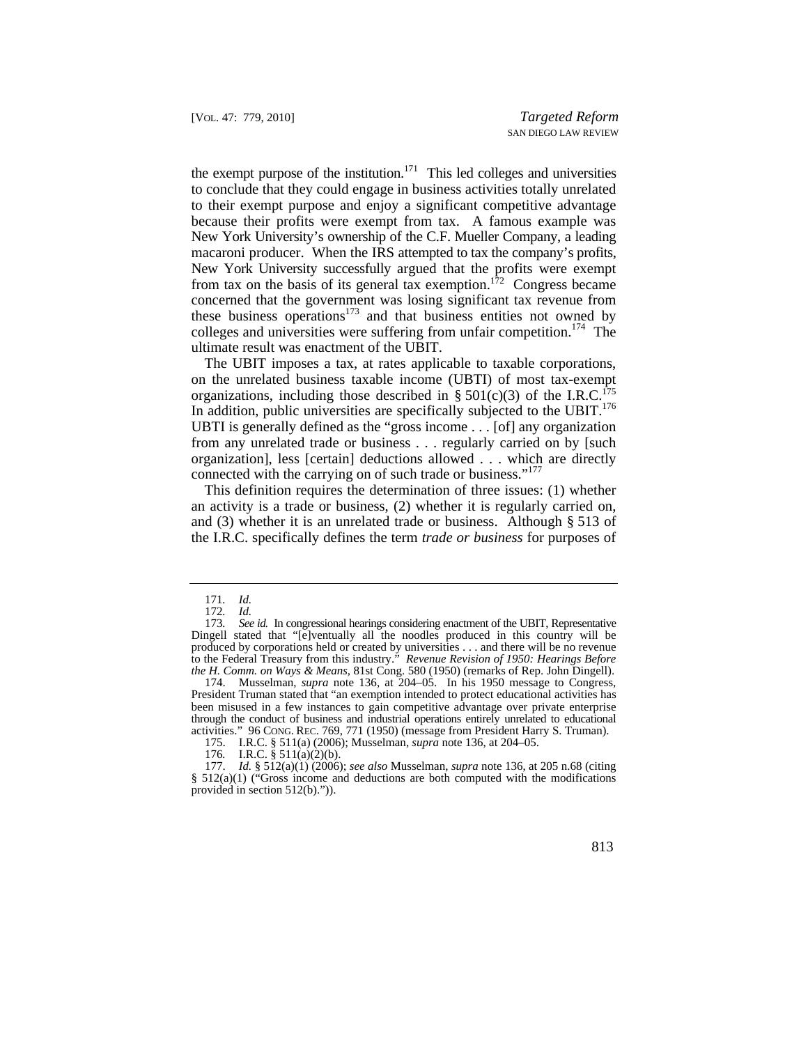the exempt purpose of the institution.[171] This led colleges and universities to conclude that they could engage in business activities totally unrelated to their exempt purpose and enjoy a significant competitive advantage because their profits were exempt from tax. A famous example was New York University's ownership of the C.F. Mueller Company, a leading macaroni producer. When the IRS attempted to tax the company's profits, New York University successfully argued that the profits were exempt from tax on the basis of its general tax exemption.[172] Congress became concerned that the government was losing significant tax revenue from these business operations[173] and that business entities not owned by colleges and universities were suffering from unfair competition.[174] The ultimate result was enactment of the UBIT.

The UBIT imposes a tax, at rates applicable to taxable corporations, on the unrelated business taxable income (UBTI) of most tax-exempt organizations, including those described in § 501(c)(3) of the I.R.C.[175] In addition, public universities are specifically subjected to the UBIT.[176] UBTI is generally defined as the "gross income . . . [of] any organization from any unrelated trade or business . . . regularly carried on by [such organization], less [certain] deductions allowed . . . which are directly connected with the carrying on of such trade or business."[177]

This definition requires the determination of three issues: (1) whether an activity is a trade or business, (2) whether it is regularly carried on, and (3) whether it is an unrelated trade or business. Although § 513 of the I.R.C. specifically defines the term *trade or business* for purposes of

---

171. *Id.*

172. *Id.*

173. *See id.* In congressional hearings considering enactment of the UBIT, Representative Dingell stated that "[e]ventually all the noodles produced in this country will be produced by corporations held or created by universities . . . and there will be no revenue to the Federal Treasury from this industry." *Revenue Revision of 1950: Hearings Before the H. Comm. on Ways & Means*, 81st Cong. 580 (1950) (remarks of Rep. John Dingell).

174. Musselman, *supra* note 136, at 204–05. In his 1950 message to Congress, President Truman stated that "an exemption intended to protect educational activities has been misused in a few instances to gain competitive advantage over private enterprise through the conduct of business and industrial operations entirely unrelated to educational activities." 96 CONG. REC. 769, 771 (1950) (message from President Harry S. Truman).

175. I.R.C. § 511(a) (2006); Musselman, *supra* note 136, at 204–05.

176. I.R.C. § 511(a)(2)(b).

177. *Id.* § 512(a)(1) (2006); *see also* Musselman, *supra* note 136, at 205 n.68 (citing § 512(a)(1) ("Gross income and deductions are both computed with the modifications provided in section 512(b).")).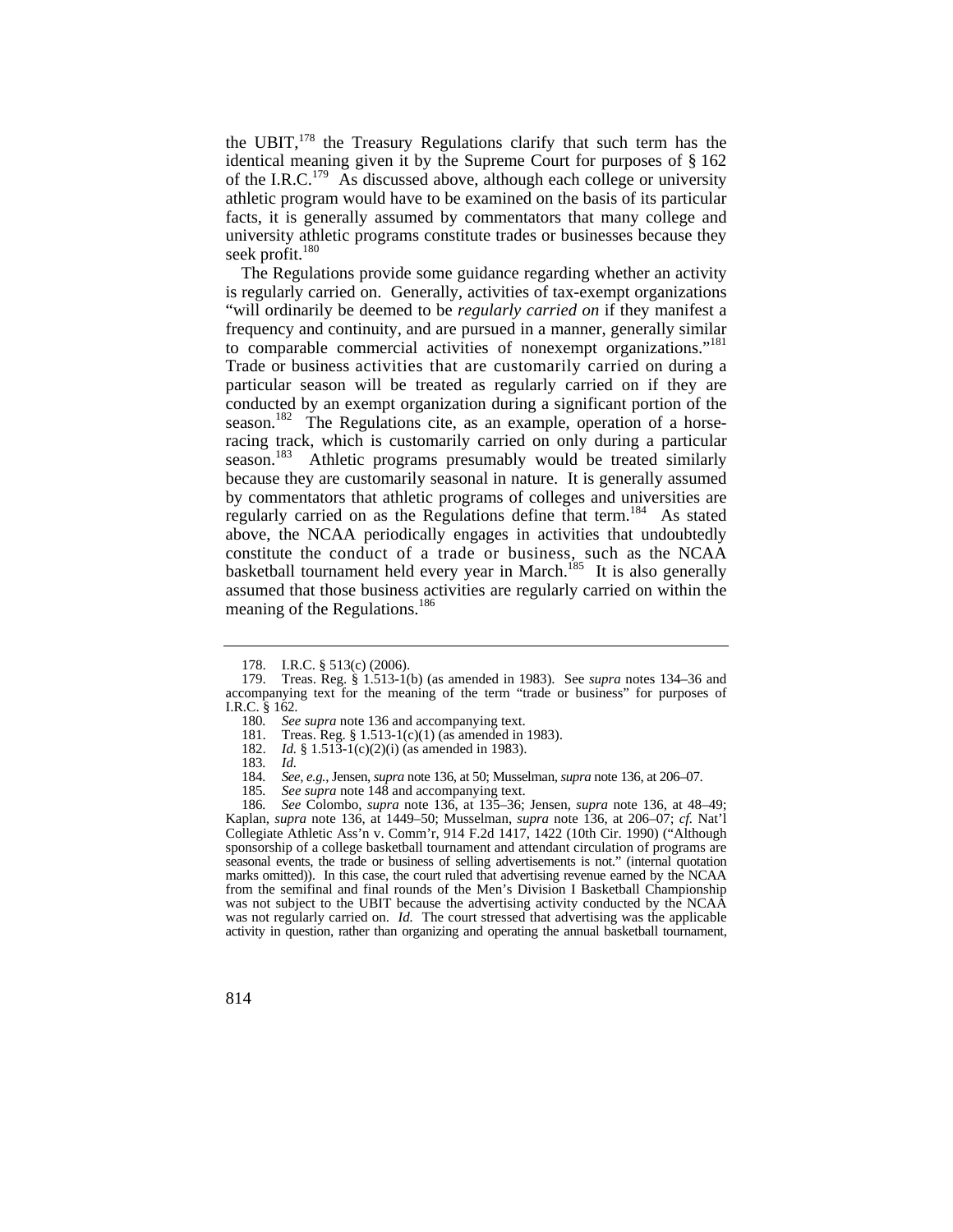the UBIT,[178] the Treasury Regulations clarify that such term has the identical meaning given it by the Supreme Court for purposes of § 162 of the I.R.C.[179] As discussed above, although each college or university athletic program would have to be examined on the basis of its particular facts, it is generally assumed by commentators that many college and university athletic programs constitute trades or businesses because they seek profit.[180]

The Regulations provide some guidance regarding whether an activity is regularly carried on. Generally, activities of tax-exempt organizations "will ordinarily be deemed to be *regularly carried on* if they manifest a frequency and continuity, and are pursued in a manner, generally similar to comparable commercial activities of nonexempt organizations."[181] Trade or business activities that are customarily carried on during a particular season will be treated as regularly carried on if they are conducted by an exempt organization during a significant portion of the season.[182] The Regulations cite, as an example, operation of a horse-racing track, which is customarily carried on only during a particular season.[183] Athletic programs presumably would be treated similarly because they are customarily seasonal in nature. It is generally assumed by commentators that athletic programs of colleges and universities are regularly carried on as the Regulations define that term.[184] As stated above, the NCAA periodically engages in activities that undoubtedly constitute the conduct of a trade or business, such as the NCAA basketball tournament held every year in March.[185] It is also generally assumed that those business activities are regularly carried on within the meaning of the Regulations.[186]

---

178. I.R.C. § 513(c) (2006).

179. Treas. Reg. § 1.513-1(b) (as amended in 1983). See *supra* notes 134–36 and accompanying text for the meaning of the term "trade or business" for purposes of I.R.C. § 162.

180. *See supra* note 136 and accompanying text.

181. Treas. Reg. § 1.513-1(c)(1) (as amended in 1983).

182. *Id.* § 1.513-1(c)(2)(i) (as amended in 1983).

183. *Id.*

184. *See, e.g.*, Jensen, *supra* note 136, at 50; Musselman, *supra* note 136, at 206–07.

185. *See supra* note 148 and accompanying text.

186. *See* Colombo, *supra* note 136, at 135–36; Jensen, *supra* note 136, at 48–49; Kaplan, *supra* note 136, at 1449–50; Musselman, *supra* note 136, at 206–07; *cf.* Nat'l Collegiate Athletic Ass'n v. Comm'r, 914 F.2d 1417, 1422 (10th Cir. 1990) ("Although sponsorship of a college basketball tournament and attendant circulation of programs are seasonal events, the trade or business of selling advertisements is not." (internal quotation marks omitted)). In this case, the court ruled that advertising revenue earned by the NCAA from the semifinal and final rounds of the Men's Division I Basketball Championship was not subject to the UBIT because the advertising activity conducted by the NCAA was not regularly carried on. *Id.* The court stressed that advertising was the applicable activity in question, rather than organizing and operating the annual basketball tournament,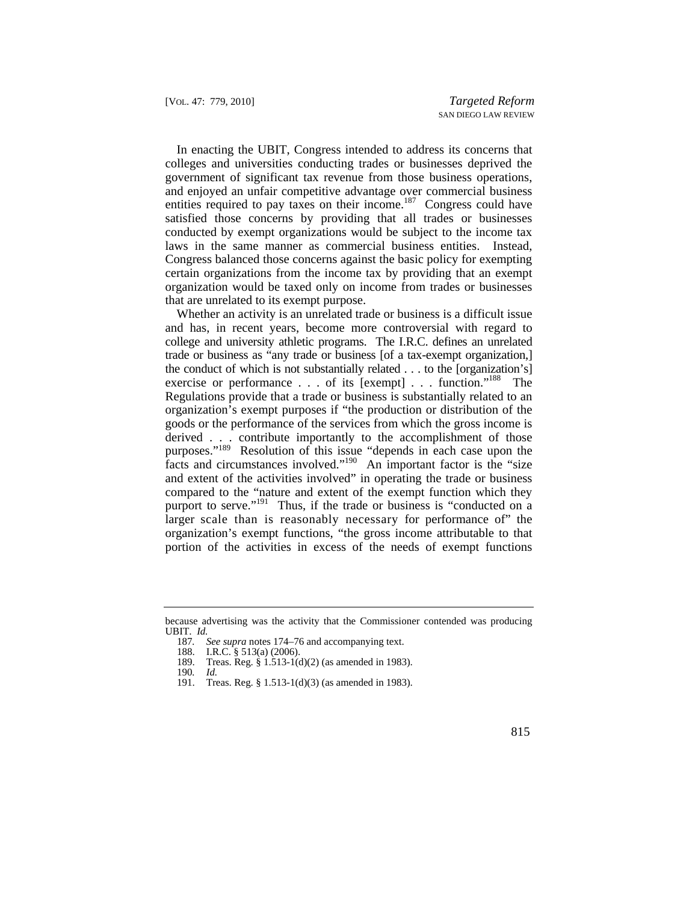In enacting the UBIT, Congress intended to address its concerns that colleges and universities conducting trades or businesses deprived the government of significant tax revenue from those business operations, and enjoyed an unfair competitive advantage over commercial business entities required to pay taxes on their income.[187] Congress could have satisfied those concerns by providing that all trades or businesses conducted by exempt organizations would be subject to the income tax laws in the same manner as commercial business entities. Instead, Congress balanced those concerns against the basic policy for exempting certain organizations from the income tax by providing that an exempt organization would be taxed only on income from trades or businesses that are unrelated to its exempt purpose.

Whether an activity is an unrelated trade or business is a difficult issue and has, in recent years, become more controversial with regard to college and university athletic programs. The I.R.C. defines an unrelated trade or business as "any trade or business [of a tax-exempt organization,] the conduct of which is not substantially related . . . to the [organization's] exercise or performance . . . of its [exempt] . . . function."[188] The Regulations provide that a trade or business is substantially related to an organization's exempt purposes if "the production or distribution of the goods or the performance of the services from which the gross income is derived . . . contribute importantly to the accomplishment of those purposes."[189] Resolution of this issue "depends in each case upon the facts and circumstances involved."[190] An important factor is the "size and extent of the activities involved" in operating the trade or business compared to the "nature and extent of the exempt function which they purport to serve."[191] Thus, if the trade or business is "conducted on a larger scale than is reasonably necessary for performance of" the organization's exempt functions, "the gross income attributable to that portion of the activities in excess of the needs of exempt functions

---

because advertising was the activity that the Commissioner contended was producing UBIT. *Id.*

187. *See supra* notes 174–76 and accompanying text.
188. I.R.C. § 513(a) (2006).
189. Treas. Reg. § 1.513-1(d)(2) (as amended in 1983).
190. *Id.*
191. Treas. Reg. § 1.513-1(d)(3) (as amended in 1983).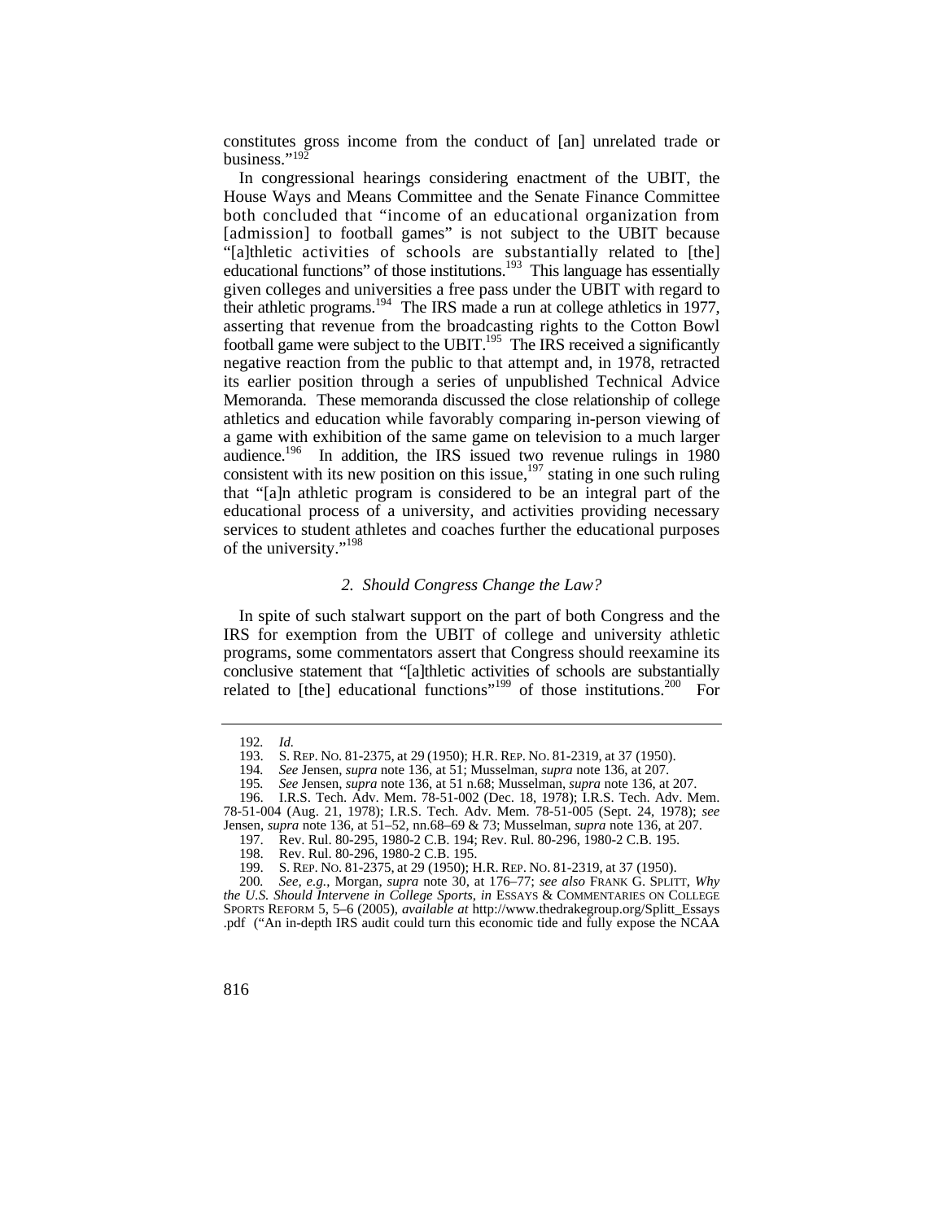constitutes gross income from the conduct of [an] unrelated trade or business."[192]

In congressional hearings considering enactment of the UBIT, the House Ways and Means Committee and the Senate Finance Committee both concluded that "income of an educational organization from [admission] to football games" is not subject to the UBIT because "[a]thletic activities of schools are substantially related to [the] educational functions" of those institutions.[193] This language has essentially given colleges and universities a free pass under the UBIT with regard to their athletic programs.[194] The IRS made a run at college athletics in 1977, asserting that revenue from the broadcasting rights to the Cotton Bowl football game were subject to the UBIT.[195] The IRS received a significantly negative reaction from the public to that attempt and, in 1978, retracted its earlier position through a series of unpublished Technical Advice Memoranda. These memoranda discussed the close relationship of college athletics and education while favorably comparing in-person viewing of a game with exhibition of the same game on television to a much larger audience.[196] In addition, the IRS issued two revenue rulings in 1980 consistent with its new position on this issue,[197] stating in one such ruling that "[a]n athletic program is considered to be an integral part of the educational process of a university, and activities providing necessary services to student athletes and coaches further the educational purposes of the university."[198]

### *2. Should Congress Change the Law?*

In spite of such stalwart support on the part of both Congress and the IRS for exemption from the UBIT of college and university athletic programs, some commentators assert that Congress should reexamine its conclusive statement that "[a]thletic activities of schools are substantially related to [the] educational functions"[199] of those institutions.[200] For

---

192. *Id.*

193. S. REP. NO. 81-2375, at 29 (1950); H.R. REP. NO. 81-2319, at 37 (1950).

194. *See* Jensen, *supra* note 136, at 51; Musselman, *supra* note 136, at 207.

195. *See* Jensen, *supra* note 136, at 51 n.68; Musselman, *supra* note 136, at 207.

196. I.R.S. Tech. Adv. Mem. 78-51-002 (Dec. 18, 1978); I.R.S. Tech. Adv. Mem. 78-51-004 (Aug. 21, 1978); I.R.S. Tech. Adv. Mem. 78-51-005 (Sept. 24, 1978); *see* Jensen, *supra* note 136, at 51–52, nn.68–69 & 73; Musselman, *supra* note 136, at 207.

197. Rev. Rul. 80-295, 1980-2 C.B. 194; Rev. Rul. 80-296, 1980-2 C.B. 195.

198. Rev. Rul. 80-296, 1980-2 C.B. 195.

199. S. REP. NO. 81-2375, at 29 (1950); H.R. REP. NO. 81-2319, at 37 (1950).

200. *See, e.g.*, Morgan, *supra* note 30, at 176–77; *see also* FRANK G. SPLITT, *Why the U.S. Should Intervene in College Sports*, *in* ESSAYS & COMMENTARIES ON COLLEGE SPORTS REFORM 5, 5–6 (2005), *available at* http://www.thedrakegroup.org/Splitt_Essays.pdf ("An in-depth IRS audit could turn this economic tide and fully expose the NCAA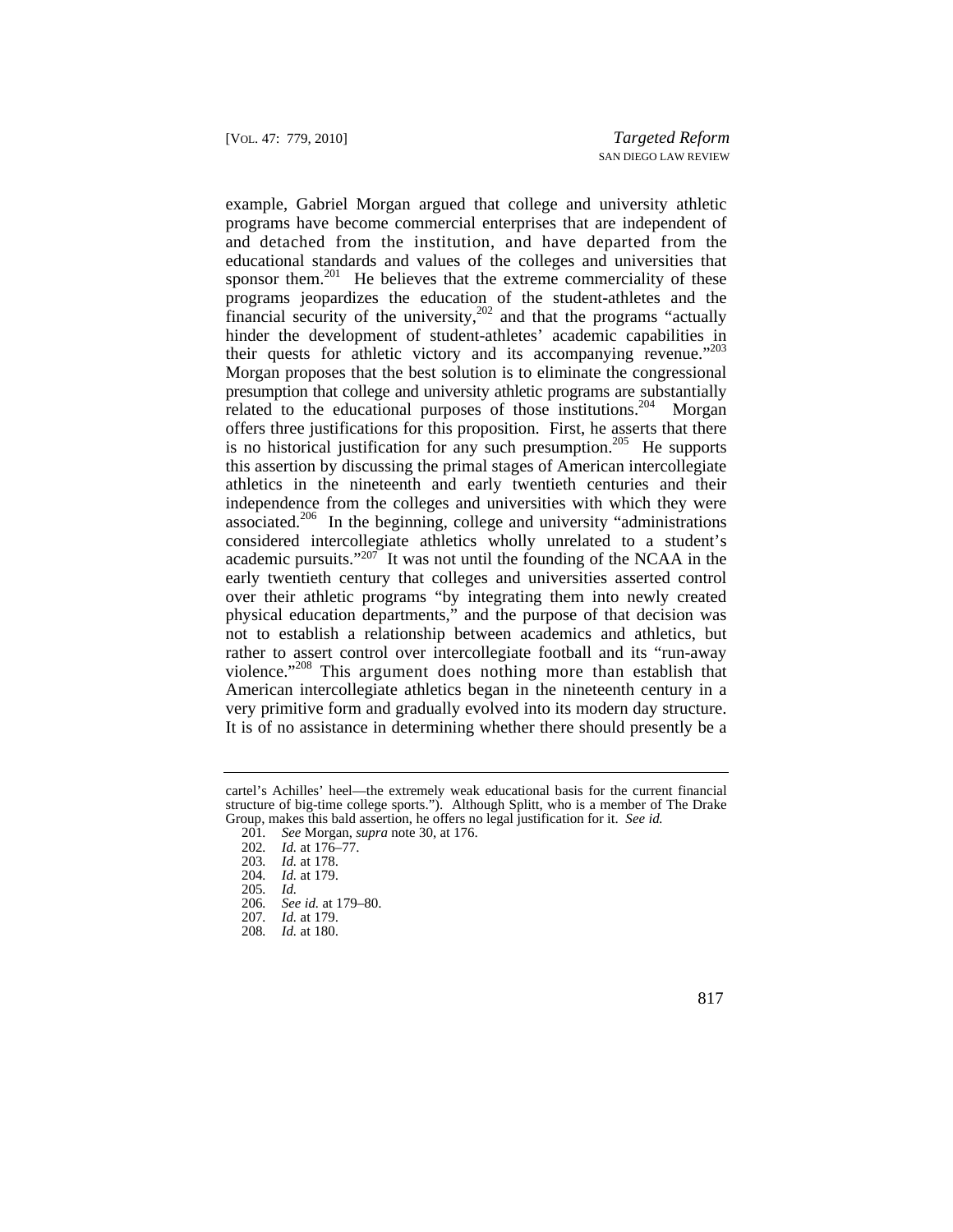example, Gabriel Morgan argued that college and university athletic programs have become commercial enterprises that are independent of and detached from the institution, and have departed from the educational standards and values of the colleges and universities that sponsor them.[201] He believes that the extreme commerciality of these programs jeopardizes the education of the student-athletes and the financial security of the university,[202] and that the programs "actually hinder the development of student-athletes' academic capabilities in their quests for athletic victory and its accompanying revenue."[203] Morgan proposes that the best solution is to eliminate the congressional presumption that college and university athletic programs are substantially related to the educational purposes of those institutions.[204] Morgan offers three justifications for this proposition. First, he asserts that there is no historical justification for any such presumption.[205] He supports this assertion by discussing the primal stages of American intercollegiate athletics in the nineteenth and early twentieth centuries and their independence from the colleges and universities with which they were associated.[206] In the beginning, college and university "administrations considered intercollegiate athletics wholly unrelated to a student's academic pursuits."[207] It was not until the founding of the NCAA in the early twentieth century that colleges and universities asserted control over their athletic programs "by integrating them into newly created physical education departments," and the purpose of that decision was not to establish a relationship between academics and athletics, but rather to assert control over intercollegiate football and its "run-away violence."[208] This argument does nothing more than establish that American intercollegiate athletics began in the nineteenth century in a very primitive form and gradually evolved into its modern day structure. It is of no assistance in determining whether there should presently be a

---

cartel's Achilles' heel—the extremely weak educational basis for the current financial structure of big-time college sports."). Although Splitt, who is a member of The Drake Group, makes this bald assertion, he offers no legal justification for it. *See id.*

201. *See* Morgan, *supra* note 30, at 176.
202. *Id.* at 176–77.
203. *Id.* at 178.
204. *Id.* at 179.
205. *Id.*
206. *See id.* at 179–80.
207. *Id.* at 179.
208. *Id.* at 180.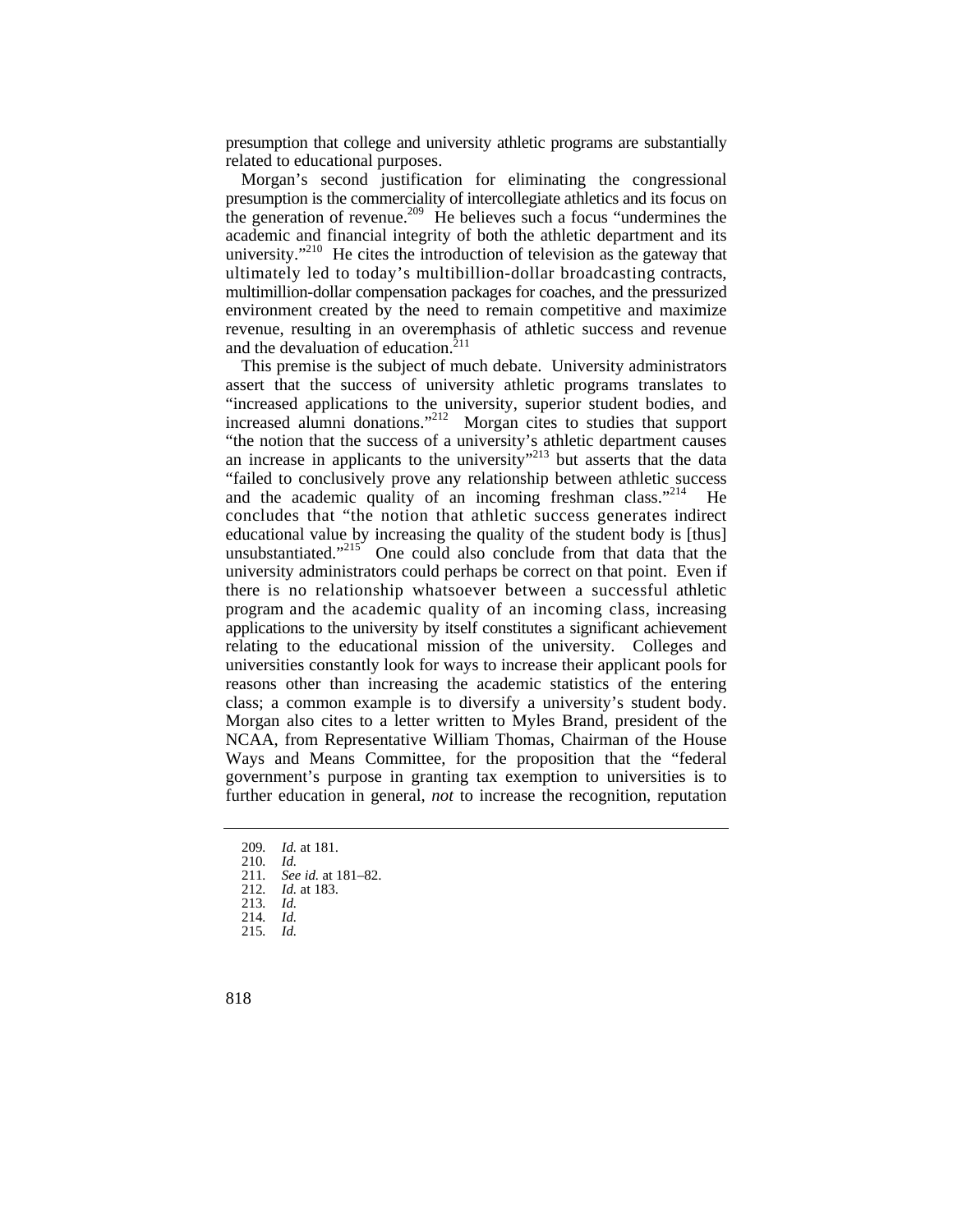presumption that college and university athletic programs are substantially related to educational purposes.

Morgan's second justification for eliminating the congressional presumption is the commerciality of intercollegiate athletics and its focus on the generation of revenue.[209] He believes such a focus "undermines the academic and financial integrity of both the athletic department and its university."[210] He cites the introduction of television as the gateway that ultimately led to today's multibillion-dollar broadcasting contracts, multimillion-dollar compensation packages for coaches, and the pressurized environment created by the need to remain competitive and maximize revenue, resulting in an overemphasis of athletic success and revenue and the devaluation of education.[211]

This premise is the subject of much debate. University administrators assert that the success of university athletic programs translates to "increased applications to the university, superior student bodies, and increased alumni donations."[212] Morgan cites to studies that support "the notion that the success of a university's athletic department causes an increase in applicants to the university"[213] but asserts that the data "failed to conclusively prove any relationship between athletic success and the academic quality of an incoming freshman class."[214] He concludes that "the notion that athletic success generates indirect educational value by increasing the quality of the student body is [thus] unsubstantiated."[215] One could also conclude from that data that the university administrators could perhaps be correct on that point. Even if there is no relationship whatsoever between a successful athletic program and the academic quality of an incoming class, increasing applications to the university by itself constitutes a significant achievement relating to the educational mission of the university. Colleges and universities constantly look for ways to increase their applicant pools for reasons other than increasing the academic statistics of the entering class; a common example is to diversify a university's student body. Morgan also cites to a letter written to Myles Brand, president of the NCAA, from Representative William Thomas, Chairman of the House Ways and Means Committee, for the proposition that the "federal government's purpose in granting tax exemption to universities is to further education in general, *not* to increase the recognition, reputation

---

209. *Id.* at 181.
210. *Id.*
211. *See id.* at 181–82.
212. *Id.* at 183.
213. *Id.*
214. *Id.*
215. *Id.*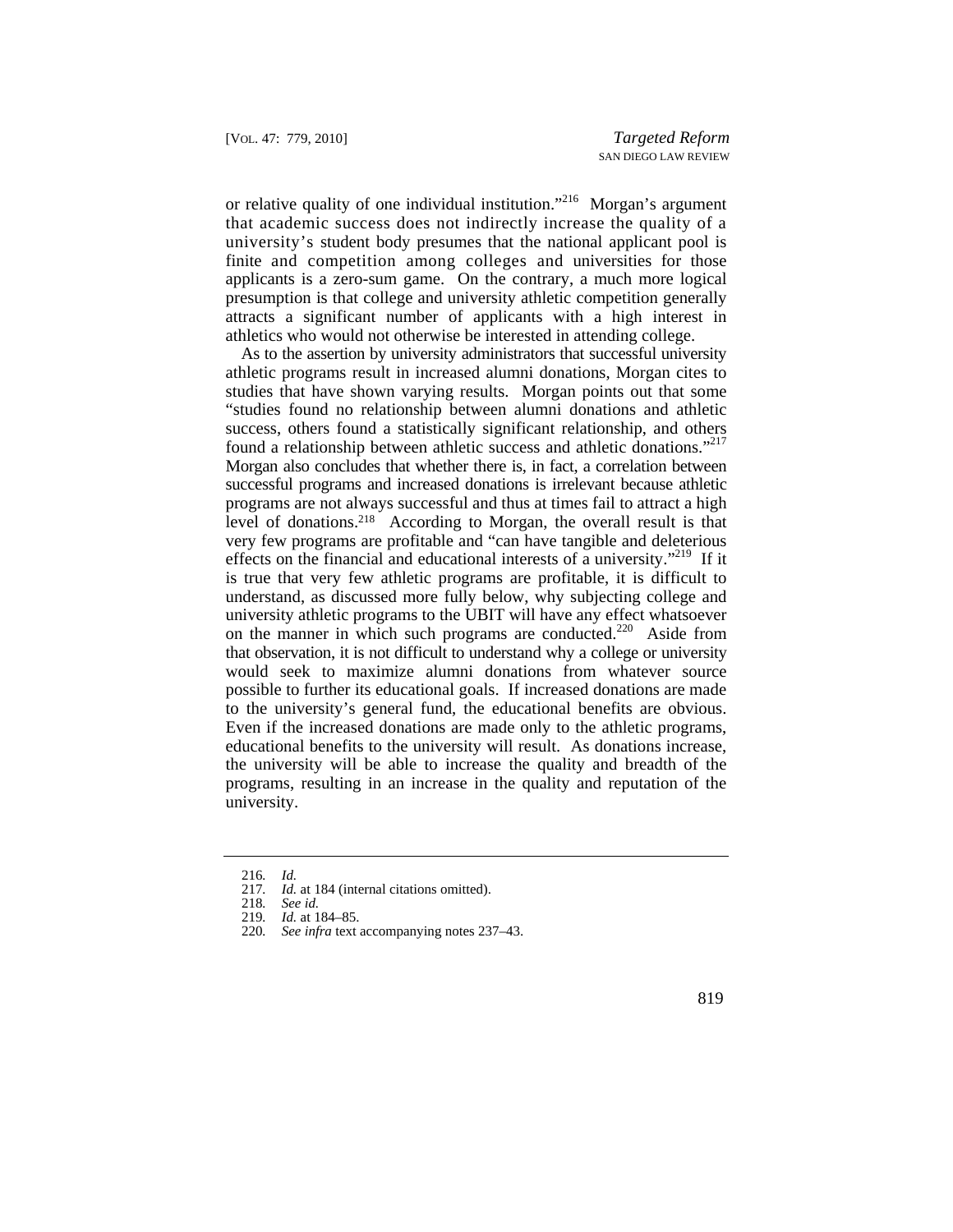or relative quality of one individual institution."[216] Morgan's argument that academic success does not indirectly increase the quality of a university's student body presumes that the national applicant pool is finite and competition among colleges and universities for those applicants is a zero-sum game. On the contrary, a much more logical presumption is that college and university athletic competition generally attracts a significant number of applicants with a high interest in athletics who would not otherwise be interested in attending college.

As to the assertion by university administrators that successful university athletic programs result in increased alumni donations, Morgan cites to studies that have shown varying results. Morgan points out that some "studies found no relationship between alumni donations and athletic success, others found a statistically significant relationship, and others found a relationship between athletic success and athletic donations."[217] Morgan also concludes that whether there is, in fact, a correlation between successful programs and increased donations is irrelevant because athletic programs are not always successful and thus at times fail to attract a high level of donations.[218] According to Morgan, the overall result is that very few programs are profitable and "can have tangible and deleterious effects on the financial and educational interests of a university."[219] If it is true that very few athletic programs are profitable, it is difficult to understand, as discussed more fully below, why subjecting college and university athletic programs to the UBIT will have any effect whatsoever on the manner in which such programs are conducted.[220] Aside from that observation, it is not difficult to understand why a college or university would seek to maximize alumni donations from whatever source possible to further its educational goals. If increased donations are made to the university's general fund, the educational benefits are obvious. Even if the increased donations are made only to the athletic programs, educational benefits to the university will result. As donations increase, the university will be able to increase the quality and breadth of the programs, resulting in an increase in the quality and reputation of the university.

---

216. *Id.*
217. *Id.* at 184 (internal citations omitted).
218. *See id.*
219. *Id.* at 184–85.
220. *See infra* text accompanying notes 237–43.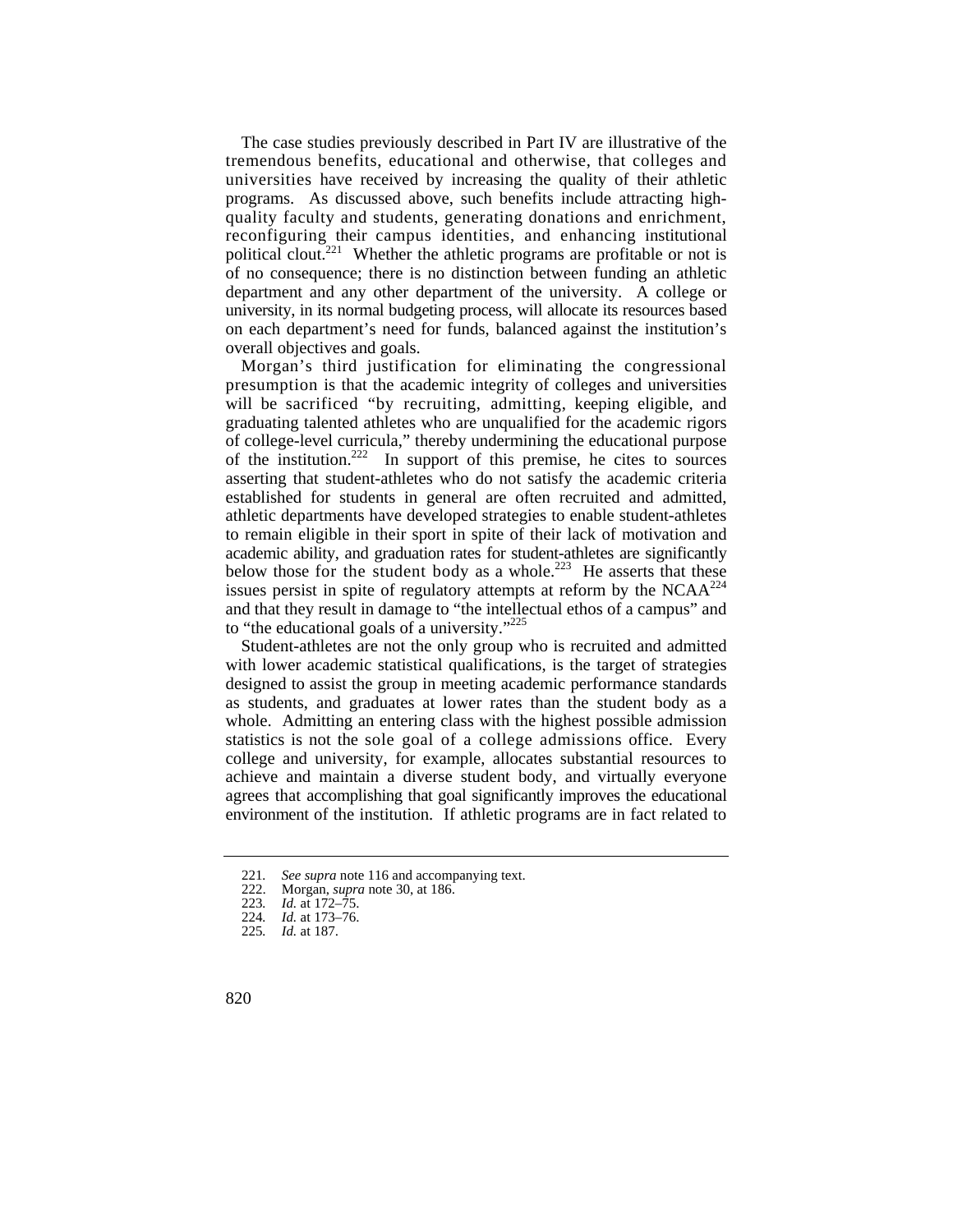The case studies previously described in Part IV are illustrative of the tremendous benefits, educational and otherwise, that colleges and universities have received by increasing the quality of their athletic programs. As discussed above, such benefits include attracting high-quality faculty and students, generating donations and enrichment, reconfiguring their campus identities, and enhancing institutional political clout.[221] Whether the athletic programs are profitable or not is of no consequence; there is no distinction between funding an athletic department and any other department of the university. A college or university, in its normal budgeting process, will allocate its resources based on each department's need for funds, balanced against the institution's overall objectives and goals.

Morgan's third justification for eliminating the congressional presumption is that the academic integrity of colleges and universities will be sacrificed "by recruiting, admitting, keeping eligible, and graduating talented athletes who are unqualified for the academic rigors of college-level curricula," thereby undermining the educational purpose of the institution.[222] In support of this premise, he cites to sources asserting that student-athletes who do not satisfy the academic criteria established for students in general are often recruited and admitted, athletic departments have developed strategies to enable student-athletes to remain eligible in their sport in spite of their lack of motivation and academic ability, and graduation rates for student-athletes are significantly below those for the student body as a whole.[223] He asserts that these issues persist in spite of regulatory attempts at reform by the NCAA[224] and that they result in damage to "the intellectual ethos of a campus" and to "the educational goals of a university."[225]

Student-athletes are not the only group who is recruited and admitted with lower academic statistical qualifications, is the target of strategies designed to assist the group in meeting academic performance standards as students, and graduates at lower rates than the student body as a whole. Admitting an entering class with the highest possible admission statistics is not the sole goal of a college admissions office. Every college and university, for example, allocates substantial resources to achieve and maintain a diverse student body, and virtually everyone agrees that accomplishing that goal significantly improves the educational environment of the institution. If athletic programs are in fact related to

---

221. *See supra* note 116 and accompanying text.
222. Morgan, *supra* note 30, at 186.
223. *Id.* at 172–75.
224. *Id.* at 173–76.
225. *Id.* at 187.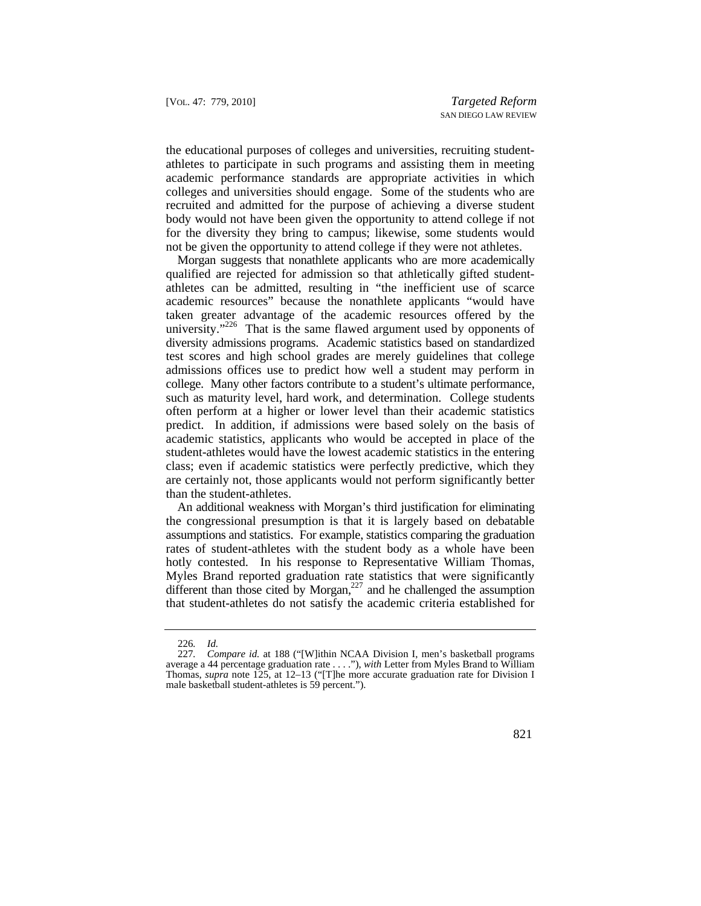the educational purposes of colleges and universities, recruiting student-athletes to participate in such programs and assisting them in meeting academic performance standards are appropriate activities in which colleges and universities should engage. Some of the students who are recruited and admitted for the purpose of achieving a diverse student body would not have been given the opportunity to attend college if not for the diversity they bring to campus; likewise, some students would not be given the opportunity to attend college if they were not athletes.

Morgan suggests that nonathlete applicants who are more academically qualified are rejected for admission so that athletically gifted student-athletes can be admitted, resulting in "the inefficient use of scarce academic resources" because the nonathlete applicants "would have taken greater advantage of the academic resources offered by the university."[226] That is the same flawed argument used by opponents of diversity admissions programs. Academic statistics based on standardized test scores and high school grades are merely guidelines that college admissions offices use to predict how well a student may perform in college. Many other factors contribute to a student's ultimate performance, such as maturity level, hard work, and determination. College students often perform at a higher or lower level than their academic statistics predict. In addition, if admissions were based solely on the basis of academic statistics, applicants who would be accepted in place of the student-athletes would have the lowest academic statistics in the entering class; even if academic statistics were perfectly predictive, which they are certainly not, those applicants would not perform significantly better than the student-athletes.

An additional weakness with Morgan's third justification for eliminating the congressional presumption is that it is largely based on debatable assumptions and statistics. For example, statistics comparing the graduation rates of student-athletes with the student body as a whole have been hotly contested. In his response to Representative William Thomas, Myles Brand reported graduation rate statistics that were significantly different than those cited by Morgan,[227] and he challenged the assumption that student-athletes do not satisfy the academic criteria established for

---

226. *Id.*

227. *Compare id.* at 188 ("[W]ithin NCAA Division I, men's basketball programs average a 44 percentage graduation rate . . . ."), *with* Letter from Myles Brand to William Thomas, *supra* note 125, at 12–13 ("[T]he more accurate graduation rate for Division I male basketball student-athletes is 59 percent.").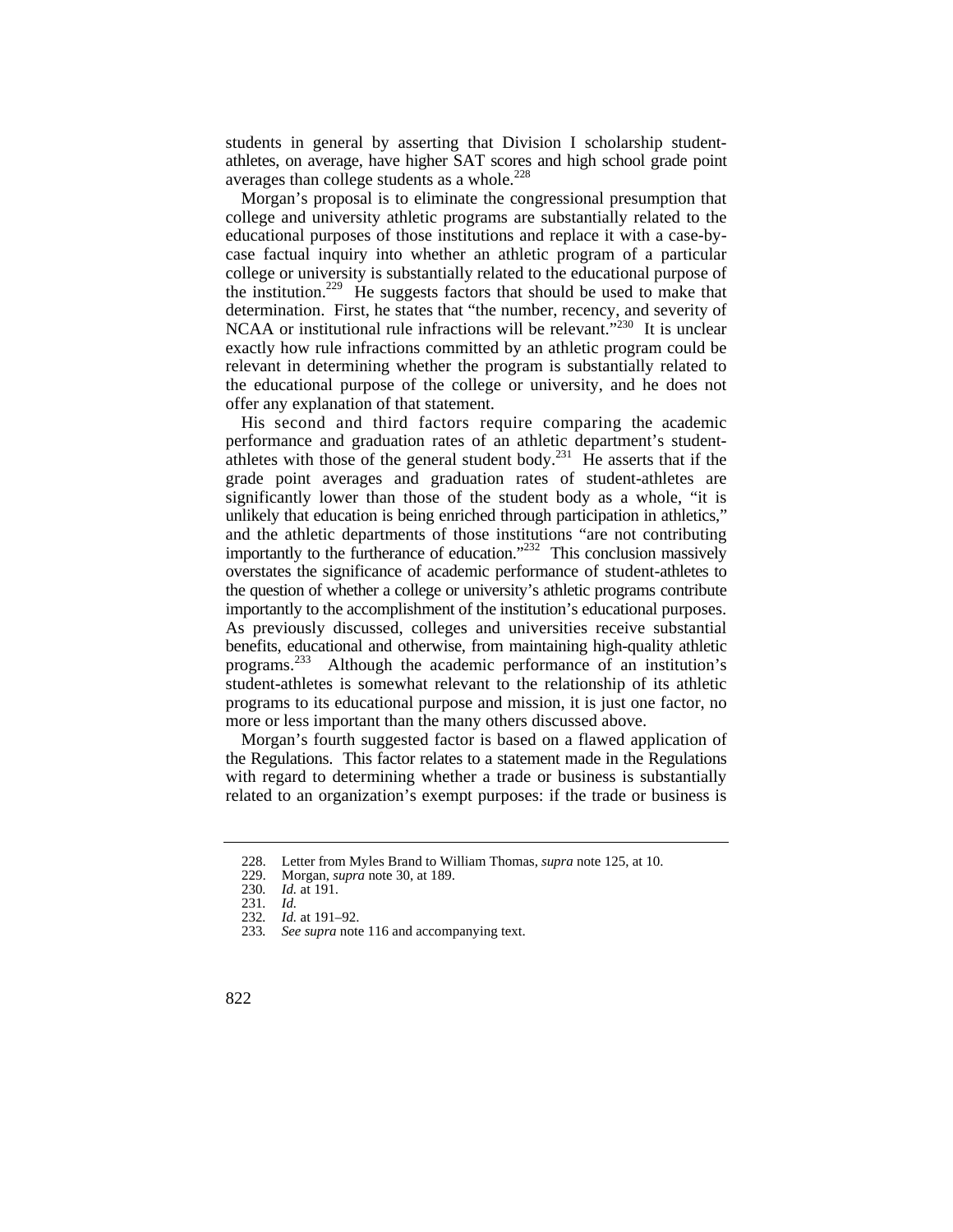students in general by asserting that Division I scholarship student-athletes, on average, have higher SAT scores and high school grade point averages than college students as a whole.[228]

Morgan's proposal is to eliminate the congressional presumption that college and university athletic programs are substantially related to the educational purposes of those institutions and replace it with a case-by-case factual inquiry into whether an athletic program of a particular college or university is substantially related to the educational purpose of the institution.[229] He suggests factors that should be used to make that determination. First, he states that "the number, recency, and severity of NCAA or institutional rule infractions will be relevant."[230] It is unclear exactly how rule infractions committed by an athletic program could be relevant in determining whether the program is substantially related to the educational purpose of the college or university, and he does not offer any explanation of that statement.

His second and third factors require comparing the academic performance and graduation rates of an athletic department's student-athletes with those of the general student body.[231] He asserts that if the grade point averages and graduation rates of student-athletes are significantly lower than those of the student body as a whole, "it is unlikely that education is being enriched through participation in athletics," and the athletic departments of those institutions "are not contributing importantly to the furtherance of education."[232] This conclusion massively overstates the significance of academic performance of student-athletes to the question of whether a college or university's athletic programs contribute importantly to the accomplishment of the institution's educational purposes. As previously discussed, colleges and universities receive substantial benefits, educational and otherwise, from maintaining high-quality athletic programs.[233] Although the academic performance of an institution's student-athletes is somewhat relevant to the relationship of its athletic programs to its educational purpose and mission, it is just one factor, no more or less important than the many others discussed above.

Morgan's fourth suggested factor is based on a flawed application of the Regulations. This factor relates to a statement made in the Regulations with regard to determining whether a trade or business is substantially related to an organization's exempt purposes: if the trade or business is

---

228. Letter from Myles Brand to William Thomas, *supra* note 125, at 10.

229. Morgan, *supra* note 30, at 189.

230. *Id.* at 191.

231. *Id.*

232. *Id.* at 191–92.

233. *See supra* note 116 and accompanying text.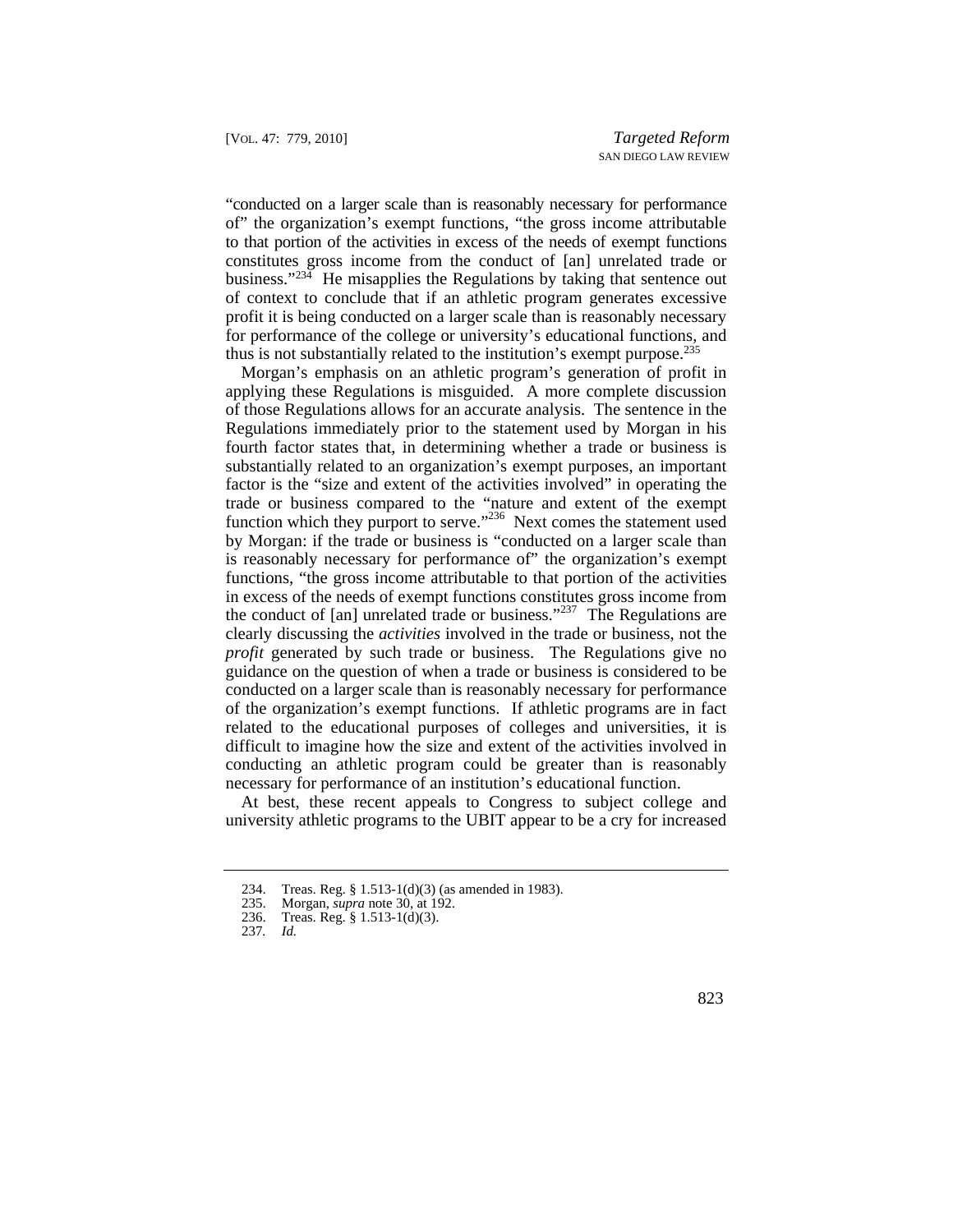"conducted on a larger scale than is reasonably necessary for performance of" the organization's exempt functions, "the gross income attributable to that portion of the activities in excess of the needs of exempt functions constitutes gross income from the conduct of [an] unrelated trade or business."[234] He misapplies the Regulations by taking that sentence out of context to conclude that if an athletic program generates excessive profit it is being conducted on a larger scale than is reasonably necessary for performance of the college or university's educational functions, and thus is not substantially related to the institution's exempt purpose.[235]

Morgan's emphasis on an athletic program's generation of profit in applying these Regulations is misguided. A more complete discussion of those Regulations allows for an accurate analysis. The sentence in the Regulations immediately prior to the statement used by Morgan in his fourth factor states that, in determining whether a trade or business is substantially related to an organization's exempt purposes, an important factor is the "size and extent of the activities involved" in operating the trade or business compared to the "nature and extent of the exempt function which they purport to serve."[236] Next comes the statement used by Morgan: if the trade or business is "conducted on a larger scale than is reasonably necessary for performance of" the organization's exempt functions, "the gross income attributable to that portion of the activities in excess of the needs of exempt functions constitutes gross income from the conduct of [an] unrelated trade or business."[237] The Regulations are clearly discussing the *activities* involved in the trade or business, not the *profit* generated by such trade or business. The Regulations give no guidance on the question of when a trade or business is considered to be conducted on a larger scale than is reasonably necessary for performance of the organization's exempt functions. If athletic programs are in fact related to the educational purposes of colleges and universities, it is difficult to imagine how the size and extent of the activities involved in conducting an athletic program could be greater than is reasonably necessary for performance of an institution's educational function.

At best, these recent appeals to Congress to subject college and university athletic programs to the UBIT appear to be a cry for increased

234. Treas. Reg. § 1.513-1(d)(3) (as amended in 1983).
235. Morgan, *supra* note 30, at 192.
236. Treas. Reg. § 1.513-1(d)(3).
237. *Id.*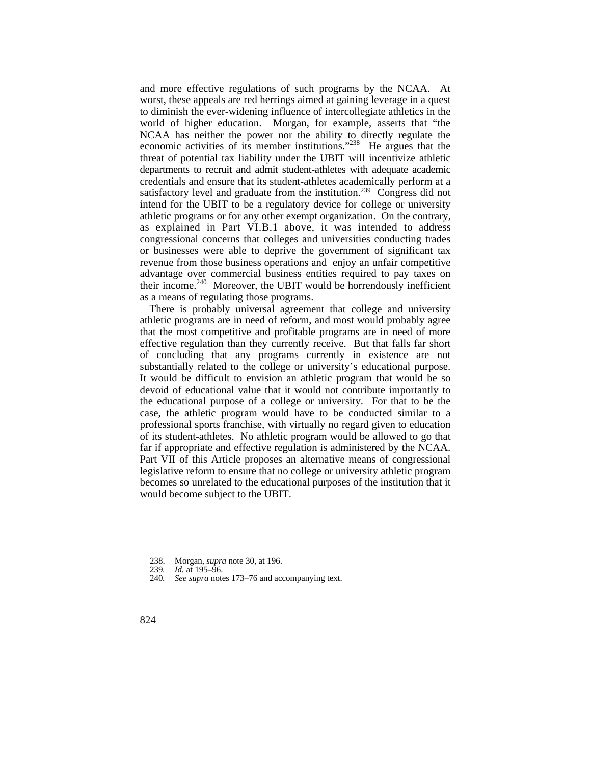and more effective regulations of such programs by the NCAA. At worst, these appeals are red herrings aimed at gaining leverage in a quest to diminish the ever-widening influence of intercollegiate athletics in the world of higher education. Morgan, for example, asserts that "the NCAA has neither the power nor the ability to directly regulate the economic activities of its member institutions."[238] He argues that the threat of potential tax liability under the UBIT will incentivize athletic departments to recruit and admit student-athletes with adequate academic credentials and ensure that its student-athletes academically perform at a satisfactory level and graduate from the institution.[239] Congress did not intend for the UBIT to be a regulatory device for college or university athletic programs or for any other exempt organization. On the contrary, as explained in Part VI.B.1 above, it was intended to address congressional concerns that colleges and universities conducting trades or businesses were able to deprive the government of significant tax revenue from those business operations and enjoy an unfair competitive advantage over commercial business entities required to pay taxes on their income.[240] Moreover, the UBIT would be horrendously inefficient as a means of regulating those programs.

There is probably universal agreement that college and university athletic programs are in need of reform, and most would probably agree that the most competitive and profitable programs are in need of more effective regulation than they currently receive. But that falls far short of concluding that any programs currently in existence are not substantially related to the college or university's educational purpose. It would be difficult to envision an athletic program that would be so devoid of educational value that it would not contribute importantly to the educational purpose of a college or university. For that to be the case, the athletic program would have to be conducted similar to a professional sports franchise, with virtually no regard given to education of its student-athletes. No athletic program would be allowed to go that far if appropriate and effective regulation is administered by the NCAA. Part VII of this Article proposes an alternative means of congressional legislative reform to ensure that no college or university athletic program becomes so unrelated to the educational purposes of the institution that it would become subject to the UBIT.

---

238. Morgan, *supra* note 30, at 196.

239. *Id.* at 195–96.

240. *See supra* notes 173–76 and accompanying text.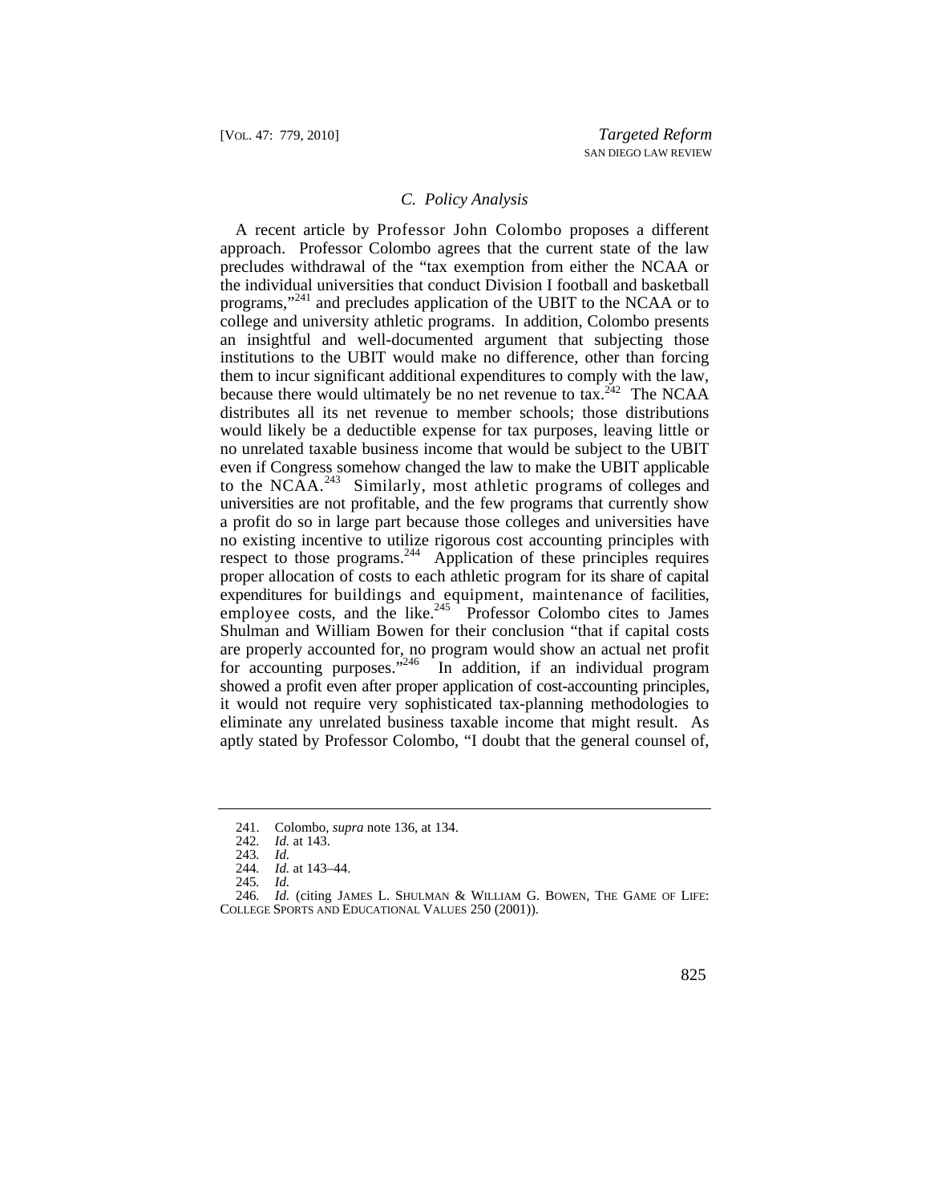### C. Policy Analysis

A recent article by Professor John Colombo proposes a different approach. Professor Colombo agrees that the current state of the law precludes withdrawal of the "tax exemption from either the NCAA or the individual universities that conduct Division I football and basketball programs,"[241] and precludes application of the UBIT to the NCAA or to college and university athletic programs. In addition, Colombo presents an insightful and well-documented argument that subjecting those institutions to the UBIT would make no difference, other than forcing them to incur significant additional expenditures to comply with the law, because there would ultimately be no net revenue to tax.[242] The NCAA distributes all its net revenue to member schools; those distributions would likely be a deductible expense for tax purposes, leaving little or no unrelated taxable business income that would be subject to the UBIT even if Congress somehow changed the law to make the UBIT applicable to the NCAA.[243] Similarly, most athletic programs of colleges and universities are not profitable, and the few programs that currently show a profit do so in large part because those colleges and universities have no existing incentive to utilize rigorous cost accounting principles with respect to those programs.[244] Application of these principles requires proper allocation of costs to each athletic program for its share of capital expenditures for buildings and equipment, maintenance of facilities, employee costs, and the like.[245] Professor Colombo cites to James Shulman and William Bowen for their conclusion "that if capital costs are properly accounted for, no program would show an actual net profit for accounting purposes."[246] In addition, if an individual program showed a profit even after proper application of cost-accounting principles, it would not require very sophisticated tax-planning methodologies to eliminate any unrelated business taxable income that might result. As aptly stated by Professor Colombo, "I doubt that the general counsel of,

---

241. Colombo, *supra* note 136, at 134.

242. *Id.* at 143.

243. *Id.*

244. *Id.* at 143–44.

245. *Id.*

246. *Id.* (citing JAMES L. SHULMAN & WILLIAM G. BOWEN, THE GAME OF LIFE: COLLEGE SPORTS AND EDUCATIONAL VALUES 250 (2001)).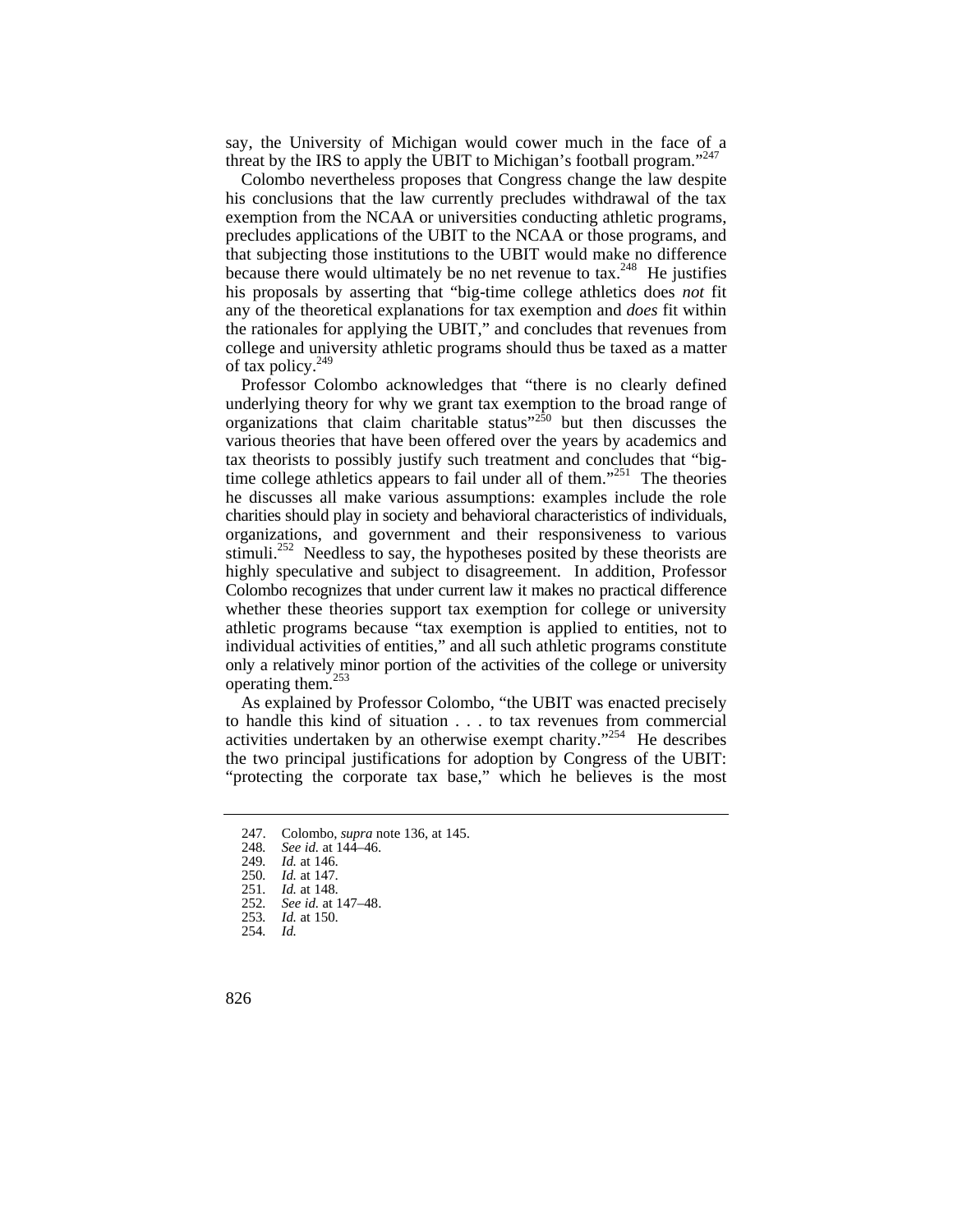say, the University of Michigan would cower much in the face of a threat by the IRS to apply the UBIT to Michigan's football program."[247]

Colombo nevertheless proposes that Congress change the law despite his conclusions that the law currently precludes withdrawal of the tax exemption from the NCAA or universities conducting athletic programs, precludes applications of the UBIT to the NCAA or those programs, and that subjecting those institutions to the UBIT would make no difference because there would ultimately be no net revenue to tax.[248] He justifies his proposals by asserting that "big-time college athletics does *not* fit any of the theoretical explanations for tax exemption and *does* fit within the rationales for applying the UBIT," and concludes that revenues from college and university athletic programs should thus be taxed as a matter of tax policy.[249]

Professor Colombo acknowledges that "there is no clearly defined underlying theory for why we grant tax exemption to the broad range of organizations that claim charitable status"[250] but then discusses the various theories that have been offered over the years by academics and tax theorists to possibly justify such treatment and concludes that "big-time college athletics appears to fail under all of them."[251] The theories he discusses all make various assumptions: examples include the role charities should play in society and behavioral characteristics of individuals, organizations, and government and their responsiveness to various stimuli.[252] Needless to say, the hypotheses posited by these theorists are highly speculative and subject to disagreement. In addition, Professor Colombo recognizes that under current law it makes no practical difference whether these theories support tax exemption for college or university athletic programs because "tax exemption is applied to entities, not to individual activities of entities," and all such athletic programs constitute only a relatively minor portion of the activities of the college or university operating them.[253]

As explained by Professor Colombo, "the UBIT was enacted precisely to handle this kind of situation . . . to tax revenues from commercial activities undertaken by an otherwise exempt charity."[254] He describes the two principal justifications for adoption by Congress of the UBIT: "protecting the corporate tax base," which he believes is the most

247. Colombo, *supra* note 136, at 145.
248. *See id.* at 144–46.
249. *Id.* at 146.
250. *Id.* at 147.
251. *Id.* at 148.
252. *See id.* at 147–48.
253. *Id.* at 150.
254. *Id.*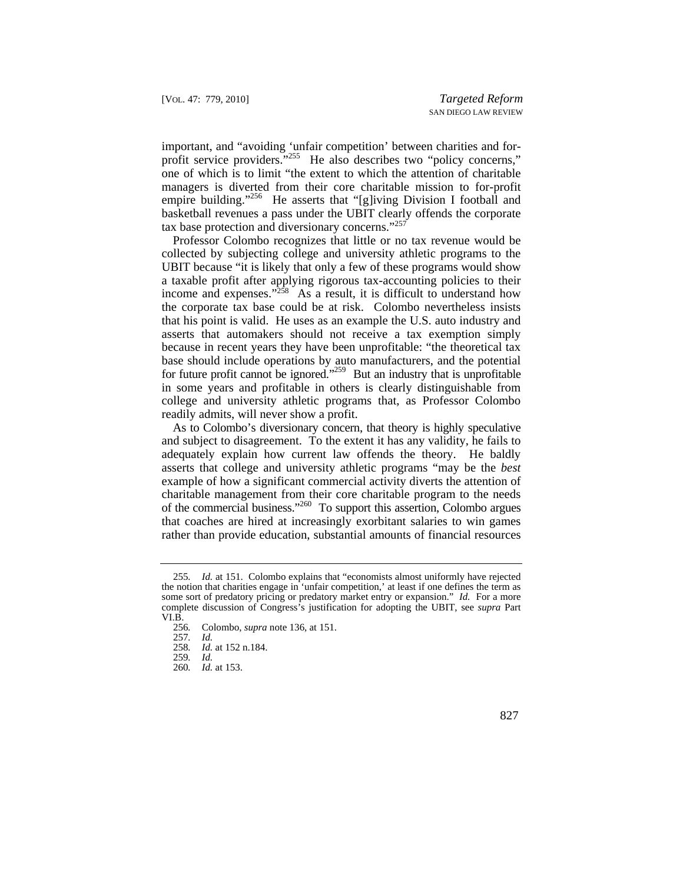important, and "avoiding 'unfair competition' between charities and for-profit service providers."[255] He also describes two "policy concerns," one of which is to limit "the extent to which the attention of charitable managers is diverted from their core charitable mission to for-profit empire building."[256] He asserts that "[g]iving Division I football and basketball revenues a pass under the UBIT clearly offends the corporate tax base protection and diversionary concerns."[257]

Professor Colombo recognizes that little or no tax revenue would be collected by subjecting college and university athletic programs to the UBIT because "it is likely that only a few of these programs would show a taxable profit after applying rigorous tax-accounting policies to their income and expenses."[258] As a result, it is difficult to understand how the corporate tax base could be at risk. Colombo nevertheless insists that his point is valid. He uses as an example the U.S. auto industry and asserts that automakers should not receive a tax exemption simply because in recent years they have been unprofitable: "the theoretical tax base should include operations by auto manufacturers, and the potential for future profit cannot be ignored."[259] But an industry that is unprofitable in some years and profitable in others is clearly distinguishable from college and university athletic programs that, as Professor Colombo readily admits, will never show a profit.

As to Colombo's diversionary concern, that theory is highly speculative and subject to disagreement. To the extent it has any validity, he fails to adequately explain how current law offends the theory. He baldly asserts that college and university athletic programs "may be the *best* example of how a significant commercial activity diverts the attention of charitable management from their core charitable program to the needs of the commercial business."[260] To support this assertion, Colombo argues that coaches are hired at increasingly exorbitant salaries to win games rather than provide education, substantial amounts of financial resources

---

255. *Id.* at 151. Colombo explains that "economists almost uniformly have rejected the notion that charities engage in 'unfair competition,' at least if one defines the term as some sort of predatory pricing or predatory market entry or expansion." *Id.* For a more complete discussion of Congress's justification for adopting the UBIT, see *supra* Part VI.B.

256. Colombo, *supra* note 136, at 151.

257. *Id.*

258. *Id.* at 152 n.184.

259. *Id.*

260. *Id.* at 153.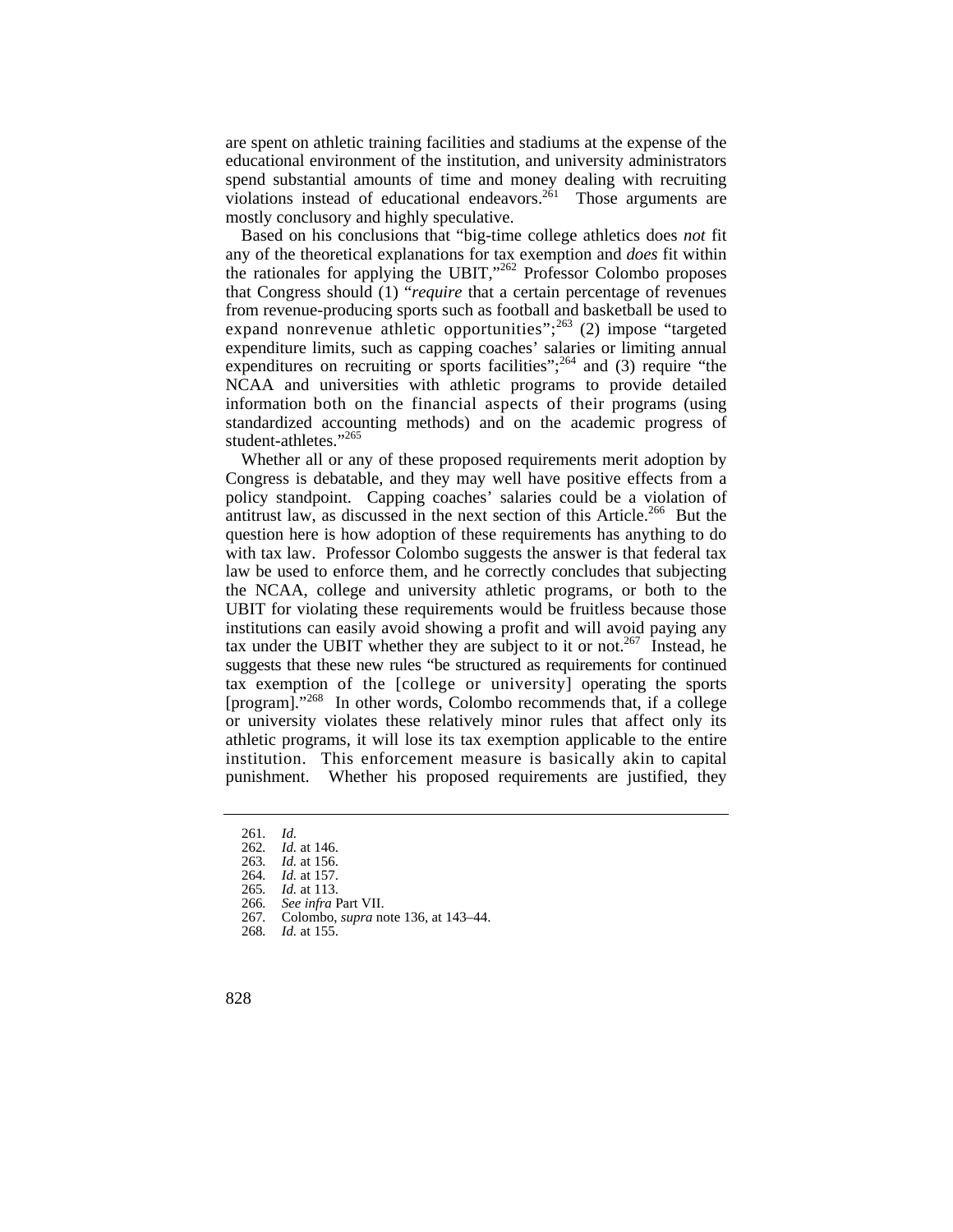are spent on athletic training facilities and stadiums at the expense of the educational environment of the institution, and university administrators spend substantial amounts of time and money dealing with recruiting violations instead of educational endeavors.[261] Those arguments are mostly conclusory and highly speculative.

Based on his conclusions that "big-time college athletics does *not* fit any of the theoretical explanations for tax exemption and *does* fit within the rationales for applying the UBIT,"[262] Professor Colombo proposes that Congress should (1) "*require* that a certain percentage of revenues from revenue-producing sports such as football and basketball be used to expand nonrevenue athletic opportunities";[263] (2) impose "targeted expenditure limits, such as capping coaches' salaries or limiting annual expenditures on recruiting or sports facilities";[264] and (3) require "the NCAA and universities with athletic programs to provide detailed information both on the financial aspects of their programs (using standardized accounting methods) and on the academic progress of student-athletes."[265]

Whether all or any of these proposed requirements merit adoption by Congress is debatable, and they may well have positive effects from a policy standpoint. Capping coaches' salaries could be a violation of antitrust law, as discussed in the next section of this Article.[266] But the question here is how adoption of these requirements has anything to do with tax law. Professor Colombo suggests the answer is that federal tax law be used to enforce them, and he correctly concludes that subjecting the NCAA, college and university athletic programs, or both to the UBIT for violating these requirements would be fruitless because those institutions can easily avoid showing a profit and will avoid paying any tax under the UBIT whether they are subject to it or not.[267] Instead, he suggests that these new rules "be structured as requirements for continued tax exemption of the [college or university] operating the sports [program]."[268] In other words, Colombo recommends that, if a college or university violates these relatively minor rules that affect only its athletic programs, it will lose its tax exemption applicable to the entire institution. This enforcement measure is basically akin to capital punishment. Whether his proposed requirements are justified, they

---

261. *Id.*
262. *Id.* at 146.
263. *Id.* at 156.
264. *Id.* at 157.
265. *Id.* at 113.
266. *See infra* Part VII.
267. Colombo, *supra* note 136, at 143–44.
268. *Id.* at 155.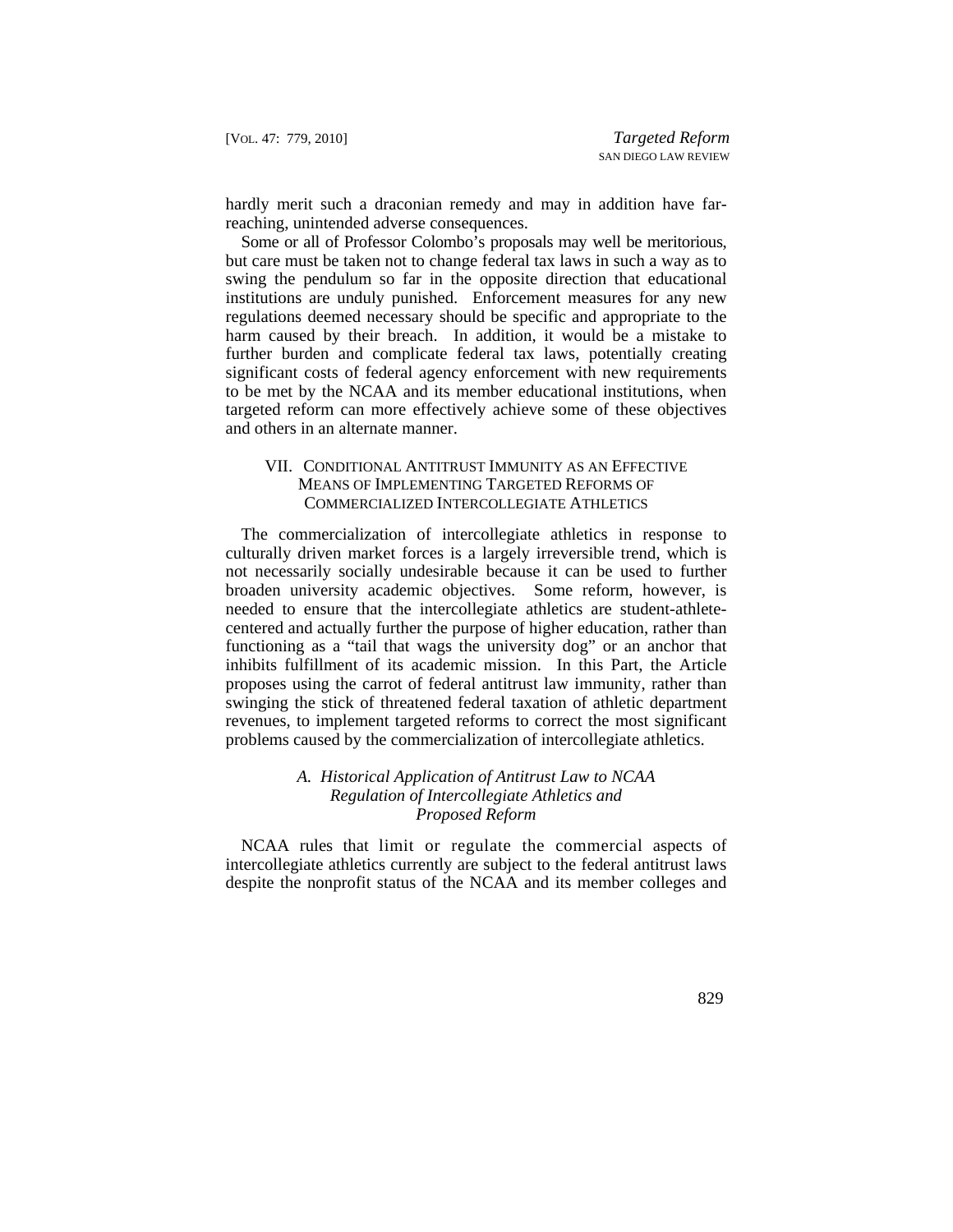hardly merit such a draconian remedy and may in addition have far-reaching, unintended adverse consequences.

Some or all of Professor Colombo's proposals may well be meritorious, but care must be taken not to change federal tax laws in such a way as to swing the pendulum so far in the opposite direction that educational institutions are unduly punished. Enforcement measures for any new regulations deemed necessary should be specific and appropriate to the harm caused by their breach. In addition, it would be a mistake to further burden and complicate federal tax laws, potentially creating significant costs of federal agency enforcement with new requirements to be met by the NCAA and its member educational institutions, when targeted reform can more effectively achieve some of these objectives and others in an alternate manner.

## VII. Conditional Antitrust Immunity as an Effective Means of Implementing Targeted Reforms of Commercialized Intercollegiate Athletics

The commercialization of intercollegiate athletics in response to culturally driven market forces is a largely irreversible trend, which is not necessarily socially undesirable because it can be used to further broaden university academic objectives. Some reform, however, is needed to ensure that the intercollegiate athletics are student-athlete-centered and actually further the purpose of higher education, rather than functioning as a "tail that wags the university dog" or an anchor that inhibits fulfillment of its academic mission. In this Part, the Article proposes using the carrot of federal antitrust law immunity, rather than swinging the stick of threatened federal taxation of athletic department revenues, to implement targeted reforms to correct the most significant problems caused by the commercialization of intercollegiate athletics.

### *A. Historical Application of Antitrust Law to NCAA Regulation of Intercollegiate Athletics and Proposed Reform*

NCAA rules that limit or regulate the commercial aspects of intercollegiate athletics currently are subject to the federal antitrust laws despite the nonprofit status of the NCAA and its member colleges and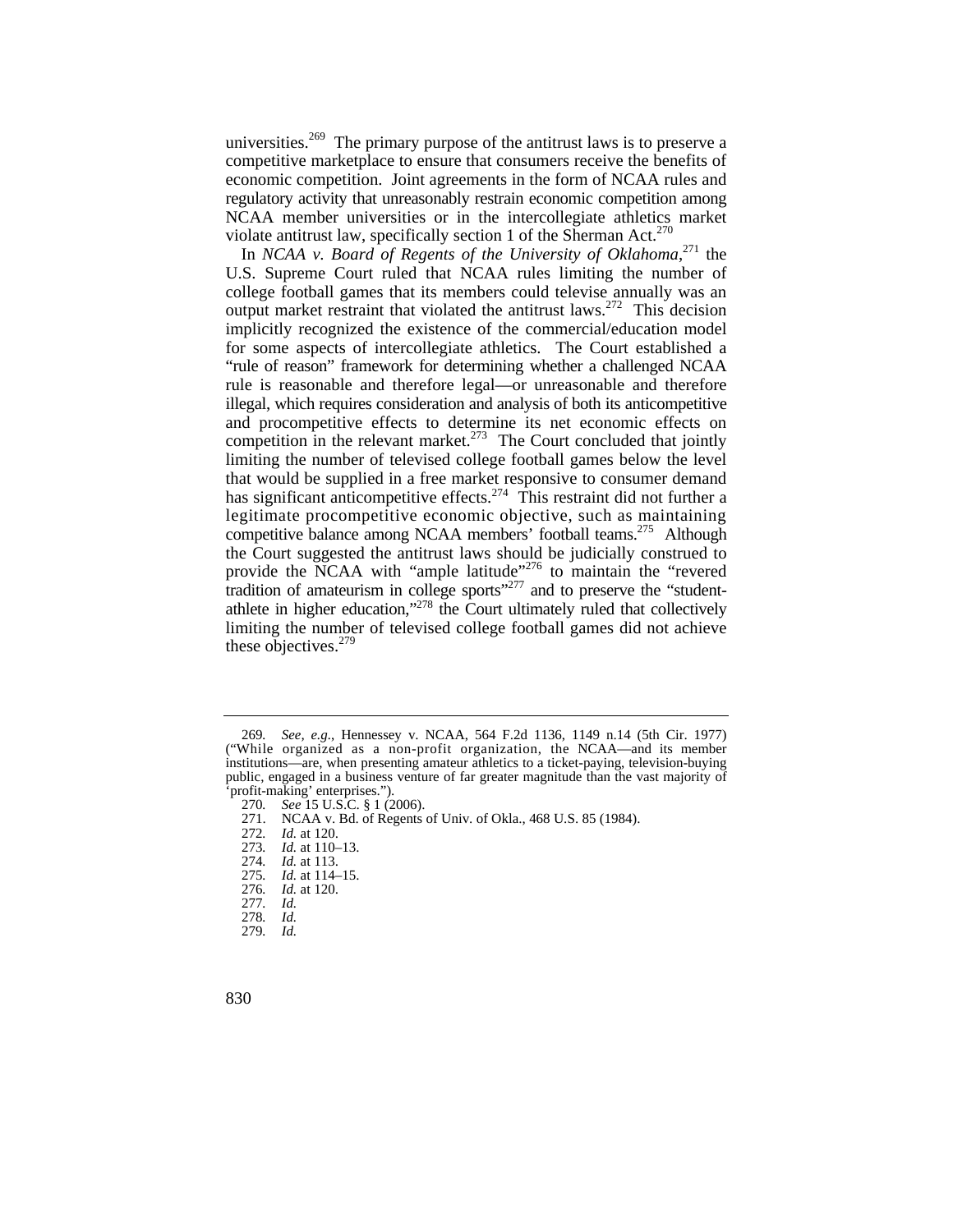universities.[269] The primary purpose of the antitrust laws is to preserve a competitive marketplace to ensure that consumers receive the benefits of economic competition. Joint agreements in the form of NCAA rules and regulatory activity that unreasonably restrain economic competition among NCAA member universities or in the intercollegiate athletics market violate antitrust law, specifically section 1 of the Sherman Act.[270]

In *NCAA v. Board of Regents of the University of Oklahoma*,[271] the U.S. Supreme Court ruled that NCAA rules limiting the number of college football games that its members could televise annually was an output market restraint that violated the antitrust laws.[272] This decision implicitly recognized the existence of the commercial/education model for some aspects of intercollegiate athletics. The Court established a "rule of reason" framework for determining whether a challenged NCAA rule is reasonable and therefore legal—or unreasonable and therefore illegal, which requires consideration and analysis of both its anticompetitive and procompetitive effects to determine its net economic effects on competition in the relevant market.[273] The Court concluded that jointly limiting the number of televised college football games below the level that would be supplied in a free market responsive to consumer demand has significant anticompetitive effects.[274] This restraint did not further a legitimate procompetitive economic objective, such as maintaining competitive balance among NCAA members' football teams.[275] Although the Court suggested the antitrust laws should be judicially construed to provide the NCAA with "ample latitude"[276] to maintain the "revered tradition of amateurism in college sports"[277] and to preserve the "student-athlete in higher education,"[278] the Court ultimately ruled that collectively limiting the number of televised college football games did not achieve these objectives.[279]

---

269. *See, e.g.*, Hennessey v. NCAA, 564 F.2d 1136, 1149 n.14 (5th Cir. 1977) ("While organized as a non-profit organization, the NCAA—and its member institutions—are, when presenting amateur athletics to a ticket-paying, television-buying public, engaged in a business venture of far greater magnitude than the vast majority of 'profit-making' enterprises.").

270. *See* 15 U.S.C. § 1 (2006).

271. NCAA v. Bd. of Regents of Univ. of Okla., 468 U.S. 85 (1984).

272. *Id.* at 120.

273. *Id.* at 110–13.

274. *Id.* at 113.

275. *Id.* at 114–15.

276. *Id.* at 120.

277. *Id.*

278. *Id.*

279. *Id.*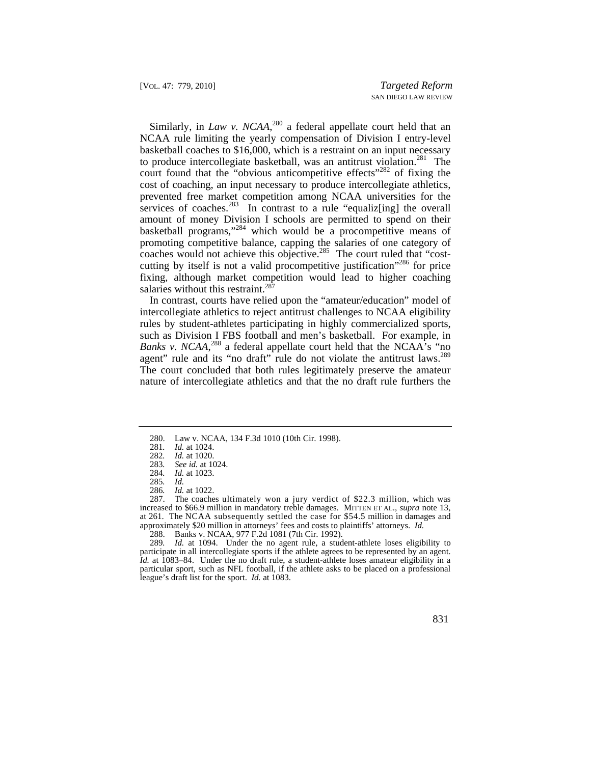Similarly, in *Law v. NCAA*,[280] a federal appellate court held that an NCAA rule limiting the yearly compensation of Division I entry-level basketball coaches to $16,000, which is a restraint on an input necessary to produce intercollegiate basketball, was an antitrust violation.[281] The court found that the "obvious anticompetitive effects"[282] of fixing the cost of coaching, an input necessary to produce intercollegiate athletics, prevented free market competition among NCAA universities for the services of coaches.[283] In contrast to a rule "equaliz[ing] the overall amount of money Division I schools are permitted to spend on their basketball programs,"[284] which would be a procompetitive means of promoting competitive balance, capping the salaries of one category of coaches would not achieve this objective.[285] The court ruled that "cost-cutting by itself is not a valid procompetitive justification"[286] for price fixing, although market competition would lead to higher coaching salaries without this restraint.[287]

In contrast, courts have relied upon the "amateur/education" model of intercollegiate athletics to reject antitrust challenges to NCAA eligibility rules by student-athletes participating in highly commercialized sports, such as Division I FBS football and men's basketball. For example, in *Banks v. NCAA*,[288] a federal appellate court held that the NCAA's "no agent" rule and its "no draft" rule do not violate the antitrust laws.[289] The court concluded that both rules legitimately preserve the amateur nature of intercollegiate athletics and that the no draft rule furthers the

---

280. Law v. NCAA, 134 F.3d 1010 (10th Cir. 1998).

281. *Id.* at 1024.

282. *Id.* at 1020.

283. *See id.* at 1024.

284. *Id.* at 1023.

285. *Id.*

286. *Id.* at 1022.

287. The coaches ultimately won a jury verdict of $22.3 million, which was increased to $66.9 million in mandatory treble damages. MITTEN ET AL., *supra* note 13, at 261. The NCAA subsequently settled the case for $54.5 million in damages and approximately $20 million in attorneys' fees and costs to plaintiffs' attorneys. *Id.*

288. Banks v. NCAA, 977 F.2d 1081 (7th Cir. 1992).

289. *Id.* at 1094. Under the no agent rule, a student-athlete loses eligibility to participate in all intercollegiate sports if the athlete agrees to be represented by an agent. *Id.* at 1083–84. Under the no draft rule, a student-athlete loses amateur eligibility in a particular sport, such as NFL football, if the athlete asks to be placed on a professional league's draft list for the sport. *Id.* at 1083.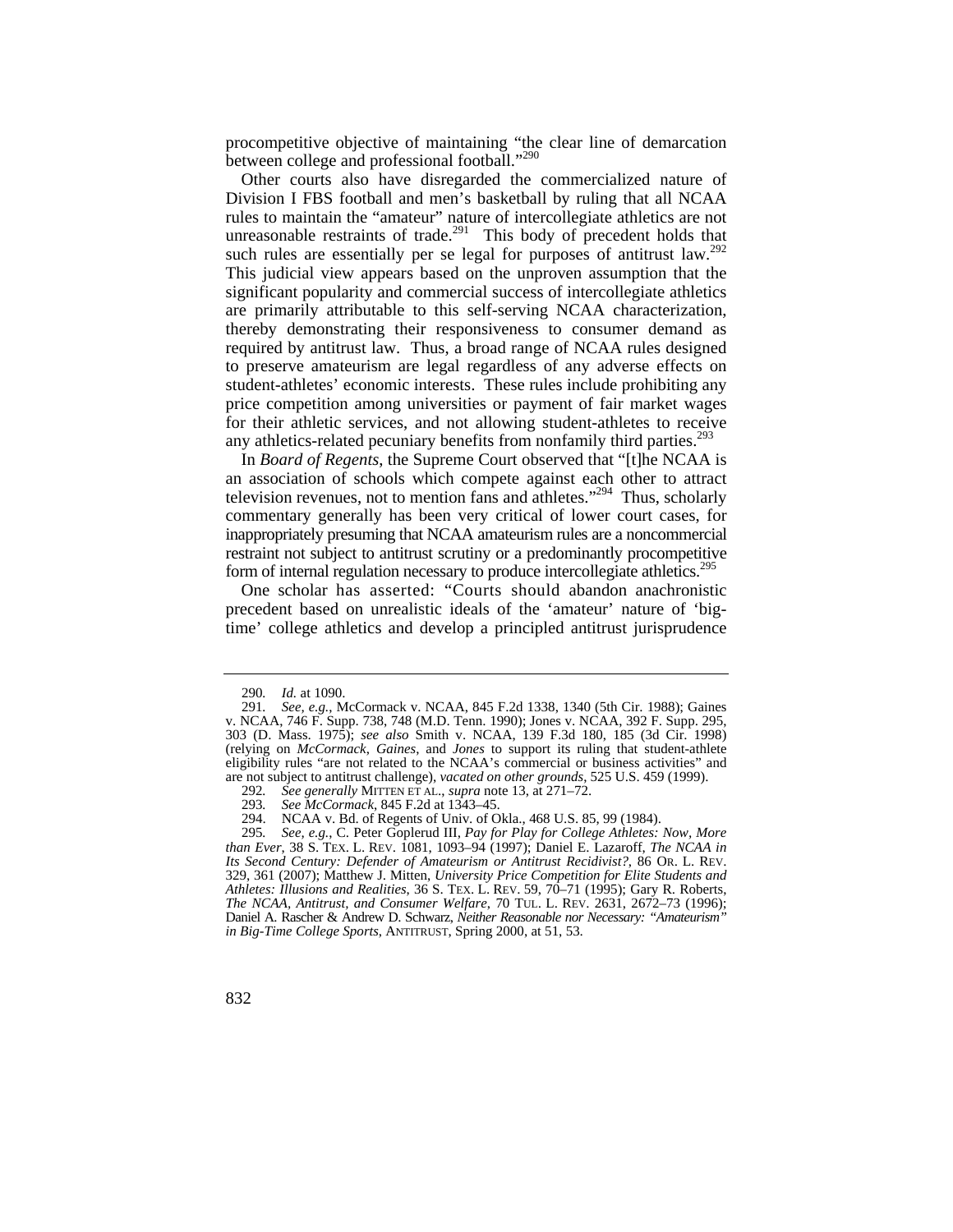procompetitive objective of maintaining "the clear line of demarcation between college and professional football."[290]

Other courts also have disregarded the commercialized nature of Division I FBS football and men's basketball by ruling that all NCAA rules to maintain the "amateur" nature of intercollegiate athletics are not unreasonable restraints of trade.[291] This body of precedent holds that such rules are essentially per se legal for purposes of antitrust law.[292] This judicial view appears based on the unproven assumption that the significant popularity and commercial success of intercollegiate athletics are primarily attributable to this self-serving NCAA characterization, thereby demonstrating their responsiveness to consumer demand as required by antitrust law. Thus, a broad range of NCAA rules designed to preserve amateurism are legal regardless of any adverse effects on student-athletes' economic interests. These rules include prohibiting any price competition among universities or payment of fair market wages for their athletic services, and not allowing student-athletes to receive any athletics-related pecuniary benefits from nonfamily third parties.[293]

In *Board of Regents*, the Supreme Court observed that "[t]he NCAA is an association of schools which compete against each other to attract television revenues, not to mention fans and athletes."[294] Thus, scholarly commentary generally has been very critical of lower court cases, for inappropriately presuming that NCAA amateurism rules are a noncommercial restraint not subject to antitrust scrutiny or a predominantly procompetitive form of internal regulation necessary to produce intercollegiate athletics.[295]

One scholar has asserted: "Courts should abandon anachronistic precedent based on unrealistic ideals of the 'amateur' nature of 'big-time' college athletics and develop a principled antitrust jurisprudence

---

290. *Id.* at 1090.

291. *See, e.g.*, McCormack v. NCAA, 845 F.2d 1338, 1340 (5th Cir. 1988); Gaines v. NCAA, 746 F. Supp. 738, 748 (M.D. Tenn. 1990); Jones v. NCAA, 392 F. Supp. 295, 303 (D. Mass. 1975); *see also* Smith v. NCAA, 139 F.3d 180, 185 (3d Cir. 1998) (relying on *McCormack*, *Gaines*, and *Jones* to support its ruling that student-athlete eligibility rules "are not related to the NCAA's commercial or business activities" and are not subject to antitrust challenge), *vacated on other grounds*, 525 U.S. 459 (1999).

292. *See generally* MITTEN ET AL., *supra* note 13, at 271–72.

293. *See McCormack*, 845 F.2d at 1343–45.

294. NCAA v. Bd. of Regents of Univ. of Okla., 468 U.S. 85, 99 (1984).

295. *See, e.g.*, C. Peter Goplerud III, *Pay for Play for College Athletes: Now, More than Ever*, 38 S. TEX. L. REV. 1081, 1093–94 (1997); Daniel E. Lazaroff, *The NCAA in Its Second Century: Defender of Amateurism or Antitrust Recidivist?*, 86 OR. L. REV. 329, 361 (2007); Matthew J. Mitten, *University Price Competition for Elite Students and Athletes: Illusions and Realities*, 36 S. TEX. L. REV. 59, 70–71 (1995); Gary R. Roberts, *The NCAA, Antitrust, and Consumer Welfare*, 70 TUL. L. REV. 2631, 2672–73 (1996); Daniel A. Rascher & Andrew D. Schwarz, *Neither Reasonable nor Necessary: "Amateurism" in Big-Time College Sports*, ANTITRUST, Spring 2000, at 51, 53.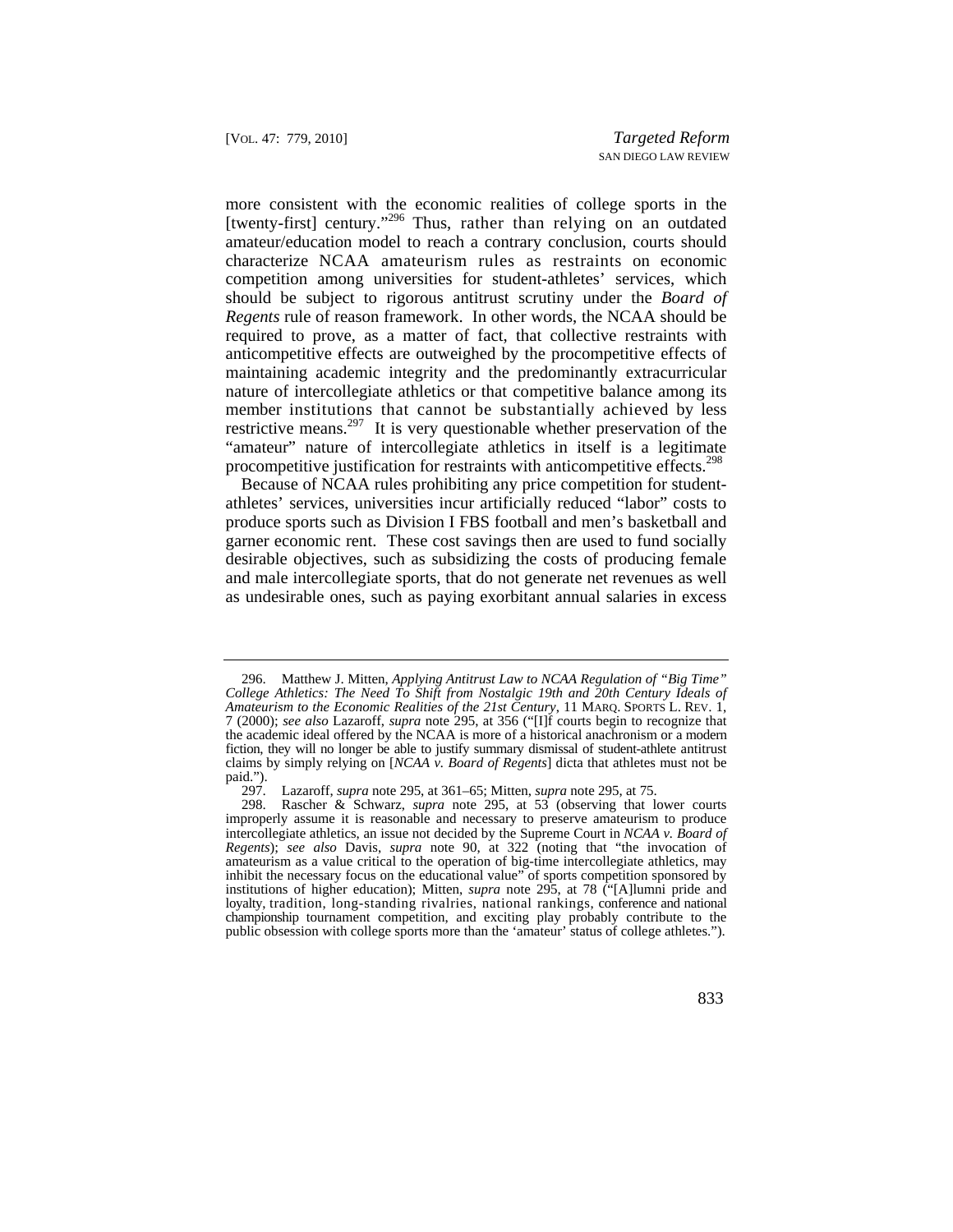more consistent with the economic realities of college sports in the [twenty-first] century."[296] Thus, rather than relying on an outdated amateur/education model to reach a contrary conclusion, courts should characterize NCAA amateurism rules as restraints on economic competition among universities for student-athletes' services, which should be subject to rigorous antitrust scrutiny under the *Board of Regents* rule of reason framework. In other words, the NCAA should be required to prove, as a matter of fact, that collective restraints with anticompetitive effects are outweighed by the procompetitive effects of maintaining academic integrity and the predominantly extracurricular nature of intercollegiate athletics or that competitive balance among its member institutions that cannot be substantially achieved by less restrictive means.[297] It is very questionable whether preservation of the "amateur" nature of intercollegiate athletics in itself is a legitimate procompetitive justification for restraints with anticompetitive effects.[298]

Because of NCAA rules prohibiting any price competition for student-athletes' services, universities incur artificially reduced "labor" costs to produce sports such as Division I FBS football and men's basketball and garner economic rent. These cost savings then are used to fund socially desirable objectives, such as subsidizing the costs of producing female and male intercollegiate sports, that do not generate net revenues as well as undesirable ones, such as paying exorbitant annual salaries in excess

---

296. Matthew J. Mitten, *Applying Antitrust Law to NCAA Regulation of "Big Time" College Athletics: The Need To Shift from Nostalgic 19th and 20th Century Ideals of Amateurism to the Economic Realities of the 21st Century*, 11 MARQ. SPORTS L. REV. 1, 7 (2000); *see also* Lazaroff, *supra* note 295, at 356 ("[I]f courts begin to recognize that the academic ideal offered by the NCAA is more of a historical anachronism or a modern fiction, they will no longer be able to justify summary dismissal of student-athlete antitrust claims by simply relying on [*NCAA v. Board of Regents*] dicta that athletes must not be paid.").

297. Lazaroff, *supra* note 295, at 361–65; Mitten, *supra* note 295, at 75.

298. Rascher & Schwarz, *supra* note 295, at 53 (observing that lower courts improperly assume it is reasonable and necessary to preserve amateurism to produce intercollegiate athletics, an issue not decided by the Supreme Court in *NCAA v. Board of Regents*); *see also* Davis, *supra* note 90, at 322 (noting that "the invocation of amateurism as a value critical to the operation of big-time intercollegiate athletics, may inhibit the necessary focus on the educational value" of sports competition sponsored by institutions of higher education); Mitten, *supra* note 295, at 78 ("[A]lumni pride and loyalty, tradition, long-standing rivalries, national rankings, conference and national championship tournament competition, and exciting play probably contribute to the public obsession with college sports more than the 'amateur' status of college athletes.").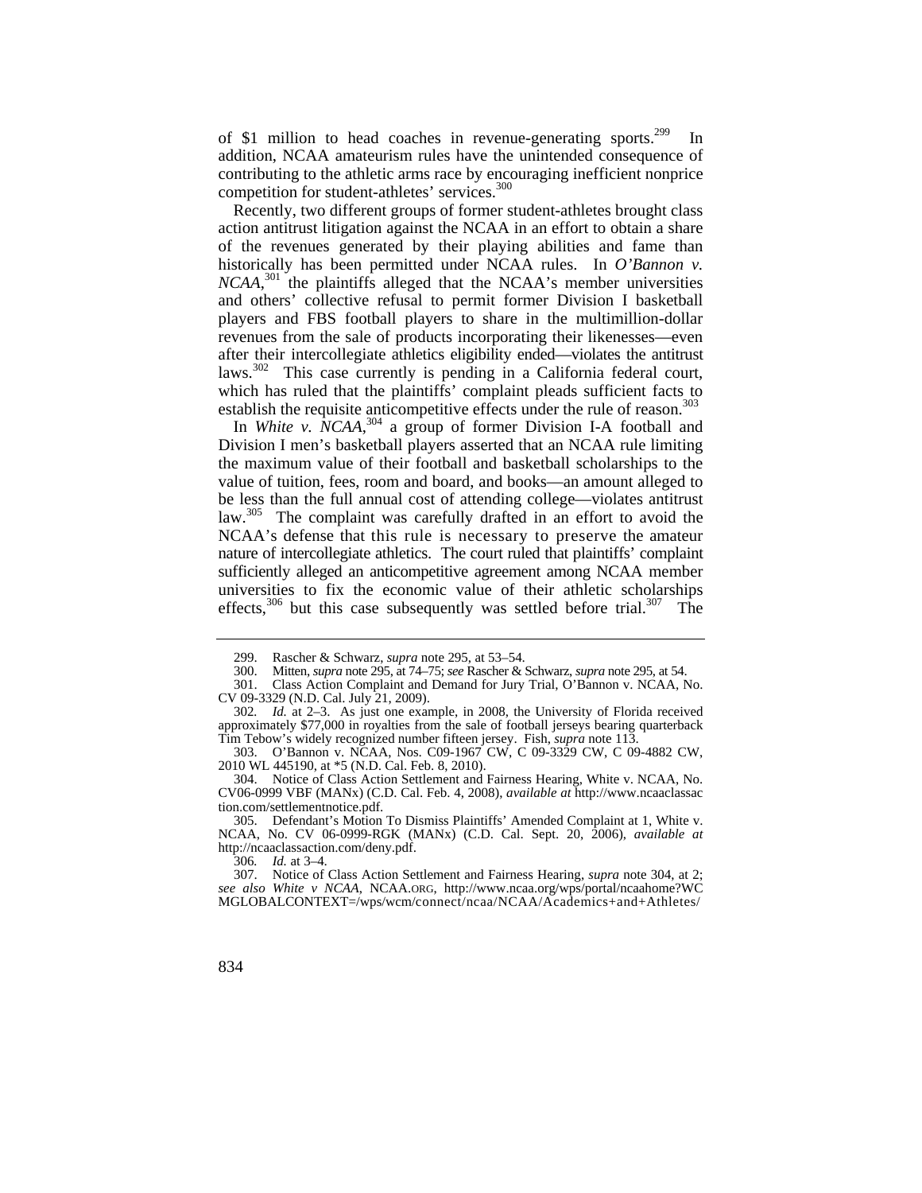of $1 million to head coaches in revenue-generating sports.[299] In addition, NCAA amateurism rules have the unintended consequence of contributing to the athletic arms race by encouraging inefficient nonprice competition for student-athletes' services.[300]

Recently, two different groups of former student-athletes brought class action antitrust litigation against the NCAA in an effort to obtain a share of the revenues generated by their playing abilities and fame than historically has been permitted under NCAA rules. In *O'Bannon v. NCAA*,[301] the plaintiffs alleged that the NCAA's member universities and others' collective refusal to permit former Division I basketball players and FBS football players to share in the multimillion-dollar revenues from the sale of products incorporating their likenesses—even after their intercollegiate athletics eligibility ended—violates the antitrust laws.[302] This case currently is pending in a California federal court, which has ruled that the plaintiffs' complaint pleads sufficient facts to establish the requisite anticompetitive effects under the rule of reason.[303]

In *White v. NCAA*,[304] a group of former Division I-A football and Division I men's basketball players asserted that an NCAA rule limiting the maximum value of their football and basketball scholarships to the value of tuition, fees, room and board, and books—an amount alleged to be less than the full annual cost of attending college—violates antitrust law.[305] The complaint was carefully drafted in an effort to avoid the NCAA's defense that this rule is necessary to preserve the amateur nature of intercollegiate athletics. The court ruled that plaintiffs' complaint sufficiently alleged an anticompetitive agreement among NCAA member universities to fix the economic value of their athletic scholarships effects,[306] but this case subsequently was settled before trial.[307] The

---

299. Rascher & Schwarz, *supra* note 295, at 53–54.

300. Mitten, *supra* note 295, at 74–75; *see* Rascher & Schwarz, *supra* note 295, at 54.

301. Class Action Complaint and Demand for Jury Trial, O'Bannon v. NCAA, No. CV 09-3329 (N.D. Cal. July 21, 2009).

302. *Id.* at 2–3. As just one example, in 2008, the University of Florida received approximately $77,000 in royalties from the sale of football jerseys bearing quarterback Tim Tebow's widely recognized number fifteen jersey. Fish, *supra* note 113.

303. O'Bannon v. NCAA, Nos. C09-1967 CW, C 09-3329 CW, C 09-4882 CW, 2010 WL 445190, at *5 (N.D. Cal. Feb. 8, 2010).

304. Notice of Class Action Settlement and Fairness Hearing, White v. NCAA, No. CV06-0999 VBF (MANx) (C.D. Cal. Feb. 4, 2008), *available at* http://www.ncaaclassaction.com/settlementnotice.pdf.

305. Defendant's Motion To Dismiss Plaintiffs' Amended Complaint at 1, White v. NCAA, No. CV 06-0999-RGK (MANx) (C.D. Cal. Sept. 20, 2006), *available at* http://ncaaclassaction.com/deny.pdf.

306. *Id.* at 3–4.

307. Notice of Class Action Settlement and Fairness Hearing, *supra* note 304, at 2; *see also White v NCAA*, NCAA.ORG, http://www.ncaa.org/wps/portal/ncaahome?WCMGLOBALCONTEXT=/wps/wcm/connect/ncaa/NCAA/Academics+and+Athletes/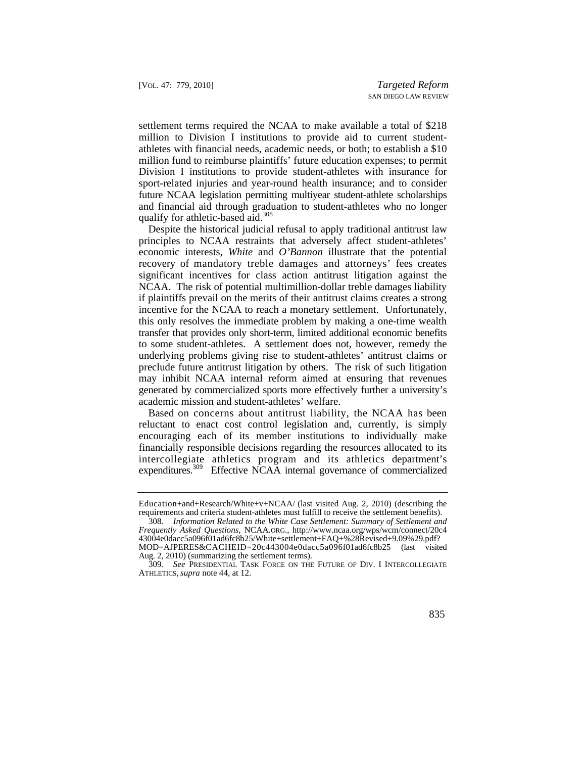settlement terms required the NCAA to make available a total of $218 million to Division I institutions to provide aid to current student-athletes with financial needs, academic needs, or both; to establish a $10 million fund to reimburse plaintiffs' future education expenses; to permit Division I institutions to provide student-athletes with insurance for sport-related injuries and year-round health insurance; and to consider future NCAA legislation permitting multiyear student-athlete scholarships and financial aid through graduation to student-athletes who no longer qualify for athletic-based aid.[308]

Despite the historical judicial refusal to apply traditional antitrust law principles to NCAA restraints that adversely affect student-athletes' economic interests, *White* and *O'Bannon* illustrate that the potential recovery of mandatory treble damages and attorneys' fees creates significant incentives for class action antitrust litigation against the NCAA. The risk of potential multimillion-dollar treble damages liability if plaintiffs prevail on the merits of their antitrust claims creates a strong incentive for the NCAA to reach a monetary settlement. Unfortunately, this only resolves the immediate problem by making a one-time wealth transfer that provides only short-term, limited additional economic benefits to some student-athletes. A settlement does not, however, remedy the underlying problems giving rise to student-athletes' antitrust claims or preclude future antitrust litigation by others. The risk of such litigation may inhibit NCAA internal reform aimed at ensuring that revenues generated by commercialized sports more effectively further a university's academic mission and student-athletes' welfare.

Based on concerns about antitrust liability, the NCAA has been reluctant to enact cost control legislation and, currently, is simply encouraging each of its member institutions to individually make financially responsible decisions regarding the resources allocated to its intercollegiate athletics program and its athletics department's expenditures.[309] Effective NCAA internal governance of commercialized

---

Education+and+Research/White+v+NCAA/ (last visited Aug. 2, 2010) (describing the requirements and criteria student-athletes must fulfill to receive the settlement benefits).

308. *Information Related to the White Case Settlement: Summary of Settlement and Frequently Asked Questions*, NCAA.ORG., http://www.ncaa.org/wps/wcm/connect/20c443004e0dacc5a096f01ad6fc8b25/White+settlement+FAQ+%28Revised+9.09%29.pdf?MOD=AJPERES&CACHEID=20c443004e0dacc5a096f01ad6fc8b25 (last visited Aug. 2, 2010) (summarizing the settlement terms).

309. *See* PRESIDENTIAL TASK FORCE ON THE FUTURE OF DIV. I INTERCOLLEGIATE ATHLETICS, *supra* note 44, at 12.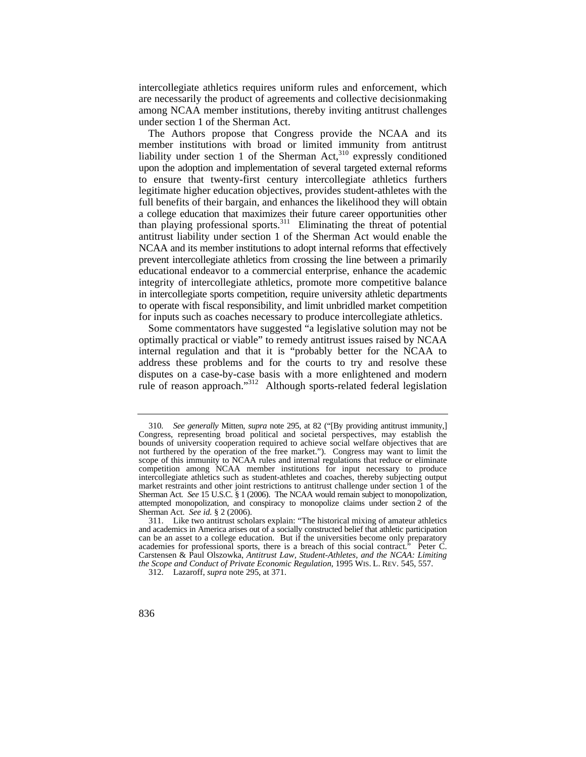intercollegiate athletics requires uniform rules and enforcement, which are necessarily the product of agreements and collective decisionmaking among NCAA member institutions, thereby inviting antitrust challenges under section 1 of the Sherman Act.

The Authors propose that Congress provide the NCAA and its member institutions with broad or limited immunity from antitrust liability under section 1 of the Sherman Act,[310] expressly conditioned upon the adoption and implementation of several targeted external reforms to ensure that twenty-first century intercollegiate athletics furthers legitimate higher education objectives, provides student-athletes with the full benefits of their bargain, and enhances the likelihood they will obtain a college education that maximizes their future career opportunities other than playing professional sports.[311] Eliminating the threat of potential antitrust liability under section 1 of the Sherman Act would enable the NCAA and its member institutions to adopt internal reforms that effectively prevent intercollegiate athletics from crossing the line between a primarily educational endeavor to a commercial enterprise, enhance the academic integrity of intercollegiate athletics, promote more competitive balance in intercollegiate sports competition, require university athletic departments to operate with fiscal responsibility, and limit unbridled market competition for inputs such as coaches necessary to produce intercollegiate athletics.

Some commentators have suggested "a legislative solution may not be optimally practical or viable" to remedy antitrust issues raised by NCAA internal regulation and that it is "probably better for the NCAA to address these problems and for the courts to try and resolve these disputes on a case-by-case basis with a more enlightened and modern rule of reason approach."[312] Although sports-related federal legislation

---

310. *See generally* Mitten, *supra* note 295, at 82 ("[By providing antitrust immunity,] Congress, representing broad political and societal perspectives, may establish the bounds of university cooperation required to achieve social welfare objectives that are not furthered by the operation of the free market."). Congress may want to limit the scope of this immunity to NCAA rules and internal regulations that reduce or eliminate competition among NCAA member institutions for input necessary to produce intercollegiate athletics such as student-athletes and coaches, thereby subjecting output market restraints and other joint restrictions to antitrust challenge under section 1 of the Sherman Act. *See* 15 U.S.C. § 1 (2006). The NCAA would remain subject to monopolization, attempted monopolization, and conspiracy to monopolize claims under section 2 of the Sherman Act. *See id.* § 2 (2006).

311. Like two antitrust scholars explain: "The historical mixing of amateur athletics and academics in America arises out of a socially constructed belief that athletic participation can be an asset to a college education. But if the universities become only preparatory academies for professional sports, there is a breach of this social contract." Peter C. Carstensen & Paul Olszowka, *Antitrust Law, Student-Athletes, and the NCAA: Limiting the Scope and Conduct of Private Economic Regulation*, 1995 WIS. L. REV. 545, 557.

312. Lazaroff, *supra* note 295, at 371.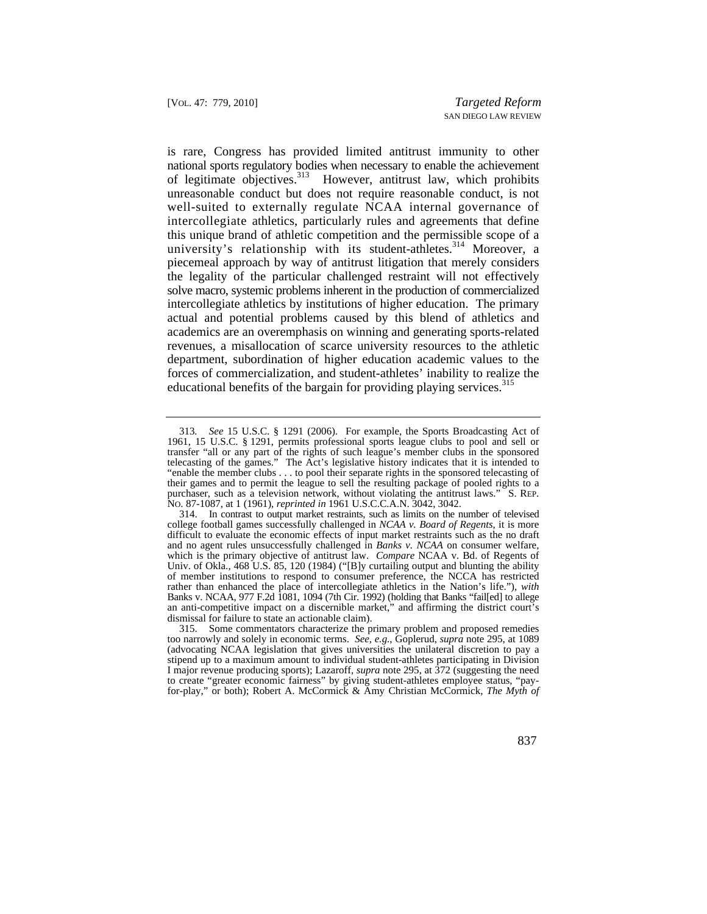is rare, Congress has provided limited antitrust immunity to other national sports regulatory bodies when necessary to enable the achievement of legitimate objectives.[313] However, antitrust law, which prohibits unreasonable conduct but does not require reasonable conduct, is not well-suited to externally regulate NCAA internal governance of intercollegiate athletics, particularly rules and agreements that define this unique brand of athletic competition and the permissible scope of a university's relationship with its student-athletes.[314] Moreover, a piecemeal approach by way of antitrust litigation that merely considers the legality of the particular challenged restraint will not effectively solve macro, systemic problems inherent in the production of commercialized intercollegiate athletics by institutions of higher education. The primary actual and potential problems caused by this blend of athletics and academics are an overemphasis on winning and generating sports-related revenues, a misallocation of scarce university resources to the athletic department, subordination of higher education academic values to the forces of commercialization, and student-athletes' inability to realize the educational benefits of the bargain for providing playing services.[315]

---

313. *See* 15 U.S.C. § 1291 (2006). For example, the Sports Broadcasting Act of 1961, 15 U.S.C. § 1291, permits professional sports league clubs to pool and sell or transfer "all or any part of the rights of such league's member clubs in the sponsored telecasting of the games." The Act's legislative history indicates that it is intended to "enable the member clubs . . . to pool their separate rights in the sponsored telecasting of their games and to permit the league to sell the resulting package of pooled rights to a purchaser, such as a television network, without violating the antitrust laws." S. REP. NO. 87-1087, at 1 (1961), *reprinted in* 1961 U.S.C.C.A.N. 3042, 3042.

314. In contrast to output market restraints, such as limits on the number of televised college football games successfully challenged in *NCAA v. Board of Regents*, it is more difficult to evaluate the economic effects of input market restraints such as the no draft and no agent rules unsuccessfully challenged in *Banks v. NCAA* on consumer welfare, which is the primary objective of antitrust law. *Compare* NCAA v. Bd. of Regents of Univ. of Okla., 468 U.S. 85, 120 (1984) ("[B]y curtailing output and blunting the ability of member institutions to respond to consumer preference, the NCCA has restricted rather than enhanced the place of intercollegiate athletics in the Nation's life."), *with* Banks v. NCAA, 977 F.2d 1081, 1094 (7th Cir. 1992) (holding that Banks "fail[ed] to allege an anti-competitive impact on a discernible market," and affirming the district court's dismissal for failure to state an actionable claim).

315. Some commentators characterize the primary problem and proposed remedies too narrowly and solely in economic terms. *See, e.g.*, Goplerud, *supra* note 295, at 1089 (advocating NCAA legislation that gives universities the unilateral discretion to pay a stipend up to a maximum amount to individual student-athletes participating in Division I major revenue producing sports); Lazaroff, *supra* note 295, at 372 (suggesting the need to create "greater economic fairness" by giving student-athletes employee status, "pay-for-play," or both); Robert A. McCormick & Amy Christian McCormick, *The Myth of*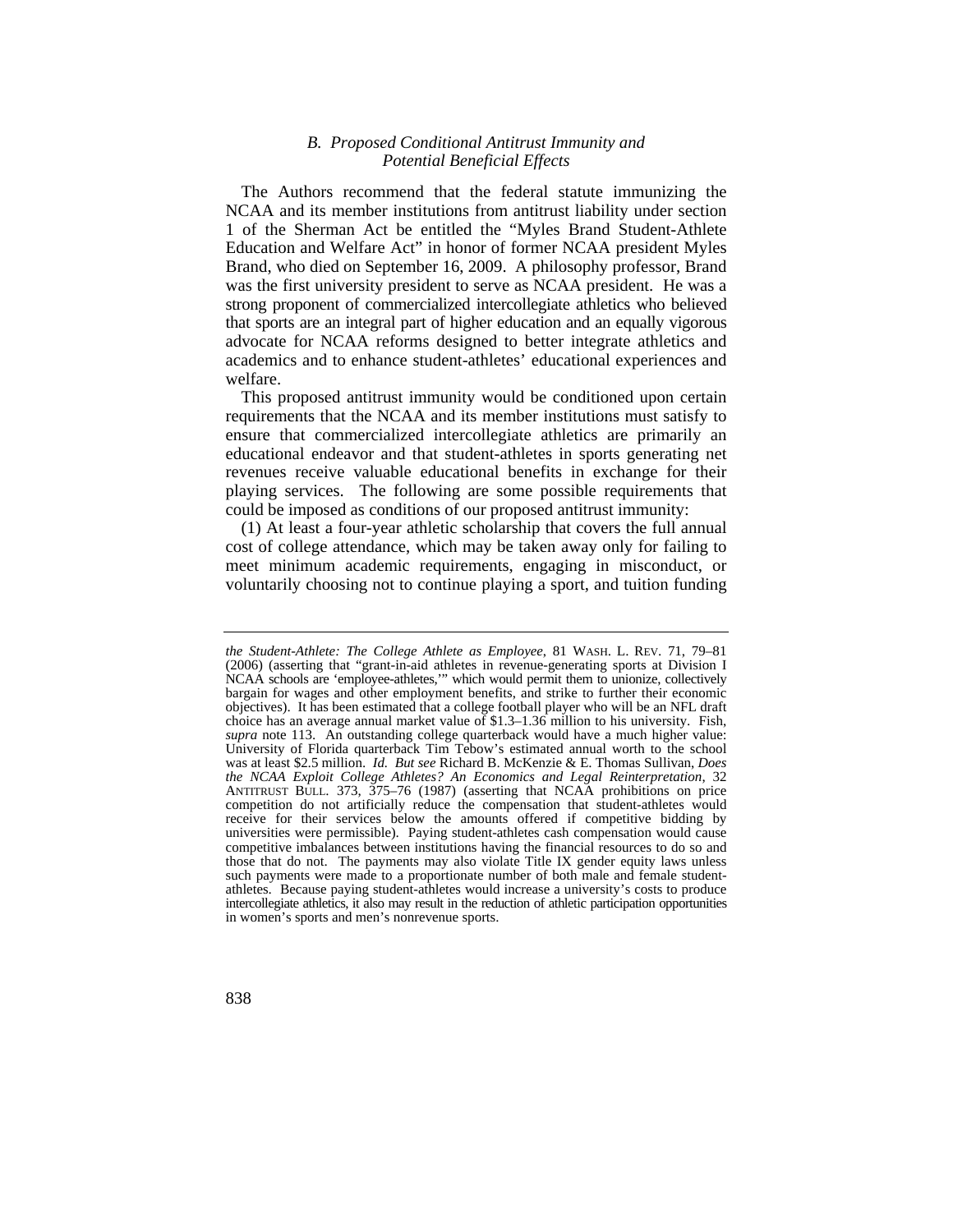### *B. Proposed Conditional Antitrust Immunity and Potential Beneficial Effects*

The Authors recommend that the federal statute immunizing the NCAA and its member institutions from antitrust liability under section 1 of the Sherman Act be entitled the "Myles Brand Student-Athlete Education and Welfare Act" in honor of former NCAA president Myles Brand, who died on September 16, 2009. A philosophy professor, Brand was the first university president to serve as NCAA president. He was a strong proponent of commercialized intercollegiate athletics who believed that sports are an integral part of higher education and an equally vigorous advocate for NCAA reforms designed to better integrate athletics and academics and to enhance student-athletes' educational experiences and welfare.

This proposed antitrust immunity would be conditioned upon certain requirements that the NCAA and its member institutions must satisfy to ensure that commercialized intercollegiate athletics are primarily an educational endeavor and that student-athletes in sports generating net revenues receive valuable educational benefits in exchange for their playing services. The following are some possible requirements that could be imposed as conditions of our proposed antitrust immunity:

(1) At least a four-year athletic scholarship that covers the full annual cost of college attendance, which may be taken away only for failing to meet minimum academic requirements, engaging in misconduct, or voluntarily choosing not to continue playing a sport, and tuition funding

---

*the Student-Athlete: The College Athlete as Employee*, 81 WASH. L. REV. 71, 79–81 (2006) (asserting that "grant-in-aid athletes in revenue-generating sports at Division I NCAA schools are 'employee-athletes,'" which would permit them to unionize, collectively bargain for wages and other employment benefits, and strike to further their economic objectives). It has been estimated that a college football player who will be an NFL draft choice has an average annual market value of $1.3–1.36 million to his university. Fish, *supra* note 113. An outstanding college quarterback would have a much higher value: University of Florida quarterback Tim Tebow's estimated annual worth to the school was at least $2.5 million. *Id. But see* Richard B. McKenzie & E. Thomas Sullivan, *Does the NCAA Exploit College Athletes? An Economics and Legal Reinterpretation*, 32 ANTITRUST BULL. 373, 375–76 (1987) (asserting that NCAA prohibitions on price competition do not artificially reduce the compensation that student-athletes would receive for their services below the amounts offered if competitive bidding by universities were permissible). Paying student-athletes cash compensation would cause competitive imbalances between institutions having the financial resources to do so and those that do not. The payments may also violate Title IX gender equity laws unless such payments were made to a proportionate number of both male and female student-athletes. Because paying student-athletes would increase a university's costs to produce intercollegiate athletics, it also may result in the reduction of athletic participation opportunities in women's sports and men's nonrevenue sports.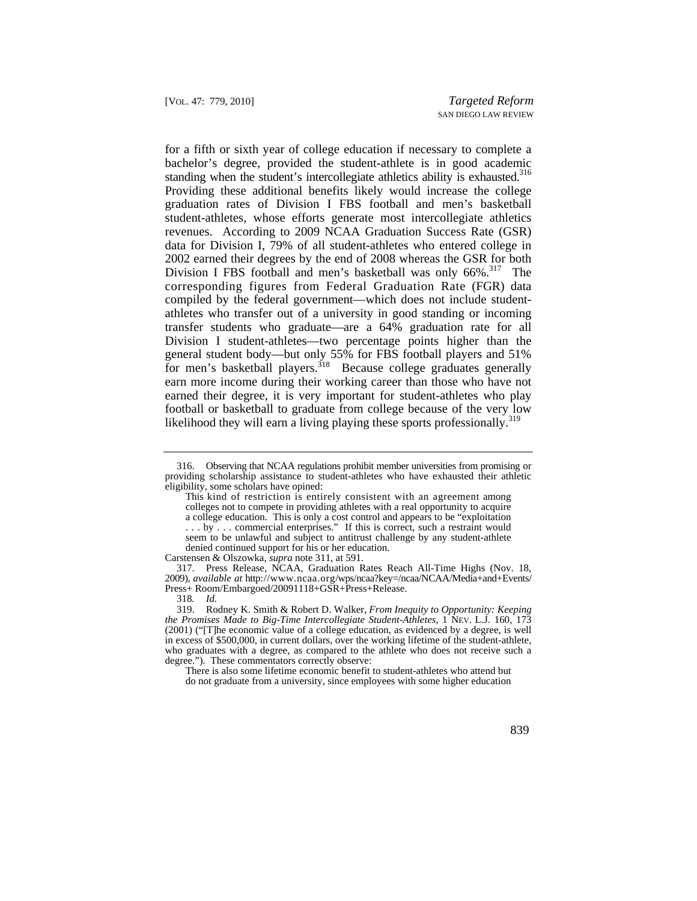for a fifth or sixth year of college education if necessary to complete a bachelor's degree, provided the student-athlete is in good academic standing when the student's intercollegiate athletics ability is exhausted.[316] Providing these additional benefits likely would increase the college graduation rates of Division I FBS football and men's basketball student-athletes, whose efforts generate most intercollegiate athletics revenues. According to 2009 NCAA Graduation Success Rate (GSR) data for Division I, 79% of all student-athletes who entered college in 2002 earned their degrees by the end of 2008 whereas the GSR for both Division I FBS football and men's basketball was only 66%.[317] The corresponding figures from Federal Graduation Rate (FGR) data compiled by the federal government—which does not include student-athletes who transfer out of a university in good standing or incoming transfer students who graduate—are a 64% graduation rate for all Division I student-athletes—two percentage points higher than the general student body—but only 55% for FBS football players and 51% for men's basketball players.[318] Because college graduates generally earn more income during their working career than those who have not earned their degree, it is very important for student-athletes who play football or basketball to graduate from college because of the very low likelihood they will earn a living playing these sports professionally.[319]

---

316. Observing that NCAA regulations prohibit member universities from promising or providing scholarship assistance to student-athletes who have exhausted their athletic eligibility, some scholars have opined:

> This kind of restriction is entirely consistent with an agreement among colleges not to compete in providing athletes with a real opportunity to acquire a college education. This is only a cost control and appears to be "exploitation . . . by . . . commercial enterprises." If this is correct, such a restraint would seem to be unlawful and subject to antitrust challenge by any student-athlete denied continued support for his or her education.

Carstensen & Olszowka, *supra* note 311, at 591.

317. Press Release, NCAA, Graduation Rates Reach All-Time Highs (Nov. 18, 2009), *available at* http://www.ncaa.org/wps/ncaa?key=/ncaa/NCAA/Media+and+Events/Press+ Room/Embargoed/20091118+GSR+Press+Release.

318. *Id.*

319. Rodney K. Smith & Robert D. Walker, *From Inequity to Opportunity: Keeping the Promises Made to Big-Time Intercollegiate Student-Athletes*, 1 NEV. L.J. 160, 173 (2001) ("[T]he economic value of a college education, as evidenced by a degree, is well in excess of $500,000, in current dollars, over the working lifetime of the student-athlete, who graduates with a degree, as compared to the athlete who does not receive such a degree."). These commentators correctly observe:

> There is also some lifetime economic benefit to student-athletes who attend but do not graduate from a university, since employees with some higher education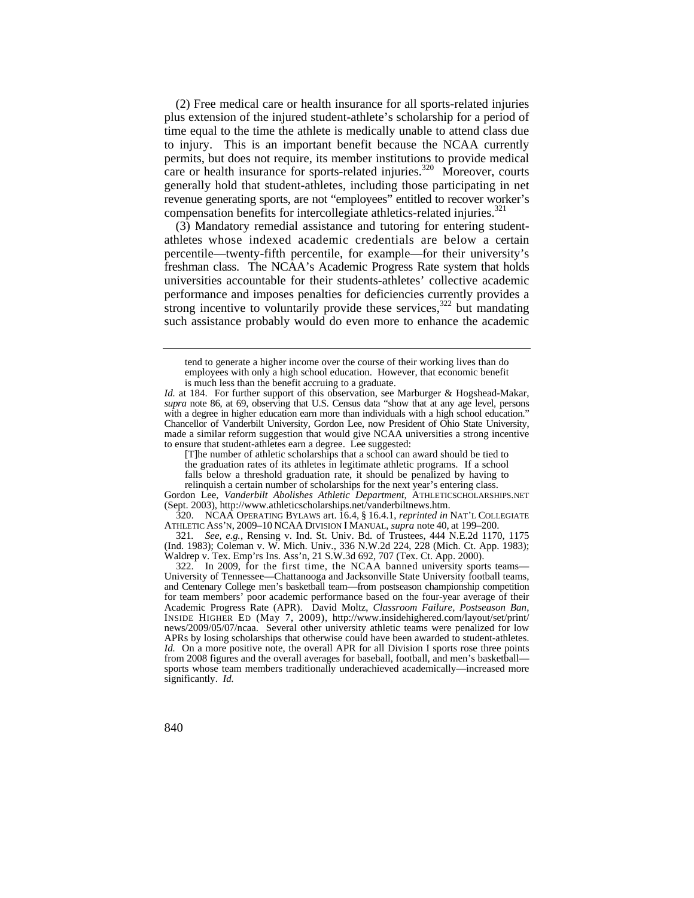(2) Free medical care or health insurance for all sports-related injuries plus extension of the injured student-athlete's scholarship for a period of time equal to the time the athlete is medically unable to attend class due to injury. This is an important benefit because the NCAA currently permits, but does not require, its member institutions to provide medical care or health insurance for sports-related injuries.[320] Moreover, courts generally hold that student-athletes, including those participating in net revenue generating sports, are not "employees" entitled to recover worker's compensation benefits for intercollegiate athletics-related injuries.[321]

(3) Mandatory remedial assistance and tutoring for entering student-athletes whose indexed academic credentials are below a certain percentile—twenty-fifth percentile, for example—for their university's freshman class. The NCAA's Academic Progress Rate system that holds universities accountable for their students-athletes' collective academic performance and imposes penalties for deficiencies currently provides a strong incentive to voluntarily provide these services,[322] but mandating such assistance probably would do even more to enhance the academic

---

> tend to generate a higher income over the course of their working lives than do employees with only a high school education. However, that economic benefit is much less than the benefit accruing to a graduate.

*Id.* at 184. For further support of this observation, see Marburger & Hogshead-Makar, *supra* note 86, at 69, observing that U.S. Census data "show that at any age level, persons with a degree in higher education earn more than individuals with a high school education." Chancellor of Vanderbilt University, Gordon Lee, now President of Ohio State University, made a similar reform suggestion that would give NCAA universities a strong incentive to ensure that student-athletes earn a degree. Lee suggested:

> [T]he number of athletic scholarships that a school can award should be tied to the graduation rates of its athletes in legitimate athletic programs. If a school falls below a threshold graduation rate, it should be penalized by having to relinquish a certain number of scholarships for the next year's entering class.

Gordon Lee, *Vanderbilt Abolishes Athletic Department*, ATHLETICSCHOLARSHIPS.NET (Sept. 2003), http://www.athleticscholarships.net/vanderbiltnews.htm.

320. NCAA OPERATING BYLAWS art. 16.4, § 16.4.1, *reprinted in* NAT'L COLLEGIATE ATHLETIC ASS'N, 2009–10 NCAA DIVISION I MANUAL, *supra* note 40, at 199–200.

321. *See, e.g.*, Rensing v. Ind. St. Univ. Bd. of Trustees, 444 N.E.2d 1170, 1175 (Ind. 1983); Coleman v. W. Mich. Univ., 336 N.W.2d 224, 228 (Mich. Ct. App. 1983); Waldrep v. Tex. Emp'rs Ins. Ass'n, 21 S.W.3d 692, 707 (Tex. Ct. App. 2000).

322. In 2009, for the first time, the NCAA banned university sports teams—University of Tennessee—Chattanooga and Jacksonville State University football teams, and Centenary College men's basketball team—from postseason championship competition for team members' poor academic performance based on the four-year average of their Academic Progress Rate (APR). David Moltz, *Classroom Failure, Postseason Ban*, INSIDE HIGHER ED (May 7, 2009), http://www.insidehighered.com/layout/set/print/news/2009/05/07/ncaa. Several other university athletic teams were penalized for low APRs by losing scholarships that otherwise could have been awarded to student-athletes. *Id.* On a more positive note, the overall APR for all Division I sports rose three points from 2008 figures and the overall averages for baseball, football, and men's basketball—sports whose team members traditionally underachieved academically—increased more significantly. *Id.*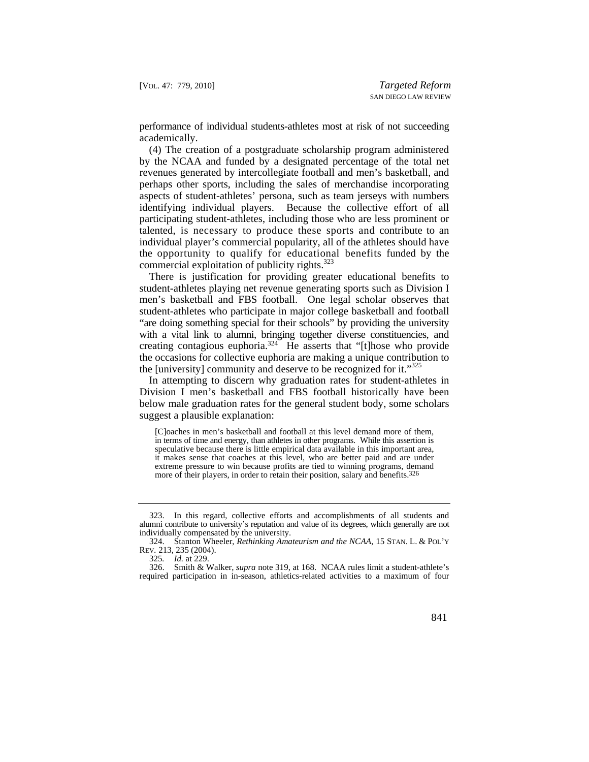performance of individual students-athletes most at risk of not succeeding academically.

(4) The creation of a postgraduate scholarship program administered by the NCAA and funded by a designated percentage of the total net revenues generated by intercollegiate football and men's basketball, and perhaps other sports, including the sales of merchandise incorporating aspects of student-athletes' persona, such as team jerseys with numbers identifying individual players. Because the collective effort of all participating student-athletes, including those who are less prominent or talented, is necessary to produce these sports and contribute to an individual player's commercial popularity, all of the athletes should have the opportunity to qualify for educational benefits funded by the commercial exploitation of publicity rights.[323]

There is justification for providing greater educational benefits to student-athletes playing net revenue generating sports such as Division I men's basketball and FBS football. One legal scholar observes that student-athletes who participate in major college basketball and football "are doing something special for their schools" by providing the university with a vital link to alumni, bringing together diverse constituencies, and creating contagious euphoria.[324] He asserts that "[t]hose who provide the occasions for collective euphoria are making a unique contribution to the [university] community and deserve to be recognized for it."[325]

In attempting to discern why graduation rates for student-athletes in Division I men's basketball and FBS football historically have been below male graduation rates for the general student body, some scholars suggest a plausible explanation:

> [C]oaches in men's basketball and football at this level demand more of them, in terms of time and energy, than athletes in other programs. While this assertion is speculative because there is little empirical data available in this important area, it makes sense that coaches at this level, who are better paid and are under extreme pressure to win because profits are tied to winning programs, demand more of their players, in order to retain their position, salary and benefits.[326]

---

323. In this regard, collective efforts and accomplishments of all students and alumni contribute to university's reputation and value of its degrees, which generally are not individually compensated by the university.

324. Stanton Wheeler, *Rethinking Amateurism and the NCAA*, 15 STAN. L. & POL'Y REV. 213, 235 (2004).

325. *Id.* at 229.

326. Smith & Walker, *supra* note 319, at 168. NCAA rules limit a student-athlete's required participation in in-season, athletics-related activities to a maximum of four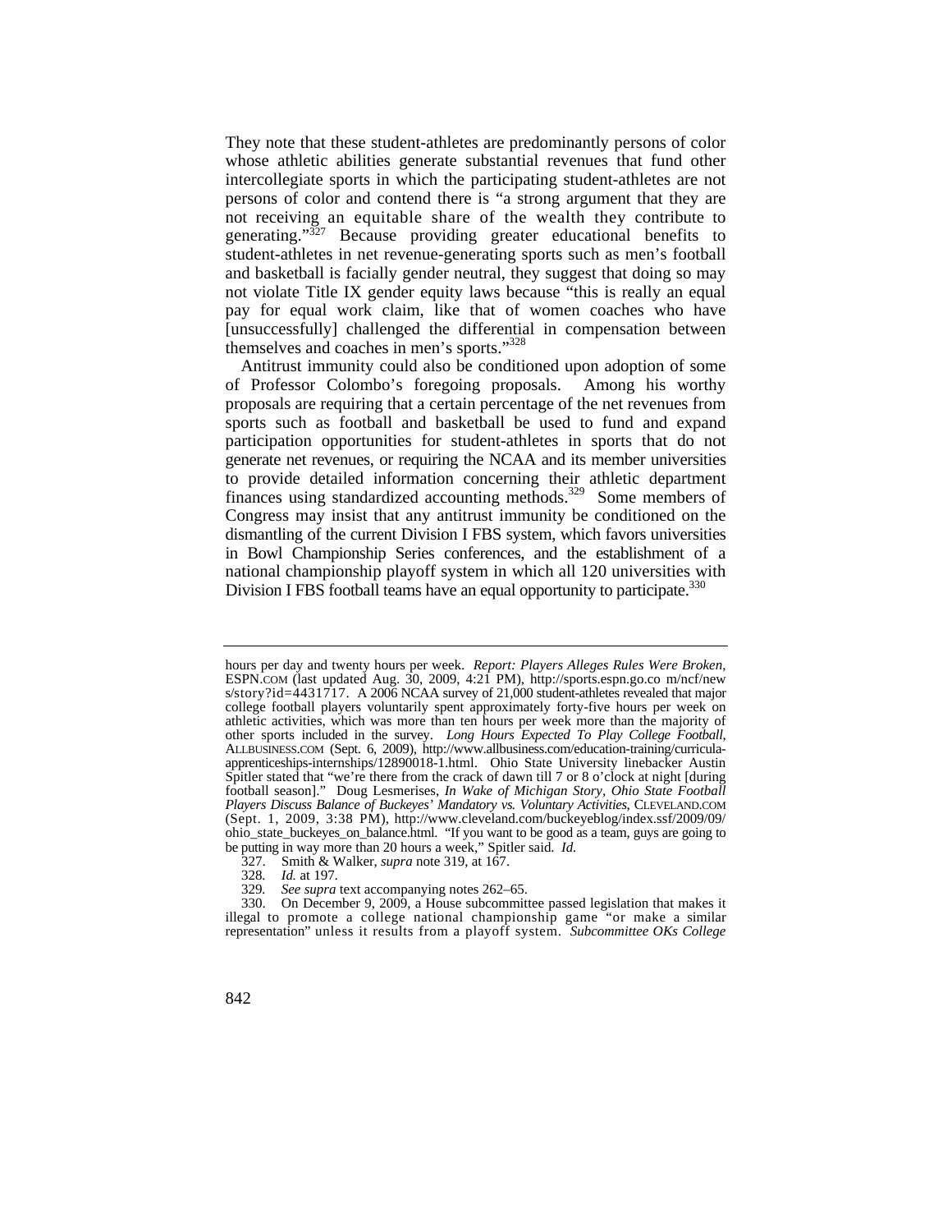They note that these student-athletes are predominantly persons of color whose athletic abilities generate substantial revenues that fund other intercollegiate sports in which the participating student-athletes are not persons of color and contend there is "a strong argument that they are not receiving an equitable share of the wealth they contribute to generating."[327] Because providing greater educational benefits to student-athletes in net revenue-generating sports such as men's football and basketball is facially gender neutral, they suggest that doing so may not violate Title IX gender equity laws because "this is really an equal pay for equal work claim, like that of women coaches who have [unsuccessfully] challenged the differential in compensation between themselves and coaches in men's sports."[328]

Antitrust immunity could also be conditioned upon adoption of some of Professor Colombo's foregoing proposals. Among his worthy proposals are requiring that a certain percentage of the net revenues from sports such as football and basketball be used to fund and expand participation opportunities for student-athletes in sports that do not generate net revenues, or requiring the NCAA and its member universities to provide detailed information concerning their athletic department finances using standardized accounting methods.[329] Some members of Congress may insist that any antitrust immunity be conditioned on the dismantling of the current Division I FBS system, which favors universities in Bowl Championship Series conferences, and the establishment of a national championship playoff system in which all 120 universities with Division I FBS football teams have an equal opportunity to participate.[330]

---

hours per day and twenty hours per week. *Report: Players Alleges Rules Were Broken*, ESPN.COM (last updated Aug. 30, 2009, 4:21 PM), http://sports.espn.go.co m/ncf/new s/story?id=4431717. A 2006 NCAA survey of 21,000 student-athletes revealed that major college football players voluntarily spent approximately forty-five hours per week on athletic activities, which was more than ten hours per week more than the majority of other sports included in the survey. *Long Hours Expected To Play College Football*, ALLBUSINESS.COM (Sept. 6, 2009), http://www.allbusiness.com/education-training/curricula-apprenticeships-internships/12890018-1.html. Ohio State University linebacker Austin Spitler stated that "we're there from the crack of dawn till 7 or 8 o'clock at night [during football season]." Doug Lesmerises, *In Wake of Michigan Story, Ohio State Football Players Discuss Balance of Buckeyes' Mandatory vs. Voluntary Activities*, CLEVELAND.COM (Sept. 1, 2009, 3:38 PM), http://www.cleveland.com/buckeyeblog/index.ssf/2009/09/ohio_state_buckeyes_on_balance.html. "If you want to be good as a team, guys are going to be putting in way more than 20 hours a week," Spitler said. *Id.*

327. Smith & Walker, *supra* note 319, at 167.

328. *Id.* at 197.

329. *See supra* text accompanying notes 262–65.

330. On December 9, 2009, a House subcommittee passed legislation that makes it illegal to promote a college national championship game "or make a similar representation" unless it results from a playoff system. *Subcommittee OKs College*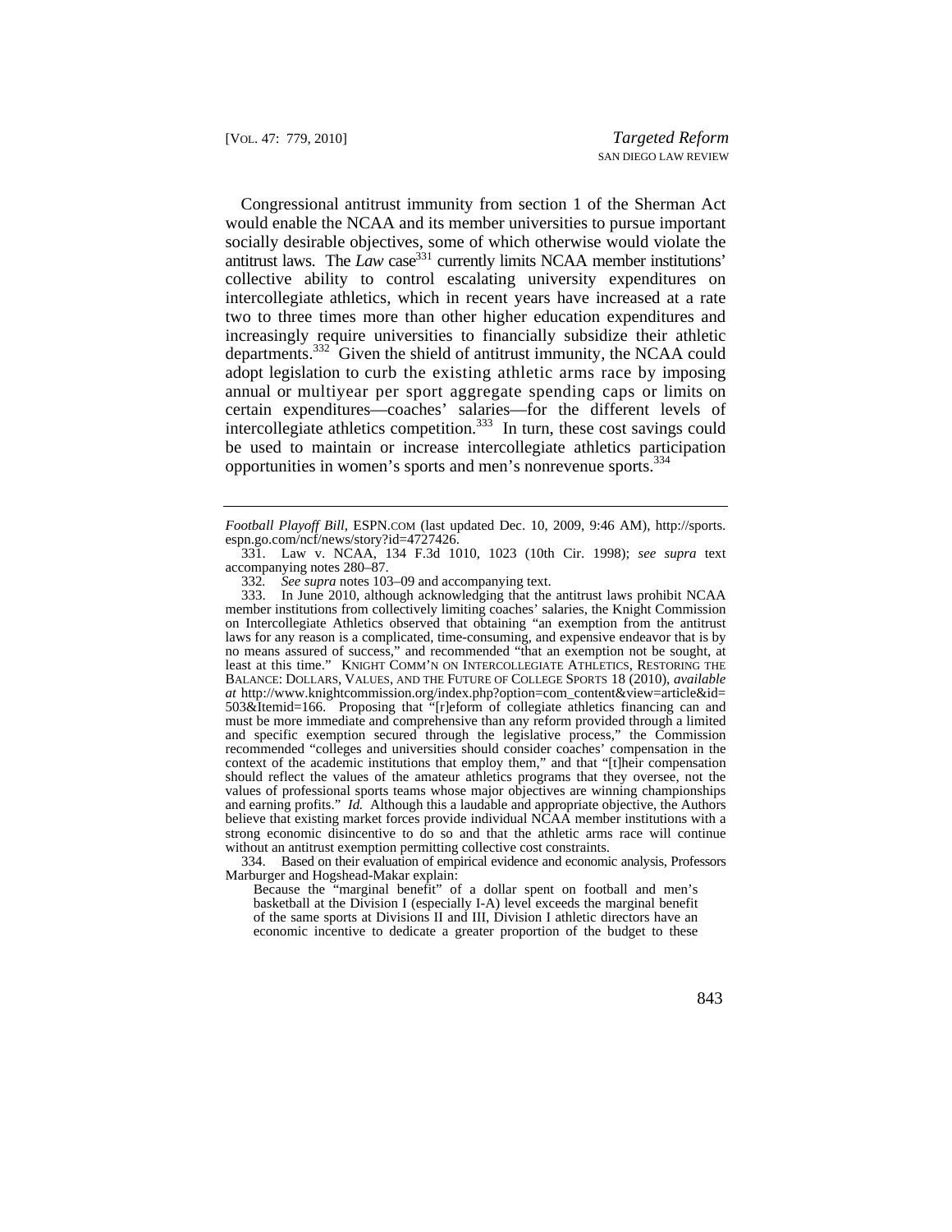Congressional antitrust immunity from section 1 of the Sherman Act would enable the NCAA and its member universities to pursue important socially desirable objectives, some of which otherwise would violate the antitrust laws. The *Law* case[331] currently limits NCAA member institutions' collective ability to control escalating university expenditures on intercollegiate athletics, which in recent years have increased at a rate two to three times more than other higher education expenditures and increasingly require universities to financially subsidize their athletic departments.[332] Given the shield of antitrust immunity, the NCAA could adopt legislation to curb the existing athletic arms race by imposing annual or multiyear per sport aggregate spending caps or limits on certain expenditures—coaches' salaries—for the different levels of intercollegiate athletics competition.[333] In turn, these cost savings could be used to maintain or increase intercollegiate athletics participation opportunities in women's sports and men's nonrevenue sports.[334]

---

*Football Playoff Bill*, ESPN.COM (last updated Dec. 10, 2009, 9:46 AM), http://sports.espn.go.com/ncf/news/story?id=4727426.

331. Law v. NCAA, 134 F.3d 1010, 1023 (10th Cir. 1998); *see supra* text accompanying notes 280–87.

332. *See supra* notes 103–09 and accompanying text.

333. In June 2010, although acknowledging that the antitrust laws prohibit NCAA member institutions from collectively limiting coaches' salaries, the Knight Commission on Intercollegiate Athletics observed that obtaining "an exemption from the antitrust laws for any reason is a complicated, time-consuming, and expensive endeavor that is by no means assured of success," and recommended "that an exemption not be sought, at least at this time." KNIGHT COMM'N ON INTERCOLLEGIATE ATHLETICS, RESTORING THE BALANCE: DOLLARS, VALUES, AND THE FUTURE OF COLLEGE SPORTS 18 (2010), *available at* http://www.knightcommission.org/index.php?option=com_content&view=article&id=503&Itemid=166. Proposing that "[r]eform of collegiate athletics financing can and must be more immediate and comprehensive than any reform provided through a limited and specific exemption secured through the legislative process," the Commission recommended "colleges and universities should consider coaches' compensation in the context of the academic institutions that employ them," and that "[t]heir compensation should reflect the values of the amateur athletics programs that they oversee, not the values of professional sports teams whose major objectives are winning championships and earning profits." *Id.* Although this a laudable and appropriate objective, the Authors believe that existing market forces provide individual NCAA member institutions with a strong economic disincentive to do so and that the athletic arms race will continue without an antitrust exemption permitting collective cost constraints.

334. Based on their evaluation of empirical evidence and economic analysis, Professors Marburger and Hogshead-Makar explain:

> Because the "marginal benefit" of a dollar spent on football and men's basketball at the Division I (especially I-A) level exceeds the marginal benefit of the same sports at Divisions II and III, Division I athletic directors have an economic incentive to dedicate a greater proportion of the budget to these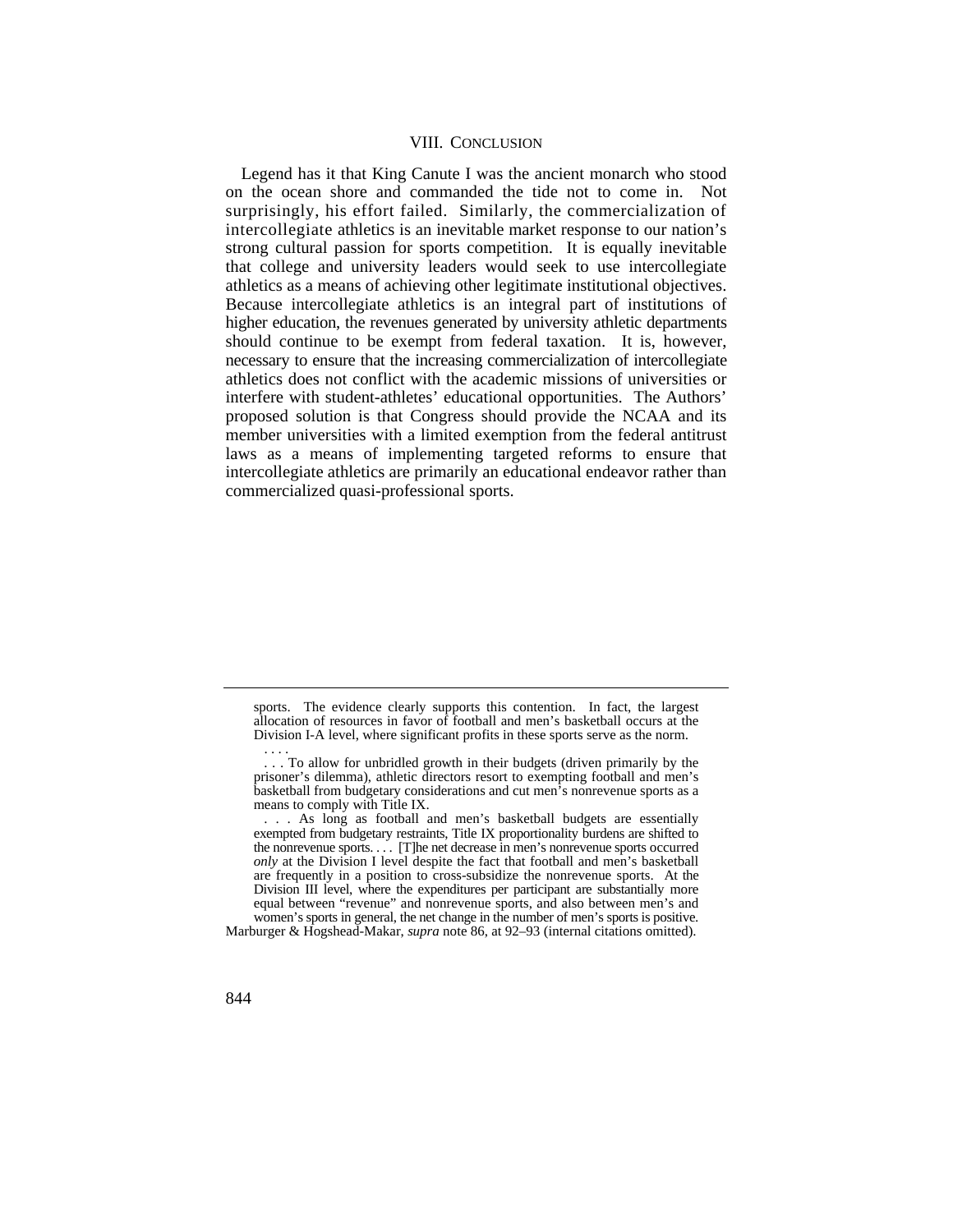## VIII. CONCLUSION

Legend has it that King Canute I was the ancient monarch who stood on the ocean shore and commanded the tide not to come in. Not surprisingly, his effort failed. Similarly, the commercialization of intercollegiate athletics is an inevitable market response to our nation's strong cultural passion for sports competition. It is equally inevitable that college and university leaders would seek to use intercollegiate athletics as a means of achieving other legitimate institutional objectives. Because intercollegiate athletics is an integral part of institutions of higher education, the revenues generated by university athletic departments should continue to be exempt from federal taxation. It is, however, necessary to ensure that the increasing commercialization of intercollegiate athletics does not conflict with the academic missions of universities or interfere with student-athletes' educational opportunities. The Authors' proposed solution is that Congress should provide the NCAA and its member universities with a limited exemption from the federal antitrust laws as a means of implementing targeted reforms to ensure that intercollegiate athletics are primarily an educational endeavor rather than commercialized quasi-professional sports.

---

sports. The evidence clearly supports this contention. In fact, the largest allocation of resources in favor of football and men's basketball occurs at the Division I-A level, where significant profits in these sports serve as the norm.

. . . .

. . . To allow for unbridled growth in their budgets (driven primarily by the prisoner's dilemma), athletic directors resort to exempting football and men's basketball from budgetary considerations and cut men's nonrevenue sports as a means to comply with Title IX.

. . . As long as football and men's basketball budgets are essentially exempted from budgetary restraints, Title IX proportionality burdens are shifted to the nonrevenue sports. . . . [T]he net decrease in men's nonrevenue sports occurred *only* at the Division I level despite the fact that football and men's basketball are frequently in a position to cross-subsidize the nonrevenue sports. At the Division III level, where the expenditures per participant are substantially more equal between "revenue" and nonrevenue sports, and also between men's and women's sports in general, the net change in the number of men's sports is positive.

Marburger & Hogshead-Makar, *supra* note 86, at 92–93 (internal citations omitted).